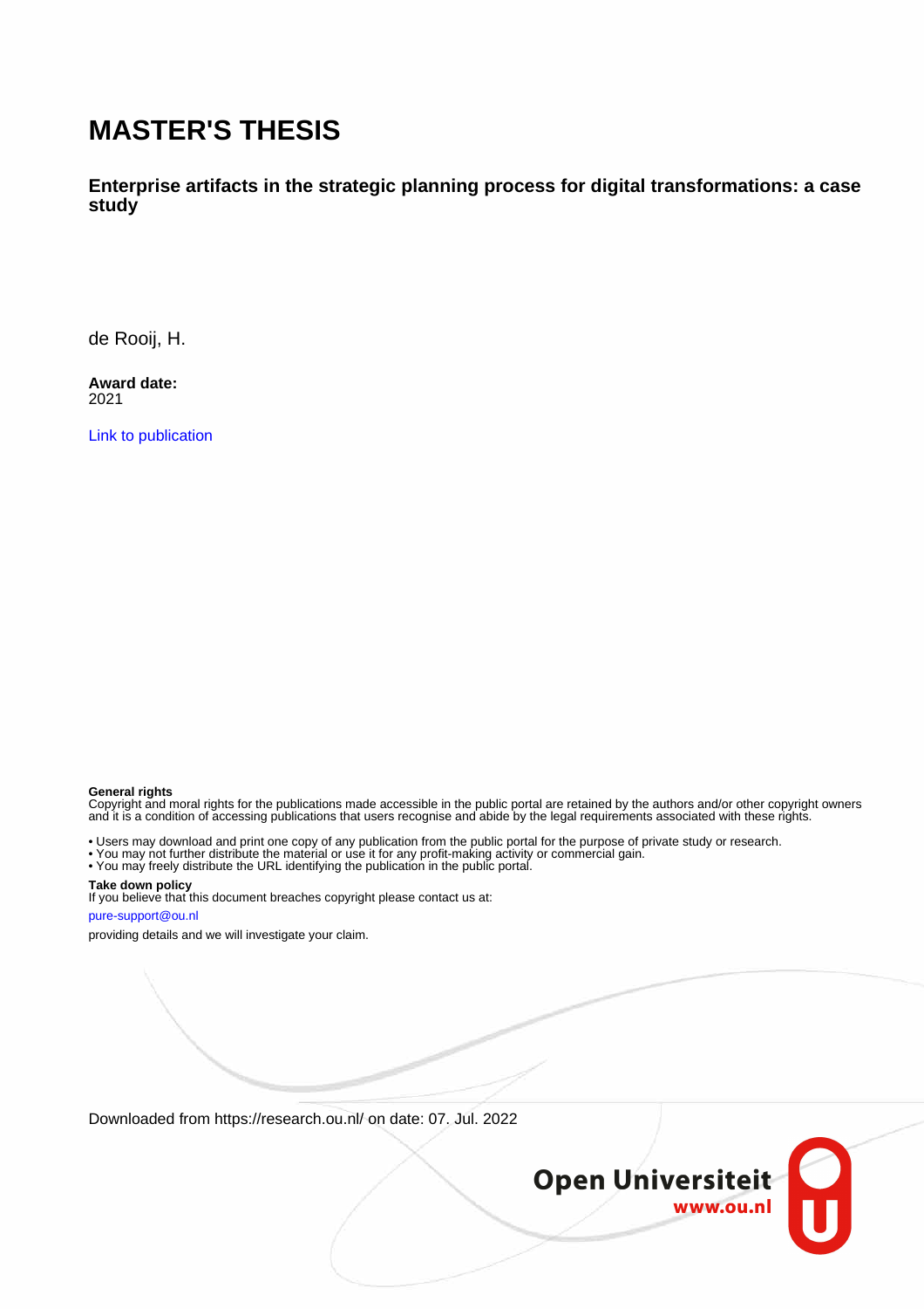# MASTER'S THESIS

**Enterprise artifacts in the strategic planning process for digital transformations: a case study**

de Rooij, H.

**Award date:**
2021

Link to publication

**General rights**
Copyright and moral rights for the publications made accessible in the public portal are retained by the authors and/or other copyright owners and it is a condition of accessing publications that users recognise and abide by the legal requirements associated with these rights.

- Users may download and print one copy of any publication from the public portal for the purpose of private study or research.
- You may not further distribute the material or use it for any profit-making activity or commercial gain.
- You may freely distribute the URL identifying the publication in the public portal.

**Take down policy**
If you believe that this document breaches copyright please contact us at:

pure-support@ou.nl

providing details and we will investigate your claim.

Downloaded from https://research.ou.nl/ on date: 07. Jul. 2022

Open Universiteit
www.ou.nl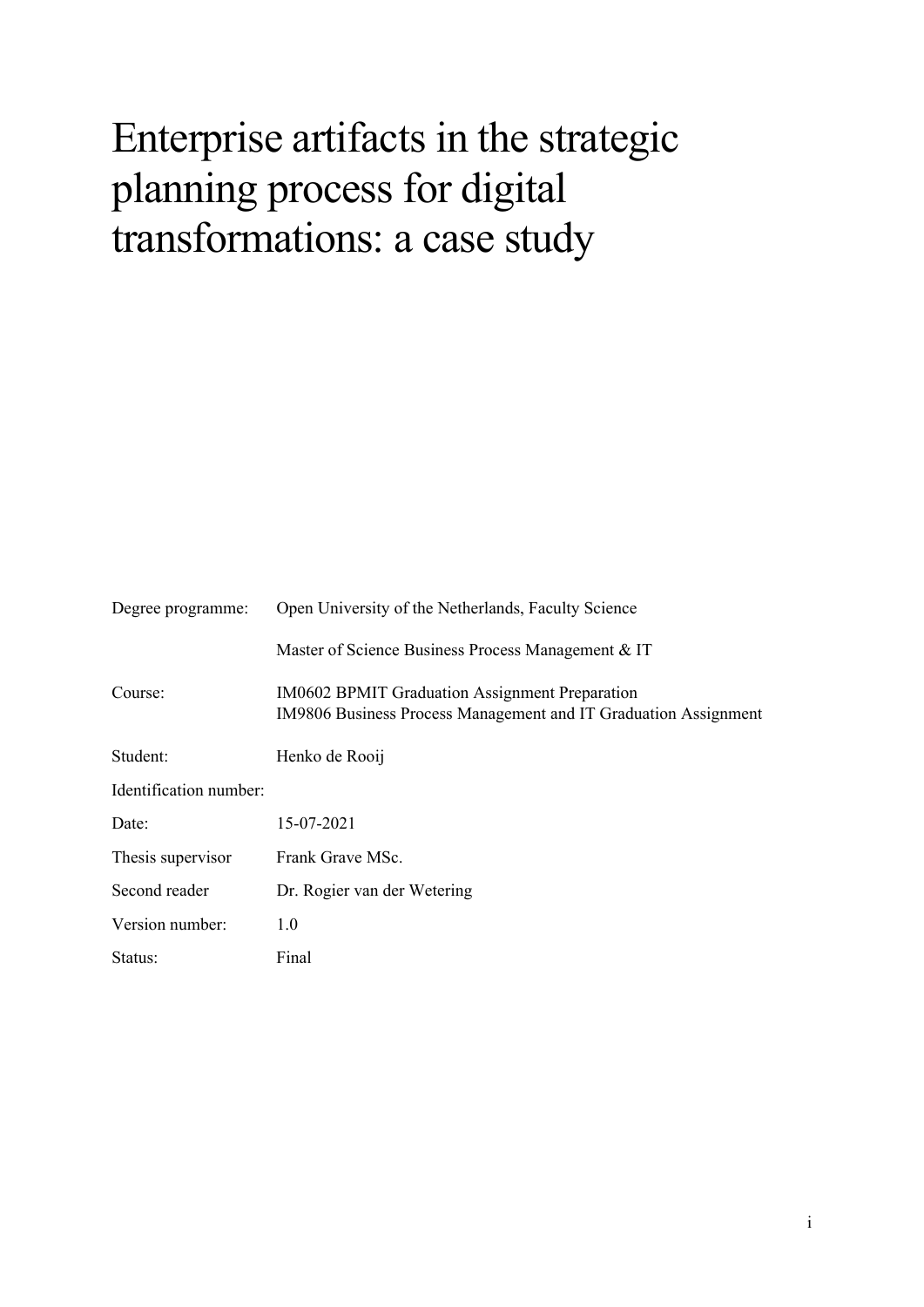# Enterprise artifacts in the strategic planning process for digital transformations: a case study

| | |
|---|---|
| Degree programme: | Open University of the Netherlands, Faculty Science |
| | Master of Science Business Process Management & IT |
| Course: | IM0602 BPMIT Graduation Assignment Preparation<br>IM9806 Business Process Management and IT Graduation Assignment |
| Student: | Henko de Rooij |
| Identification number: | |
| Date: | 15-07-2021 |
| Thesis supervisor | Frank Grave MSc. |
| Second reader | Dr. Rogier van der Wetering |
| Version number: | 1.0 |
| Status: | Final |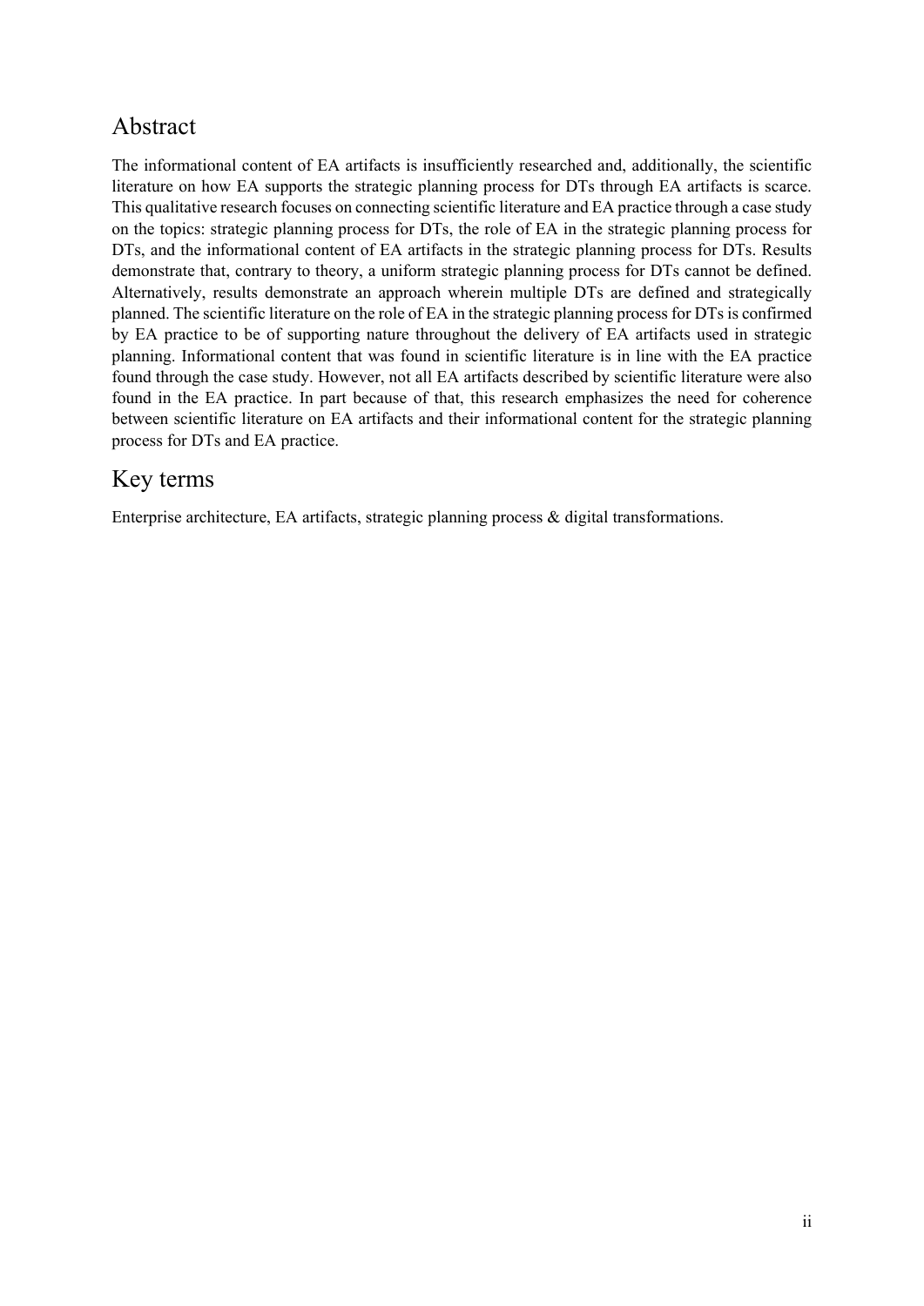## Abstract

The informational content of EA artifacts is insufficiently researched and, additionally, the scientific literature on how EA supports the strategic planning process for DTs through EA artifacts is scarce. This qualitative research focuses on connecting scientific literature and EA practice through a case study on the topics: strategic planning process for DTs, the role of EA in the strategic planning process for DTs, and the informational content of EA artifacts in the strategic planning process for DTs. Results demonstrate that, contrary to theory, a uniform strategic planning process for DTs cannot be defined. Alternatively, results demonstrate an approach wherein multiple DTs are defined and strategically planned. The scientific literature on the role of EA in the strategic planning process for DTs is confirmed by EA practice to be of supporting nature throughout the delivery of EA artifacts used in strategic planning. Informational content that was found in scientific literature is in line with the EA practice found through the case study. However, not all EA artifacts described by scientific literature were also found in the EA practice. In part because of that, this research emphasizes the need for coherence between scientific literature on EA artifacts and their informational content for the strategic planning process for DTs and EA practice.

## Key terms

Enterprise architecture, EA artifacts, strategic planning process & digital transformations.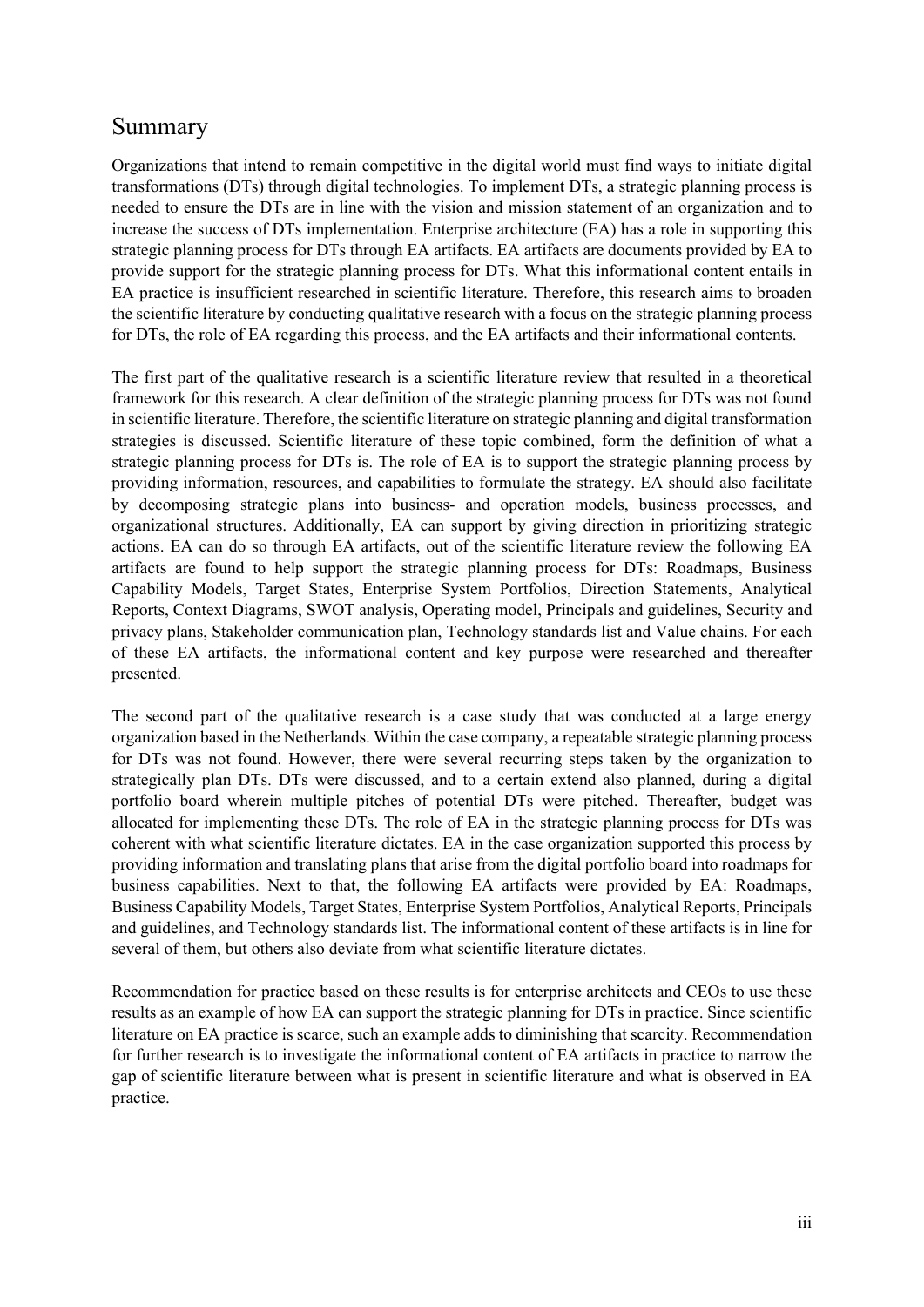# Summary

Organizations that intend to remain competitive in the digital world must find ways to initiate digital transformations (DTs) through digital technologies. To implement DTs, a strategic planning process is needed to ensure the DTs are in line with the vision and mission statement of an organization and to increase the success of DTs implementation. Enterprise architecture (EA) has a role in supporting this strategic planning process for DTs through EA artifacts. EA artifacts are documents provided by EA to provide support for the strategic planning process for DTs. What this informational content entails in EA practice is insufficient researched in scientific literature. Therefore, this research aims to broaden the scientific literature by conducting qualitative research with a focus on the strategic planning process for DTs, the role of EA regarding this process, and the EA artifacts and their informational contents.

The first part of the qualitative research is a scientific literature review that resulted in a theoretical framework for this research. A clear definition of the strategic planning process for DTs was not found in scientific literature. Therefore, the scientific literature on strategic planning and digital transformation strategies is discussed. Scientific literature of these topic combined, form the definition of what a strategic planning process for DTs is. The role of EA is to support the strategic planning process by providing information, resources, and capabilities to formulate the strategy. EA should also facilitate by decomposing strategic plans into business- and operation models, business processes, and organizational structures. Additionally, EA can support by giving direction in prioritizing strategic actions. EA can do so through EA artifacts, out of the scientific literature review the following EA artifacts are found to help support the strategic planning process for DTs: Roadmaps, Business Capability Models, Target States, Enterprise System Portfolios, Direction Statements, Analytical Reports, Context Diagrams, SWOT analysis, Operating model, Principals and guidelines, Security and privacy plans, Stakeholder communication plan, Technology standards list and Value chains. For each of these EA artifacts, the informational content and key purpose were researched and thereafter presented.

The second part of the qualitative research is a case study that was conducted at a large energy organization based in the Netherlands. Within the case company, a repeatable strategic planning process for DTs was not found. However, there were several recurring steps taken by the organization to strategically plan DTs. DTs were discussed, and to a certain extend also planned, during a digital portfolio board wherein multiple pitches of potential DTs were pitched. Thereafter, budget was allocated for implementing these DTs. The role of EA in the strategic planning process for DTs was coherent with what scientific literature dictates. EA in the case organization supported this process by providing information and translating plans that arise from the digital portfolio board into roadmaps for business capabilities. Next to that, the following EA artifacts were provided by EA: Roadmaps, Business Capability Models, Target States, Enterprise System Portfolios, Analytical Reports, Principals and guidelines, and Technology standards list. The informational content of these artifacts is in line for several of them, but others also deviate from what scientific literature dictates.

Recommendation for practice based on these results is for enterprise architects and CEOs to use these results as an example of how EA can support the strategic planning for DTs in practice. Since scientific literature on EA practice is scarce, such an example adds to diminishing that scarcity. Recommendation for further research is to investigate the informational content of EA artifacts in practice to narrow the gap of scientific literature between what is present in scientific literature and what is observed in EA practice.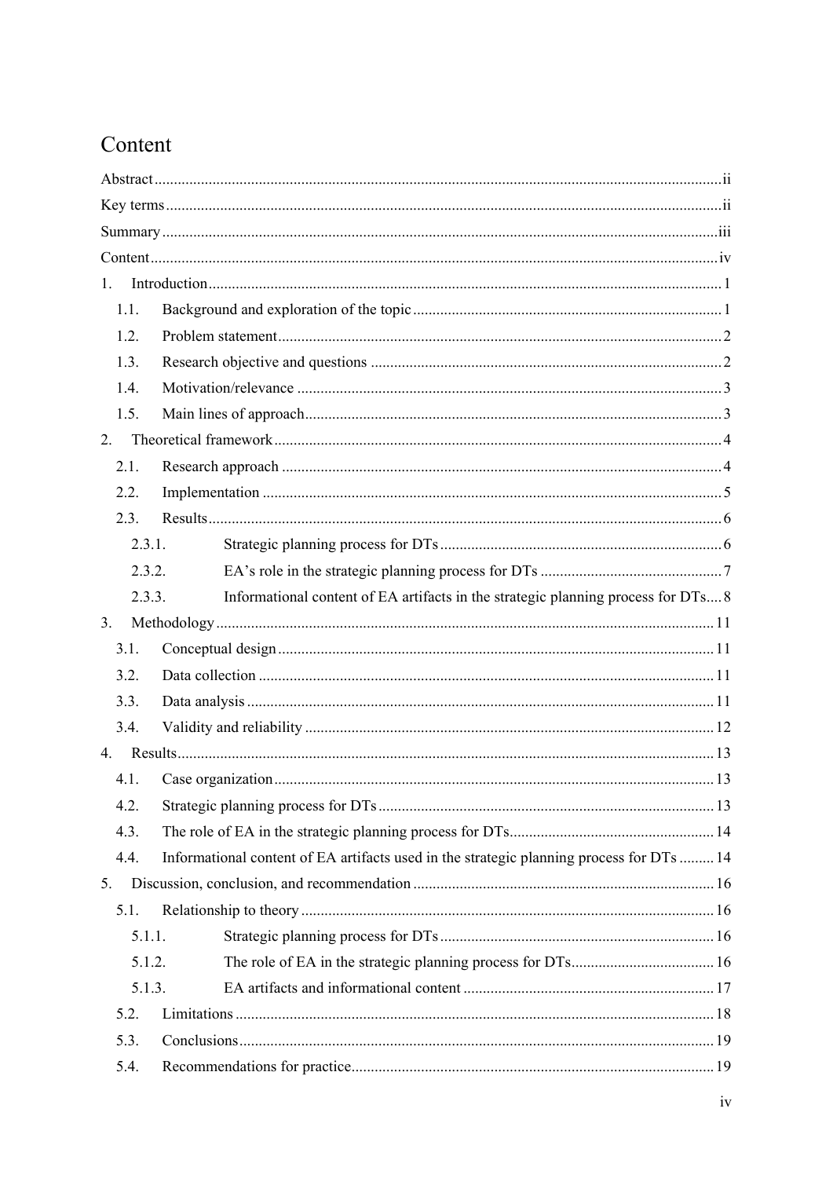# Content

Abstract ... ii

Key terms ... ii

Summary ... iii

Content ... iv

1. Introduction ... 1
   - 1.1. Background and exploration of the topic ... 1
   - 1.2. Problem statement ... 2
   - 1.3. Research objective and questions ... 2
   - 1.4. Motivation/relevance ... 3
   - 1.5. Main lines of approach ... 3
2. Theoretical framework ... 4
   - 2.1. Research approach ... 4
   - 2.2. Implementation ... 5
   - 2.3. Results ... 6
     - 2.3.1. Strategic planning process for DTs ... 6
     - 2.3.2. EA's role in the strategic planning process for DTs ... 7
     - 2.3.3. Informational content of EA artifacts in the strategic planning process for DTs ... 8
3. Methodology ... 11
   - 3.1. Conceptual design ... 11
   - 3.2. Data collection ... 11
   - 3.3. Data analysis ... 11
   - 3.4. Validity and reliability ... 12
4. Results ... 13
   - 4.1. Case organization ... 13
   - 4.2. Strategic planning process for DTs ... 13
   - 4.3. The role of EA in the strategic planning process for DTs ... 14
   - 4.4. Informational content of EA artifacts used in the strategic planning process for DTs ... 14
5. Discussion, conclusion, and recommendation ... 16
   - 5.1. Relationship to theory ... 16
     - 5.1.1. Strategic planning process for DTs ... 16
     - 5.1.2. The role of EA in the strategic planning process for DTs ... 16
     - 5.1.3. EA artifacts and informational content ... 17
   - 5.2. Limitations ... 18
   - 5.3. Conclusions ... 19
   - 5.4. Recommendations for practice ... 19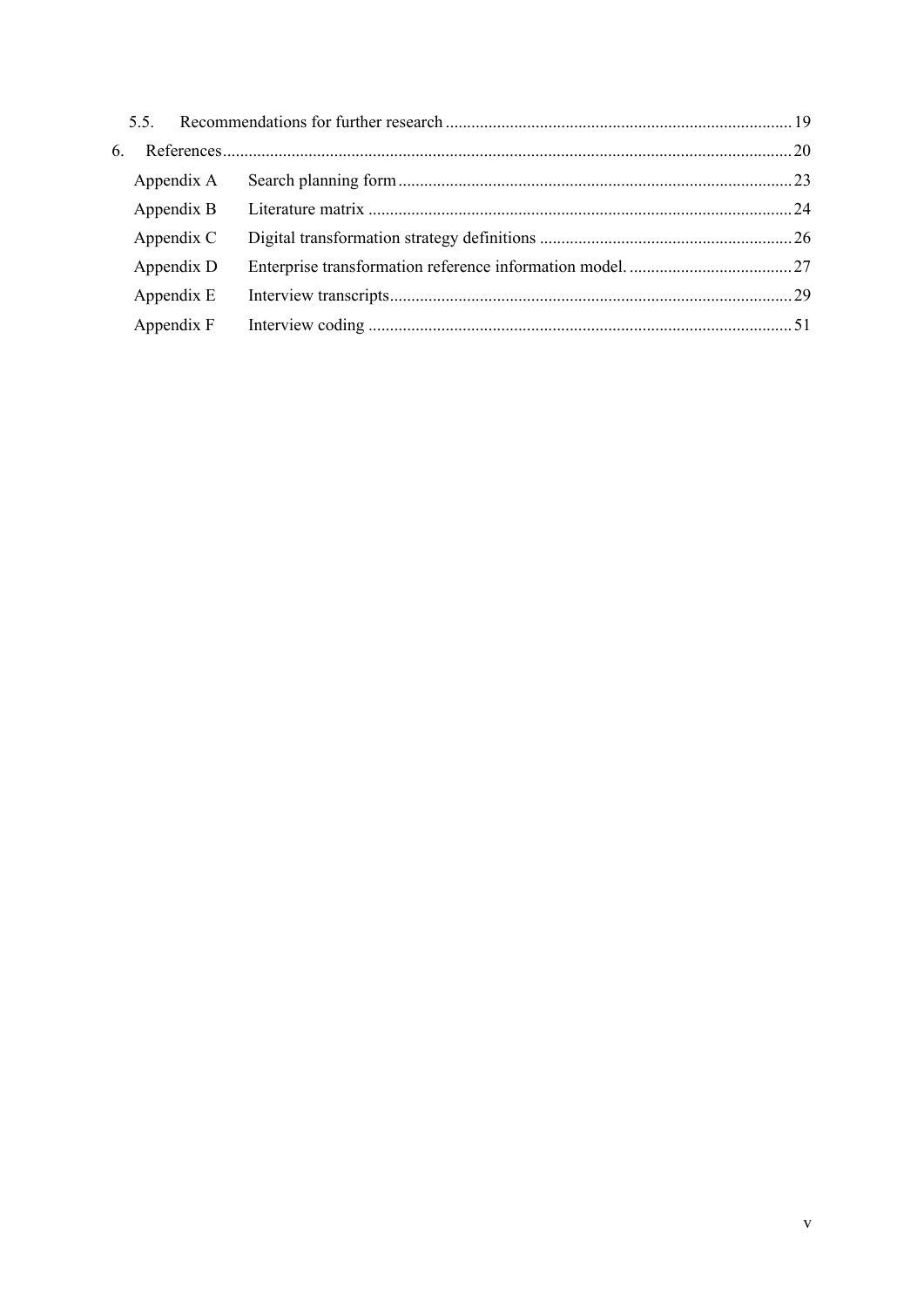5.5. Recommendations for further research ... 19

6. References ... 20

Appendix A Search planning form ... 23

Appendix B Literature matrix ... 24

Appendix C Digital transformation strategy definitions ... 26

Appendix D Enterprise transformation reference information model. ... 27

Appendix E Interview transcripts ... 29

Appendix F Interview coding ... 51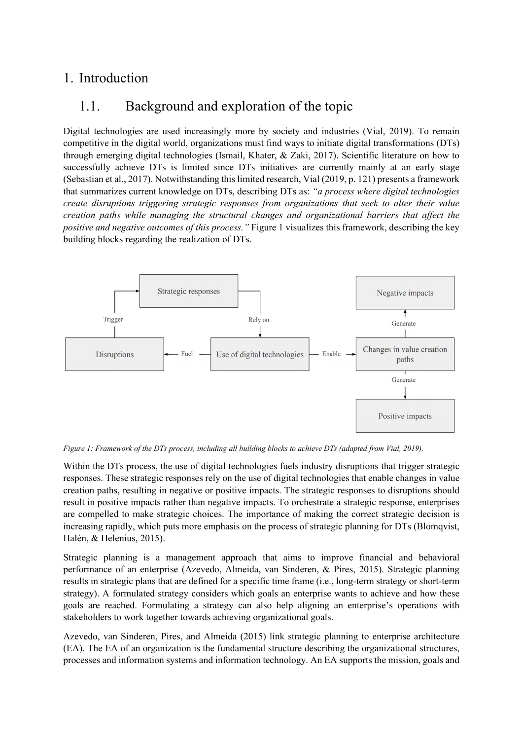# 1. Introduction

## 1.1. Background and exploration of the topic

Digital technologies are used increasingly more by society and industries (Vial, 2019). To remain competitive in the digital world, organizations must find ways to initiate digital transformations (DTs) through emerging digital technologies (Ismail, Khater, & Zaki, 2017). Scientific literature on how to successfully achieve DTs is limited since DTs initiatives are currently mainly at an early stage (Sebastian et al., 2017). Notwithstanding this limited research, Vial (2019, p. 121) presents a framework that summarizes current knowledge on DTs, describing DTs as: *"a process where digital technologies create disruptions triggering strategic responses from organizations that seek to alter their value creation paths while managing the structural changes and organizational barriers that affect the positive and negative outcomes of this process."* Figure 1 visualizes this framework, describing the key building blocks regarding the realization of DTs.

*Figure 1: Framework of the DTs process, including all building blocks to achieve DTs (adapted from Vial, 2019).*

Within the DTs process, the use of digital technologies fuels industry disruptions that trigger strategic responses. These strategic responses rely on the use of digital technologies that enable changes in value creation paths, resulting in negative or positive impacts. The strategic responses to disruptions should result in positive impacts rather than negative impacts. To orchestrate a strategic response, enterprises are compelled to make strategic choices. The importance of making the correct strategic decision is increasing rapidly, which puts more emphasis on the process of strategic planning for DTs (Blomqvist, Halén, & Helenius, 2015).

Strategic planning is a management approach that aims to improve financial and behavioral performance of an enterprise (Azevedo, Almeida, van Sinderen, & Pires, 2015). Strategic planning results in strategic plans that are defined for a specific time frame (i.e., long-term strategy or short-term strategy). A formulated strategy considers which goals an enterprise wants to achieve and how these goals are reached. Formulating a strategy can also help aligning an enterprise's operations with stakeholders to work together towards achieving organizational goals.

Azevedo, van Sinderen, Pires, and Almeida (2015) link strategic planning to enterprise architecture (EA). The EA of an organization is the fundamental structure describing the organizational structures, processes and information systems and information technology. An EA supports the mission, goals and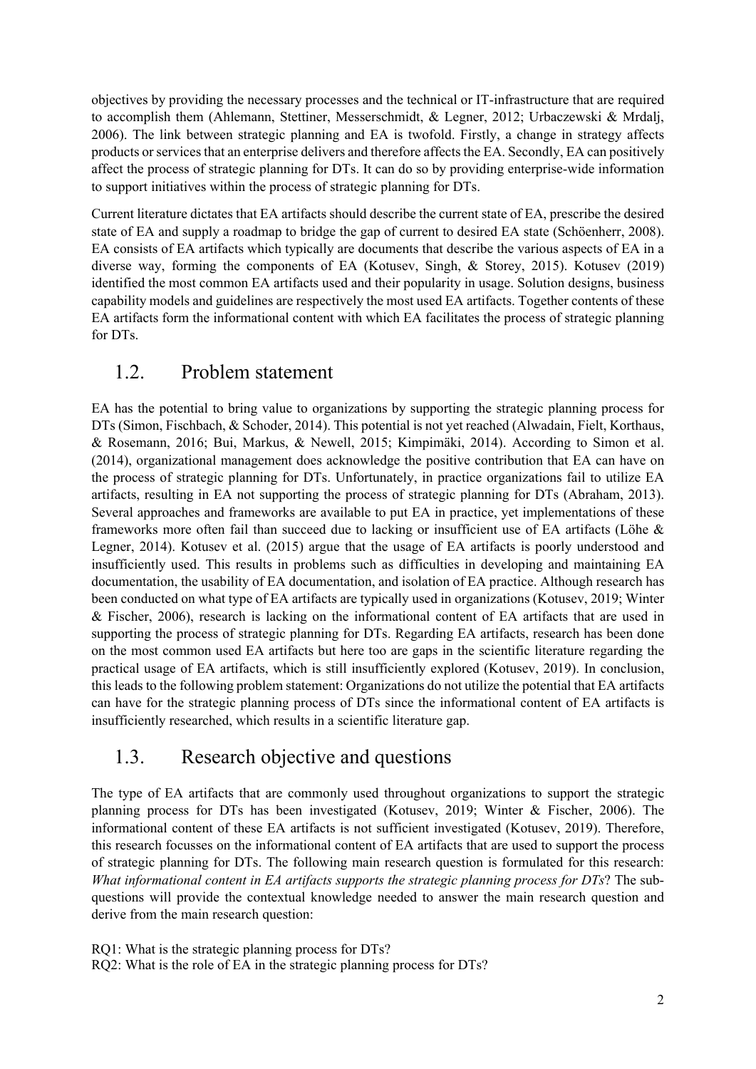objectives by providing the necessary processes and the technical or IT-infrastructure that are required to accomplish them (Ahlemann, Stettiner, Messerschmidt, & Legner, 2012; Urbaczewski & Mrdalj, 2006). The link between strategic planning and EA is twofold. Firstly, a change in strategy affects products or services that an enterprise delivers and therefore affects the EA. Secondly, EA can positively affect the process of strategic planning for DTs. It can do so by providing enterprise-wide information to support initiatives within the process of strategic planning for DTs.

Current literature dictates that EA artifacts should describe the current state of EA, prescribe the desired state of EA and supply a roadmap to bridge the gap of current to desired EA state (Schöenherr, 2008). EA consists of EA artifacts which typically are documents that describe the various aspects of EA in a diverse way, forming the components of EA (Kotusev, Singh, & Storey, 2015). Kotusev (2019) identified the most common EA artifacts used and their popularity in usage. Solution designs, business capability models and guidelines are respectively the most used EA artifacts. Together contents of these EA artifacts form the informational content with which EA facilitates the process of strategic planning for DTs.

## 1.2. Problem statement

EA has the potential to bring value to organizations by supporting the strategic planning process for DTs (Simon, Fischbach, & Schoder, 2014). This potential is not yet reached (Alwadain, Fielt, Korthaus, & Rosemann, 2016; Bui, Markus, & Newell, 2015; Kimpimäki, 2014). According to Simon et al. (2014), organizational management does acknowledge the positive contribution that EA can have on the process of strategic planning for DTs. Unfortunately, in practice organizations fail to utilize EA artifacts, resulting in EA not supporting the process of strategic planning for DTs (Abraham, 2013). Several approaches and frameworks are available to put EA in practice, yet implementations of these frameworks more often fail than succeed due to lacking or insufficient use of EA artifacts (Löhe & Legner, 2014). Kotusev et al. (2015) argue that the usage of EA artifacts is poorly understood and insufficiently used. This results in problems such as difficulties in developing and maintaining EA documentation, the usability of EA documentation, and isolation of EA practice. Although research has been conducted on what type of EA artifacts are typically used in organizations (Kotusev, 2019; Winter & Fischer, 2006), research is lacking on the informational content of EA artifacts that are used in supporting the process of strategic planning for DTs. Regarding EA artifacts, research has been done on the most common used EA artifacts but here too are gaps in the scientific literature regarding the practical usage of EA artifacts, which is still insufficiently explored (Kotusev, 2019). In conclusion, this leads to the following problem statement: Organizations do not utilize the potential that EA artifacts can have for the strategic planning process of DTs since the informational content of EA artifacts is insufficiently researched, which results in a scientific literature gap.

## 1.3. Research objective and questions

The type of EA artifacts that are commonly used throughout organizations to support the strategic planning process for DTs has been investigated (Kotusev, 2019; Winter & Fischer, 2006). The informational content of these EA artifacts is not sufficient investigated (Kotusev, 2019). Therefore, this research focusses on the informational content of EA artifacts that are used to support the process of strategic planning for DTs. The following main research question is formulated for this research: *What informational content in EA artifacts supports the strategic planning process for DTs*? The sub-questions will provide the contextual knowledge needed to answer the main research question and derive from the main research question:

RQ1: What is the strategic planning process for DTs?
RQ2: What is the role of EA in the strategic planning process for DTs?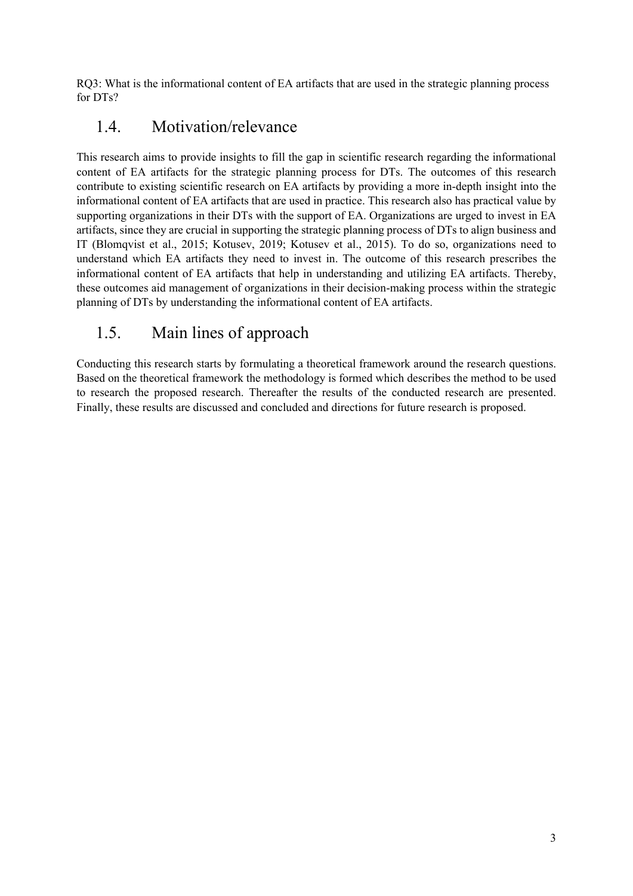RQ3: What is the informational content of EA artifacts that are used in the strategic planning process for DTs?

## 1.4. Motivation/relevance

This research aims to provide insights to fill the gap in scientific research regarding the informational content of EA artifacts for the strategic planning process for DTs. The outcomes of this research contribute to existing scientific research on EA artifacts by providing a more in-depth insight into the informational content of EA artifacts that are used in practice. This research also has practical value by supporting organizations in their DTs with the support of EA. Organizations are urged to invest in EA artifacts, since they are crucial in supporting the strategic planning process of DTs to align business and IT (Blomqvist et al., 2015; Kotusev, 2019; Kotusev et al., 2015). To do so, organizations need to understand which EA artifacts they need to invest in. The outcome of this research prescribes the informational content of EA artifacts that help in understanding and utilizing EA artifacts. Thereby, these outcomes aid management of organizations in their decision-making process within the strategic planning of DTs by understanding the informational content of EA artifacts.

## 1.5. Main lines of approach

Conducting this research starts by formulating a theoretical framework around the research questions. Based on the theoretical framework the methodology is formed which describes the method to be used to research the proposed research. Thereafter the results of the conducted research are presented. Finally, these results are discussed and concluded and directions for future research is proposed.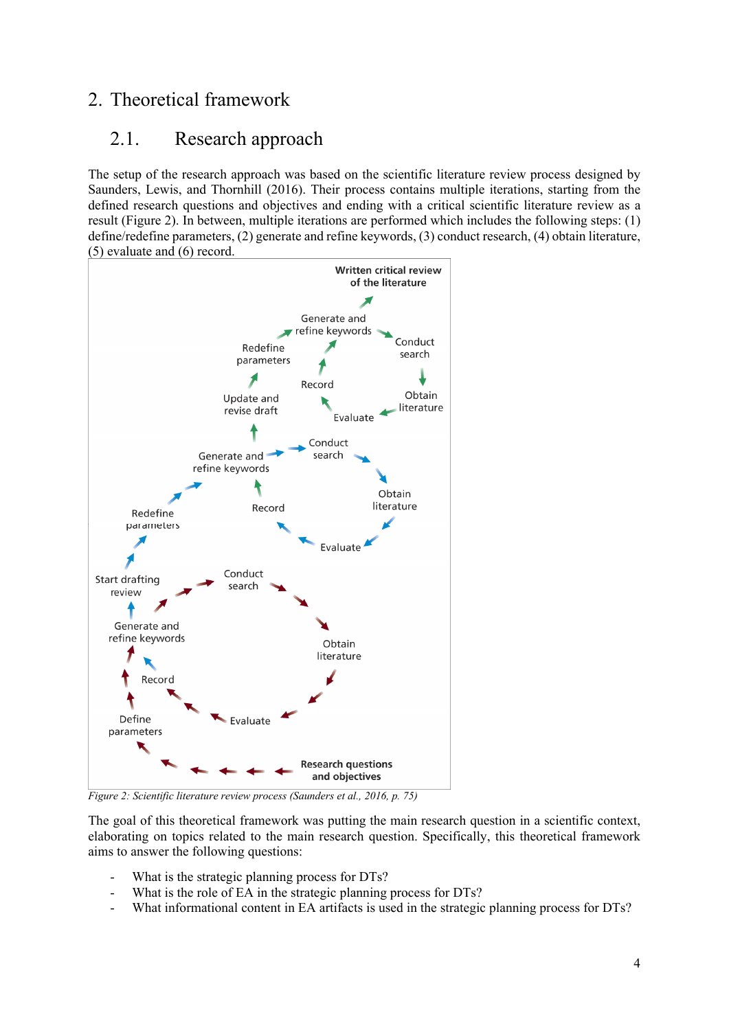# 2. Theoretical framework

## 2.1. Research approach

The setup of the research approach was based on the scientific literature review process designed by Saunders, Lewis, and Thornhill (2016). Their process contains multiple iterations, starting from the defined research questions and objectives and ending with a critical scientific literature review as a result (Figure 2). In between, multiple iterations are performed which includes the following steps: (1) define/redefine parameters, (2) generate and refine keywords, (3) conduct research, (4) obtain literature, (5) evaluate and (6) record.

*Figure 2: Scientific literature review process (Saunders et al., 2016, p. 75)*

The goal of this theoretical framework was putting the main research question in a scientific context, elaborating on topics related to the main research question. Specifically, this theoretical framework aims to answer the following questions:

- What is the strategic planning process for DTs?
- What is the role of EA in the strategic planning process for DTs?
- What informational content in EA artifacts is used in the strategic planning process for DTs?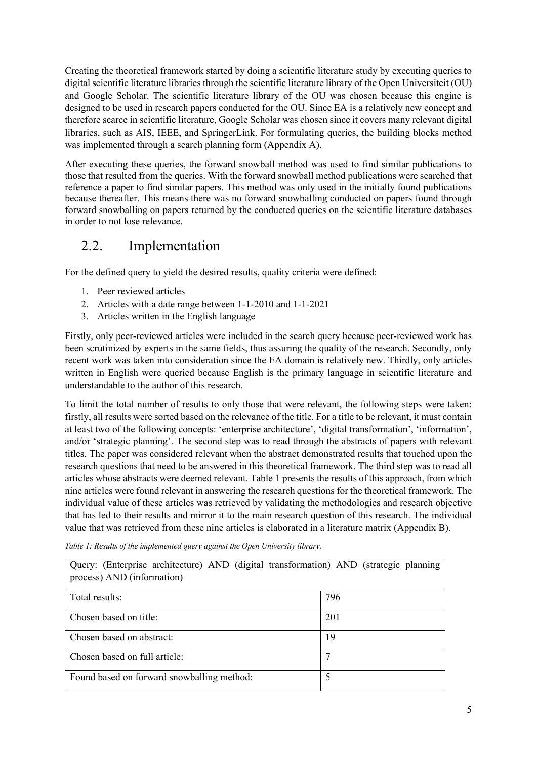Creating the theoretical framework started by doing a scientific literature study by executing queries to digital scientific literature libraries through the scientific literature library of the Open Universiteit (OU) and Google Scholar. The scientific literature library of the OU was chosen because this engine is designed to be used in research papers conducted for the OU. Since EA is a relatively new concept and therefore scarce in scientific literature, Google Scholar was chosen since it covers many relevant digital libraries, such as AIS, IEEE, and SpringerLink. For formulating queries, the building blocks method was implemented through a search planning form (Appendix A).

After executing these queries, the forward snowball method was used to find similar publications to those that resulted from the queries. With the forward snowball method publications were searched that reference a paper to find similar papers. This method was only used in the initially found publications because thereafter. This means there was no forward snowballing conducted on papers found through forward snowballing on papers returned by the conducted queries on the scientific literature databases in order to not lose relevance.

## 2.2. Implementation

For the defined query to yield the desired results, quality criteria were defined:

1. Peer reviewed articles
2. Articles with a date range between 1-1-2010 and 1-1-2021
3. Articles written in the English language

Firstly, only peer-reviewed articles were included in the search query because peer-reviewed work has been scrutinized by experts in the same fields, thus assuring the quality of the research. Secondly, only recent work was taken into consideration since the EA domain is relatively new. Thirdly, only articles written in English were queried because English is the primary language in scientific literature and understandable to the author of this research.

To limit the total number of results to only those that were relevant, the following steps were taken: firstly, all results were sorted based on the relevance of the title. For a title to be relevant, it must contain at least two of the following concepts: 'enterprise architecture', 'digital transformation', 'information', and/or 'strategic planning'. The second step was to read through the abstracts of papers with relevant titles. The paper was considered relevant when the abstract demonstrated results that touched upon the research questions that need to be answered in this theoretical framework. The third step was to read all articles whose abstracts were deemed relevant. Table 1 presents the results of this approach, from which nine articles were found relevant in answering the research questions for the theoretical framework. The individual value of these articles was retrieved by validating the methodologies and research objective that has led to their results and mirror it to the main research question of this research. The individual value that was retrieved from these nine articles is elaborated in a literature matrix (Appendix B).

*Table 1: Results of the implemented query against the Open University library.*

| Query: (Enterprise architecture) AND (digital transformation) AND (strategic planning process) AND (information) | |
|---|---|
| Total results: | 796 |
| Chosen based on title: | 201 |
| Chosen based on abstract: | 19 |
| Chosen based on full article: | 7 |
| Found based on forward snowballing method: | 5 |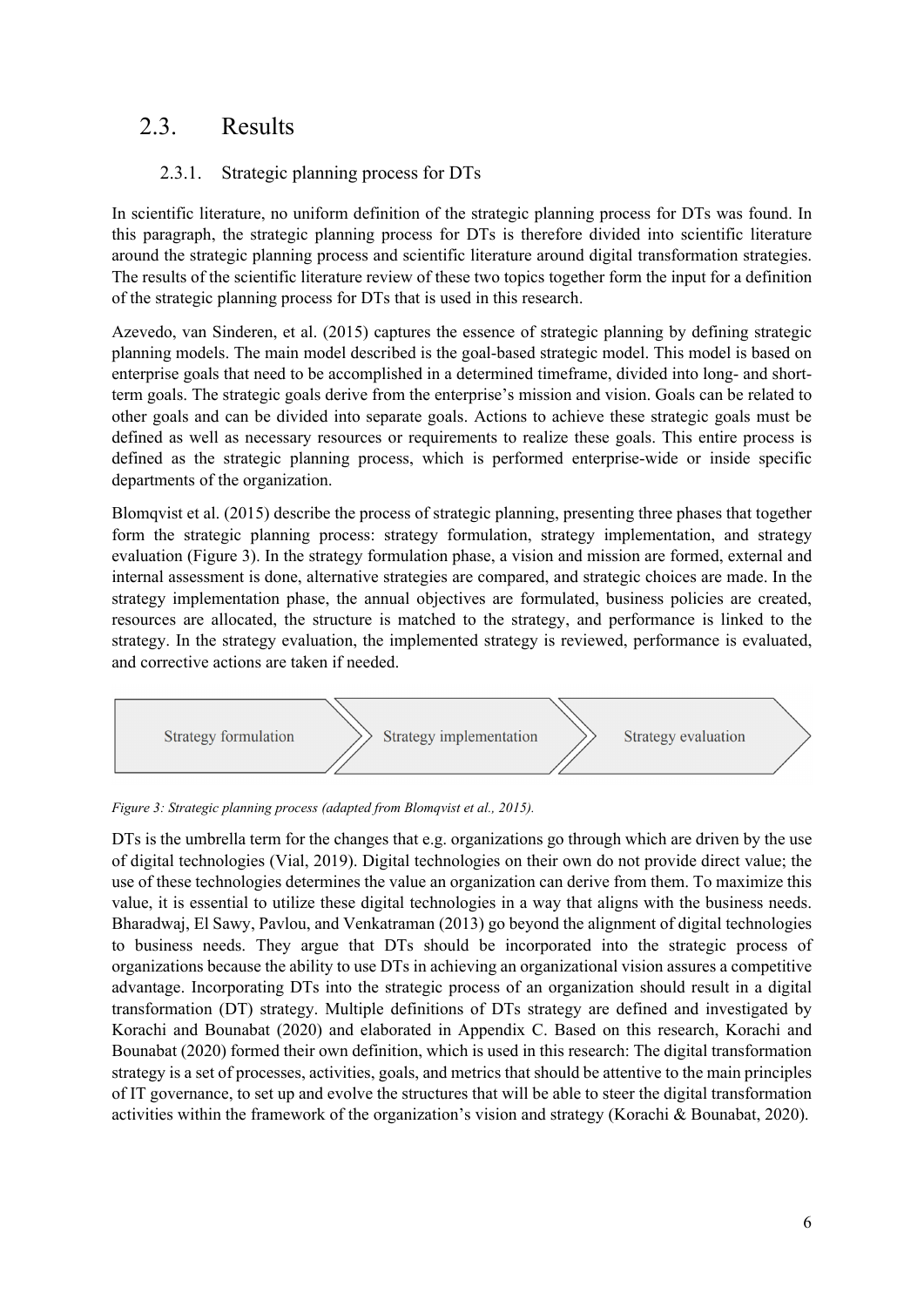## 2.3. Results

### 2.3.1. Strategic planning process for DTs

In scientific literature, no uniform definition of the strategic planning process for DTs was found. In this paragraph, the strategic planning process for DTs is therefore divided into scientific literature around the strategic planning process and scientific literature around digital transformation strategies. The results of the scientific literature review of these two topics together form the input for a definition of the strategic planning process for DTs that is used in this research.

Azevedo, van Sinderen, et al. (2015) captures the essence of strategic planning by defining strategic planning models. The main model described is the goal-based strategic model. This model is based on enterprise goals that need to be accomplished in a determined timeframe, divided into long- and short-term goals. The strategic goals derive from the enterprise's mission and vision. Goals can be related to other goals and can be divided into separate goals. Actions to achieve these strategic goals must be defined as well as necessary resources or requirements to realize these goals. This entire process is defined as the strategic planning process, which is performed enterprise-wide or inside specific departments of the organization.

Blomqvist et al. (2015) describe the process of strategic planning, presenting three phases that together form the strategic planning process: strategy formulation, strategy implementation, and strategy evaluation (Figure 3). In the strategy formulation phase, a vision and mission are formed, external and internal assessment is done, alternative strategies are compared, and strategic choices are made. In the strategy implementation phase, the annual objectives are formulated, business policies are created, resources are allocated, the structure is matched to the strategy, and performance is linked to the strategy. In the strategy evaluation, the implemented strategy is reviewed, performance is evaluated, and corrective actions are taken if needed.

Strategy formulation | Strategy implementation | Strategy evaluation

*Figure 3: Strategic planning process (adapted from Blomqvist et al., 2015).*

DTs is the umbrella term for the changes that e.g. organizations go through which are driven by the use of digital technologies (Vial, 2019). Digital technologies on their own do not provide direct value; the use of these technologies determines the value an organization can derive from them. To maximize this value, it is essential to utilize these digital technologies in a way that aligns with the business needs. Bharadwaj, El Sawy, Pavlou, and Venkatraman (2013) go beyond the alignment of digital technologies to business needs. They argue that DTs should be incorporated into the strategic process of organizations because the ability to use DTs in achieving an organizational vision assures a competitive advantage. Incorporating DTs into the strategic process of an organization should result in a digital transformation (DT) strategy. Multiple definitions of DTs strategy are defined and investigated by Korachi and Bounabat (2020) and elaborated in Appendix C. Based on this research, Korachi and Bounabat (2020) formed their own definition, which is used in this research: The digital transformation strategy is a set of processes, activities, goals, and metrics that should be attentive to the main principles of IT governance, to set up and evolve the structures that will be able to steer the digital transformation activities within the framework of the organization's vision and strategy (Korachi & Bounabat, 2020).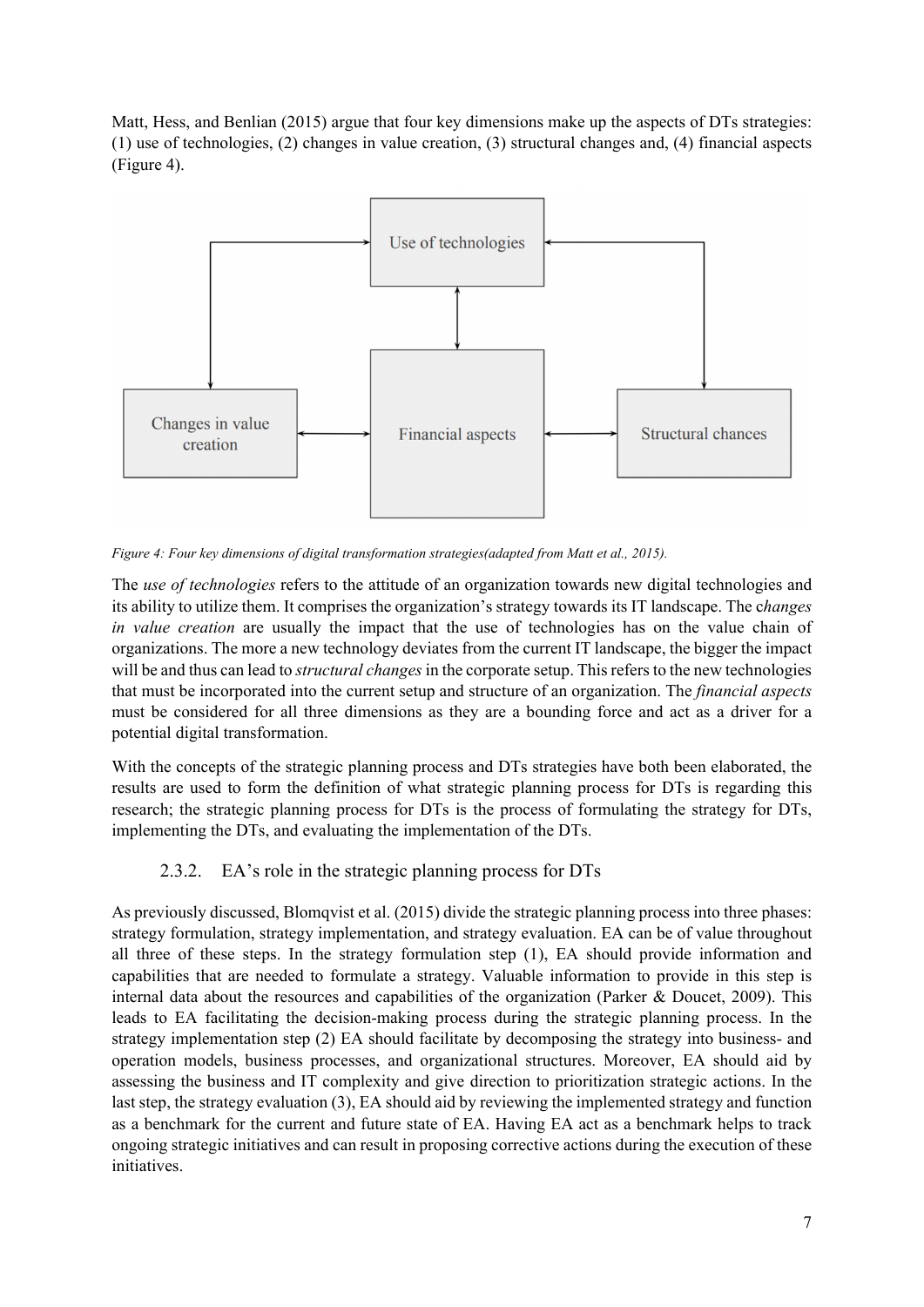Matt, Hess, and Benlian (2015) argue that four key dimensions make up the aspects of DTs strategies: (1) use of technologies, (2) changes in value creation, (3) structural changes and, (4) financial aspects (Figure 4).

*Figure 4: Four key dimensions of digital transformation strategies(adapted from Matt et al., 2015).*

The *use of technologies* refers to the attitude of an organization towards new digital technologies and its ability to utilize them. It comprises the organization's strategy towards its IT landscape. The c*hanges in value creation* are usually the impact that the use of technologies has on the value chain of organizations. The more a new technology deviates from the current IT landscape, the bigger the impact will be and thus can lead to *structural changes* in the corporate setup. This refers to the new technologies that must be incorporated into the current setup and structure of an organization. The *financial aspects* must be considered for all three dimensions as they are a bounding force and act as a driver for a potential digital transformation.

With the concepts of the strategic planning process and DTs strategies have both been elaborated, the results are used to form the definition of what strategic planning process for DTs is regarding this research; the strategic planning process for DTs is the process of formulating the strategy for DTs, implementing the DTs, and evaluating the implementation of the DTs.

### 2.3.2. EA's role in the strategic planning process for DTs

As previously discussed, Blomqvist et al. (2015) divide the strategic planning process into three phases: strategy formulation, strategy implementation, and strategy evaluation. EA can be of value throughout all three of these steps. In the strategy formulation step (1), EA should provide information and capabilities that are needed to formulate a strategy. Valuable information to provide in this step is internal data about the resources and capabilities of the organization (Parker & Doucet, 2009). This leads to EA facilitating the decision-making process during the strategic planning process. In the strategy implementation step (2) EA should facilitate by decomposing the strategy into business- and operation models, business processes, and organizational structures. Moreover, EA should aid by assessing the business and IT complexity and give direction to prioritization strategic actions. In the last step, the strategy evaluation (3), EA should aid by reviewing the implemented strategy and function as a benchmark for the current and future state of EA. Having EA act as a benchmark helps to track ongoing strategic initiatives and can result in proposing corrective actions during the execution of these initiatives.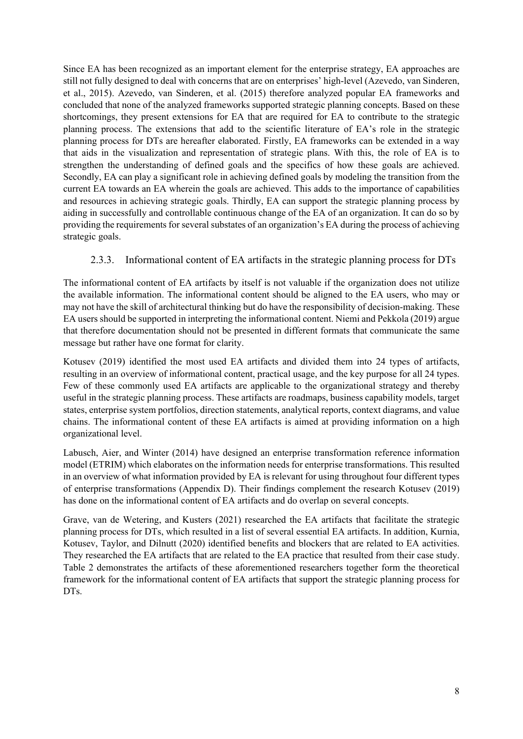Since EA has been recognized as an important element for the enterprise strategy, EA approaches are still not fully designed to deal with concerns that are on enterprises' high-level (Azevedo, van Sinderen, et al., 2015). Azevedo, van Sinderen, et al. (2015) therefore analyzed popular EA frameworks and concluded that none of the analyzed frameworks supported strategic planning concepts. Based on these shortcomings, they present extensions for EA that are required for EA to contribute to the strategic planning process. The extensions that add to the scientific literature of EA's role in the strategic planning process for DTs are hereafter elaborated. Firstly, EA frameworks can be extended in a way that aids in the visualization and representation of strategic plans. With this, the role of EA is to strengthen the understanding of defined goals and the specifics of how these goals are achieved. Secondly, EA can play a significant role in achieving defined goals by modeling the transition from the current EA towards an EA wherein the goals are achieved. This adds to the importance of capabilities and resources in achieving strategic goals. Thirdly, EA can support the strategic planning process by aiding in successfully and controllable continuous change of the EA of an organization. It can do so by providing the requirements for several substates of an organization's EA during the process of achieving strategic goals.

### 2.3.3. Informational content of EA artifacts in the strategic planning process for DTs

The informational content of EA artifacts by itself is not valuable if the organization does not utilize the available information. The informational content should be aligned to the EA users, who may or may not have the skill of architectural thinking but do have the responsibility of decision-making. These EA users should be supported in interpreting the informational content. Niemi and Pekkola (2019) argue that therefore documentation should not be presented in different formats that communicate the same message but rather have one format for clarity.

Kotusev (2019) identified the most used EA artifacts and divided them into 24 types of artifacts, resulting in an overview of informational content, practical usage, and the key purpose for all 24 types. Few of these commonly used EA artifacts are applicable to the organizational strategy and thereby useful in the strategic planning process. These artifacts are roadmaps, business capability models, target states, enterprise system portfolios, direction statements, analytical reports, context diagrams, and value chains. The informational content of these EA artifacts is aimed at providing information on a high organizational level.

Labusch, Aier, and Winter (2014) have designed an enterprise transformation reference information model (ETRIM) which elaborates on the information needs for enterprise transformations. This resulted in an overview of what information provided by EA is relevant for using throughout four different types of enterprise transformations (Appendix D). Their findings complement the research Kotusev (2019) has done on the informational content of EA artifacts and do overlap on several concepts.

Grave, van de Wetering, and Kusters (2021) researched the EA artifacts that facilitate the strategic planning process for DTs, which resulted in a list of several essential EA artifacts. In addition, Kurnia, Kotusev, Taylor, and Dilnutt (2020) identified benefits and blockers that are related to EA activities. They researched the EA artifacts that are related to the EA practice that resulted from their case study. Table 2 demonstrates the artifacts of these aforementioned researchers together form the theoretical framework for the informational content of EA artifacts that support the strategic planning process for DTs.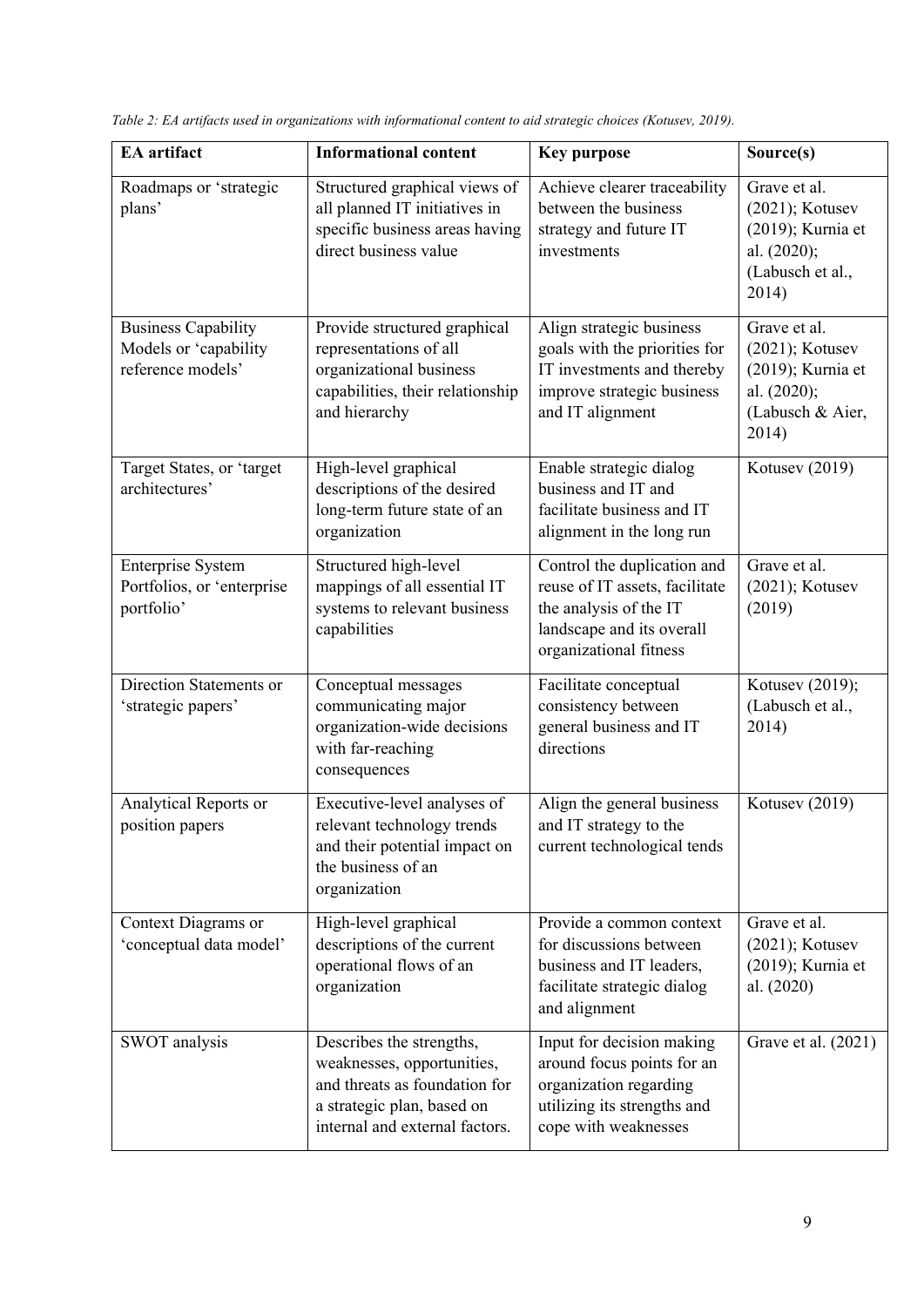*Table 2: EA artifacts used in organizations with informational content to aid strategic choices (Kotusev, 2019).*

| EA artifact | Informational content | Key purpose | Source(s) |
|---|---|---|---|
| Roadmaps or 'strategic plans' | Structured graphical views of all planned IT initiatives in specific business areas having direct business value | Achieve clearer traceability between the business strategy and future IT investments | Grave et al. (2021); Kotusev (2019); Kurnia et al. (2020); (Labusch et al., 2014) |
| Business Capability Models or 'capability reference models' | Provide structured graphical representations of all organizational business capabilities, their relationship and hierarchy | Align strategic business goals with the priorities for IT investments and thereby improve strategic business and IT alignment | Grave et al. (2021); Kotusev (2019); Kurnia et al. (2020); (Labusch & Aier, 2014) |
| Target States, or 'target architectures' | High-level graphical descriptions of the desired long-term future state of an organization | Enable strategic dialog business and IT and facilitate business and IT alignment in the long run | Kotusev (2019) |
| Enterprise System Portfolios, or 'enterprise portfolio' | Structured high-level mappings of all essential IT systems to relevant business capabilities | Control the duplication and reuse of IT assets, facilitate the analysis of the IT landscape and its overall organizational fitness | Grave et al. (2021); Kotusev (2019) |
| Direction Statements or 'strategic papers' | Conceptual messages communicating major organization-wide decisions with far-reaching consequences | Facilitate conceptual consistency between general business and IT directions | Kotusev (2019); (Labusch et al., 2014) |
| Analytical Reports or position papers | Executive-level analyses of relevant technology trends and their potential impact on the business of an organization | Align the general business and IT strategy to the current technological tends | Kotusev (2019) |
| Context Diagrams or 'conceptual data model' | High-level graphical descriptions of the current operational flows of an organization | Provide a common context for discussions between business and IT leaders, facilitate strategic dialog and alignment | Grave et al. (2021); Kotusev (2019); Kurnia et al. (2020) |
| SWOT analysis | Describes the strengths, weaknesses, opportunities, and threats as foundation for a strategic plan, based on internal and external factors. | Input for decision making around focus points for an organization regarding utilizing its strengths and cope with weaknesses | Grave et al. (2021) |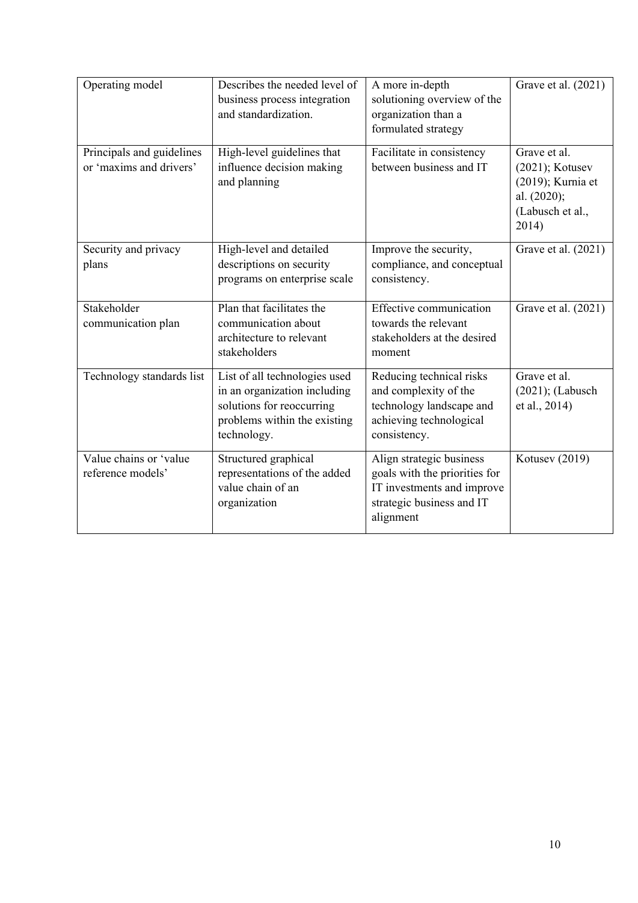| | | | |
|---|---|---|---|
| Operating model | Describes the needed level of business process integration and standardization. | A more in-depth solutioning overview of the organization than a formulated strategy | Grave et al. (2021) |
| Principals and guidelines or 'maxims and drivers' | High-level guidelines that influence decision making and planning | Facilitate in consistency between business and IT | Grave et al. (2021); Kotusev (2019); Kurnia et al. (2020); (Labusch et al., 2014) |
| Security and privacy plans | High-level and detailed descriptions on security programs on enterprise scale | Improve the security, compliance, and conceptual consistency. | Grave et al. (2021) |
| Stakeholder communication plan | Plan that facilitates the communication about architecture to relevant stakeholders | Effective communication towards the relevant stakeholders at the desired moment | Grave et al. (2021) |
| Technology standards list | List of all technologies used in an organization including solutions for reoccurring problems within the existing technology. | Reducing technical risks and complexity of the technology landscape and achieving technological consistency. | Grave et al. (2021); (Labusch et al., 2014) |
| Value chains or 'value reference models' | Structured graphical representations of the added value chain of an organization | Align strategic business goals with the priorities for IT investments and improve strategic business and IT alignment | Kotusev (2019) |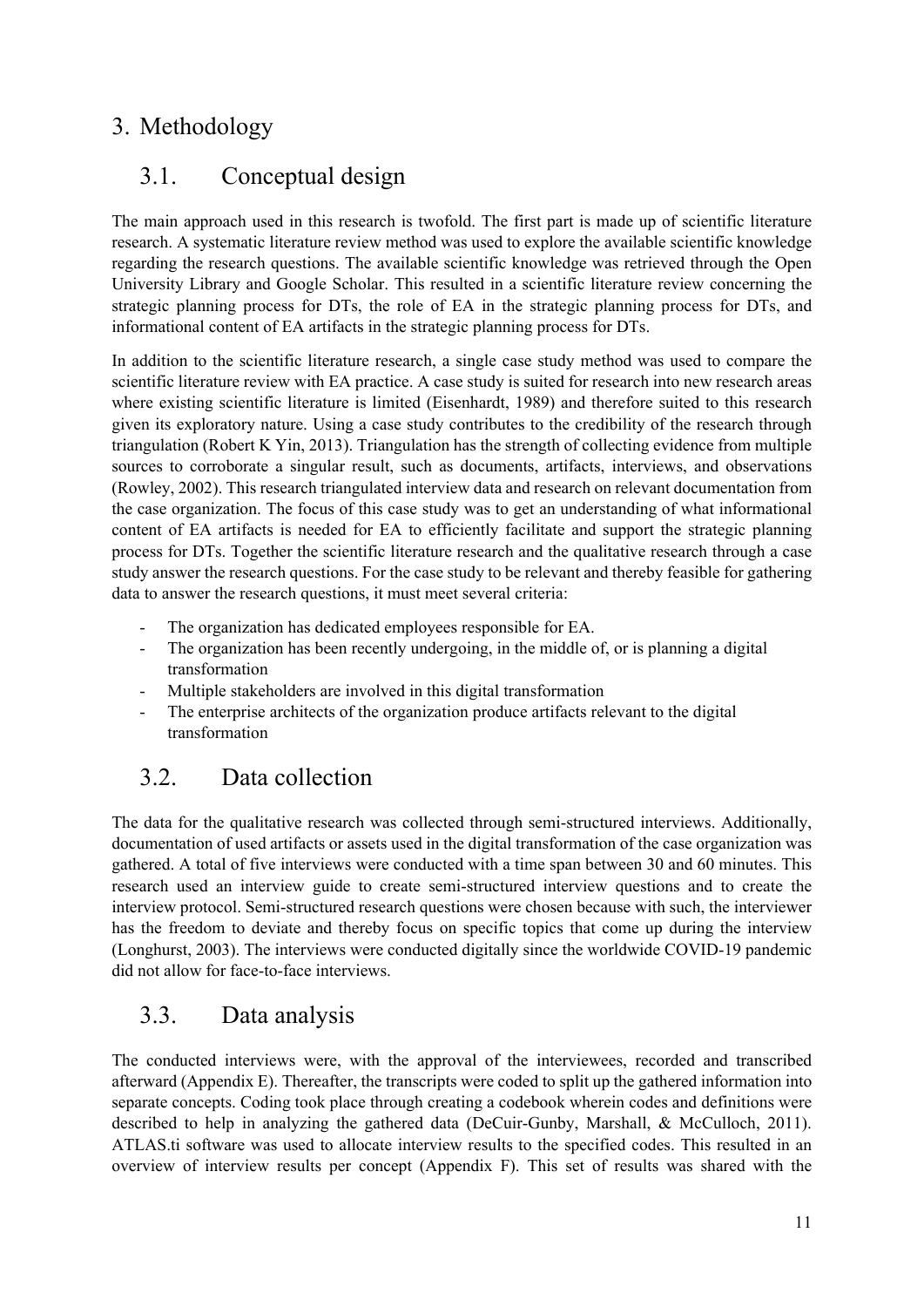# 3. Methodology

## 3.1. Conceptual design

The main approach used in this research is twofold. The first part is made up of scientific literature research. A systematic literature review method was used to explore the available scientific knowledge regarding the research questions. The available scientific knowledge was retrieved through the Open University Library and Google Scholar. This resulted in a scientific literature review concerning the strategic planning process for DTs, the role of EA in the strategic planning process for DTs, and informational content of EA artifacts in the strategic planning process for DTs.

In addition to the scientific literature research, a single case study method was used to compare the scientific literature review with EA practice. A case study is suited for research into new research areas where existing scientific literature is limited (Eisenhardt, 1989) and therefore suited to this research given its exploratory nature. Using a case study contributes to the credibility of the research through triangulation (Robert K Yin, 2013). Triangulation has the strength of collecting evidence from multiple sources to corroborate a singular result, such as documents, artifacts, interviews, and observations (Rowley, 2002). This research triangulated interview data and research on relevant documentation from the case organization. The focus of this case study was to get an understanding of what informational content of EA artifacts is needed for EA to efficiently facilitate and support the strategic planning process for DTs. Together the scientific literature research and the qualitative research through a case study answer the research questions. For the case study to be relevant and thereby feasible for gathering data to answer the research questions, it must meet several criteria:

- The organization has dedicated employees responsible for EA.
- The organization has been recently undergoing, in the middle of, or is planning a digital transformation
- Multiple stakeholders are involved in this digital transformation
- The enterprise architects of the organization produce artifacts relevant to the digital transformation

## 3.2. Data collection

The data for the qualitative research was collected through semi-structured interviews. Additionally, documentation of used artifacts or assets used in the digital transformation of the case organization was gathered. A total of five interviews were conducted with a time span between 30 and 60 minutes. This research used an interview guide to create semi-structured interview questions and to create the interview protocol. Semi-structured research questions were chosen because with such, the interviewer has the freedom to deviate and thereby focus on specific topics that come up during the interview (Longhurst, 2003). The interviews were conducted digitally since the worldwide COVID-19 pandemic did not allow for face-to-face interviews.

## 3.3. Data analysis

The conducted interviews were, with the approval of the interviewees, recorded and transcribed afterward (Appendix E). Thereafter, the transcripts were coded to split up the gathered information into separate concepts. Coding took place through creating a codebook wherein codes and definitions were described to help in analyzing the gathered data (DeCuir-Gunby, Marshall, & McCulloch, 2011). ATLAS.ti software was used to allocate interview results to the specified codes. This resulted in an overview of interview results per concept (Appendix F). This set of results was shared with the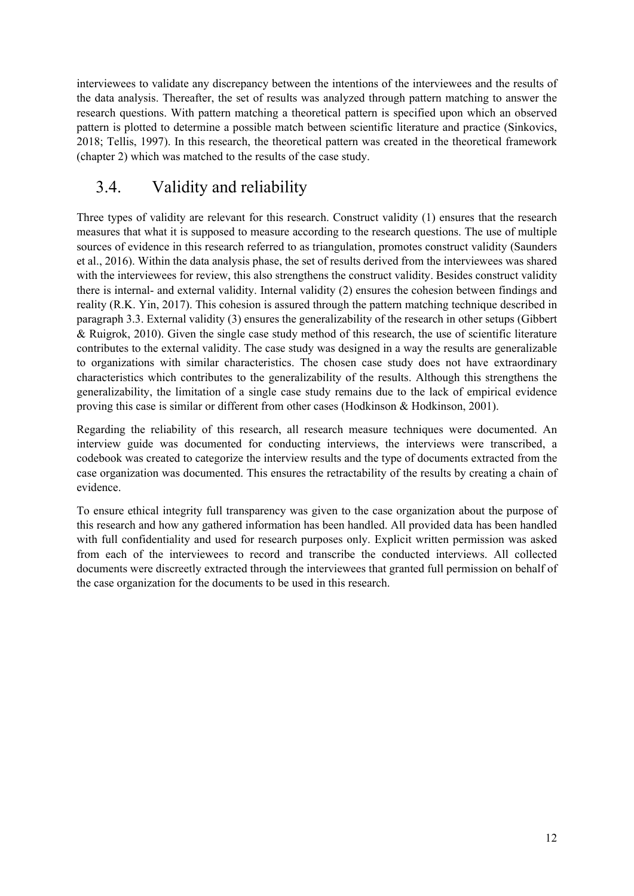interviewees to validate any discrepancy between the intentions of the interviewees and the results of the data analysis. Thereafter, the set of results was analyzed through pattern matching to answer the research questions. With pattern matching a theoretical pattern is specified upon which an observed pattern is plotted to determine a possible match between scientific literature and practice (Sinkovics, 2018; Tellis, 1997). In this research, the theoretical pattern was created in the theoretical framework (chapter 2) which was matched to the results of the case study.

## 3.4. Validity and reliability

Three types of validity are relevant for this research. Construct validity (1) ensures that the research measures that what it is supposed to measure according to the research questions. The use of multiple sources of evidence in this research referred to as triangulation, promotes construct validity (Saunders et al., 2016). Within the data analysis phase, the set of results derived from the interviewees was shared with the interviewees for review, this also strengthens the construct validity. Besides construct validity there is internal- and external validity. Internal validity (2) ensures the cohesion between findings and reality (R.K. Yin, 2017). This cohesion is assured through the pattern matching technique described in paragraph 3.3. External validity (3) ensures the generalizability of the research in other setups (Gibbert & Ruigrok, 2010). Given the single case study method of this research, the use of scientific literature contributes to the external validity. The case study was designed in a way the results are generalizable to organizations with similar characteristics. The chosen case study does not have extraordinary characteristics which contributes to the generalizability of the results. Although this strengthens the generalizability, the limitation of a single case study remains due to the lack of empirical evidence proving this case is similar or different from other cases (Hodkinson & Hodkinson, 2001).

Regarding the reliability of this research, all research measure techniques were documented. An interview guide was documented for conducting interviews, the interviews were transcribed, a codebook was created to categorize the interview results and the type of documents extracted from the case organization was documented. This ensures the retractability of the results by creating a chain of evidence.

To ensure ethical integrity full transparency was given to the case organization about the purpose of this research and how any gathered information has been handled. All provided data has been handled with full confidentiality and used for research purposes only. Explicit written permission was asked from each of the interviewees to record and transcribe the conducted interviews. All collected documents were discreetly extracted through the interviewees that granted full permission on behalf of the case organization for the documents to be used in this research.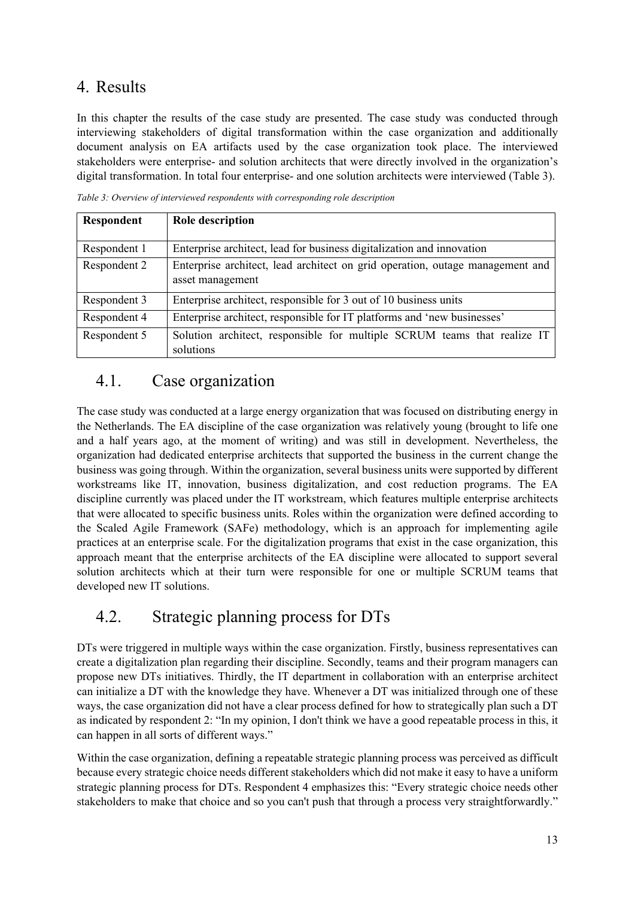# 4. Results

In this chapter the results of the case study are presented. The case study was conducted through interviewing stakeholders of digital transformation within the case organization and additionally document analysis on EA artifacts used by the case organization took place. The interviewed stakeholders were enterprise- and solution architects that were directly involved in the organization's digital transformation. In total four enterprise- and one solution architects were interviewed (Table 3).

*Table 3: Overview of interviewed respondents with corresponding role description*

| Respondent | Role description |
|---|---|
| Respondent 1 | Enterprise architect, lead for business digitalization and innovation |
| Respondent 2 | Enterprise architect, lead architect on grid operation, outage management and asset management |
| Respondent 3 | Enterprise architect, responsible for 3 out of 10 business units |
| Respondent 4 | Enterprise architect, responsible for IT platforms and 'new businesses' |
| Respondent 5 | Solution architect, responsible for multiple SCRUM teams that realize IT solutions |

## 4.1. Case organization

The case study was conducted at a large energy organization that was focused on distributing energy in the Netherlands. The EA discipline of the case organization was relatively young (brought to life one and a half years ago, at the moment of writing) and was still in development. Nevertheless, the organization had dedicated enterprise architects that supported the business in the current change the business was going through. Within the organization, several business units were supported by different workstreams like IT, innovation, business digitalization, and cost reduction programs. The EA discipline currently was placed under the IT workstream, which features multiple enterprise architects that were allocated to specific business units. Roles within the organization were defined according to the Scaled Agile Framework (SAFe) methodology, which is an approach for implementing agile practices at an enterprise scale. For the digitalization programs that exist in the case organization, this approach meant that the enterprise architects of the EA discipline were allocated to support several solution architects which at their turn were responsible for one or multiple SCRUM teams that developed new IT solutions.

## 4.2. Strategic planning process for DTs

DTs were triggered in multiple ways within the case organization. Firstly, business representatives can create a digitalization plan regarding their discipline. Secondly, teams and their program managers can propose new DTs initiatives. Thirdly, the IT department in collaboration with an enterprise architect can initialize a DT with the knowledge they have. Whenever a DT was initialized through one of these ways, the case organization did not have a clear process defined for how to strategically plan such a DT as indicated by respondent 2: "In my opinion, I don't think we have a good repeatable process in this, it can happen in all sorts of different ways."

Within the case organization, defining a repeatable strategic planning process was perceived as difficult because every strategic choice needs different stakeholders which did not make it easy to have a uniform strategic planning process for DTs. Respondent 4 emphasizes this: "Every strategic choice needs other stakeholders to make that choice and so you can't push that through a process very straightforwardly."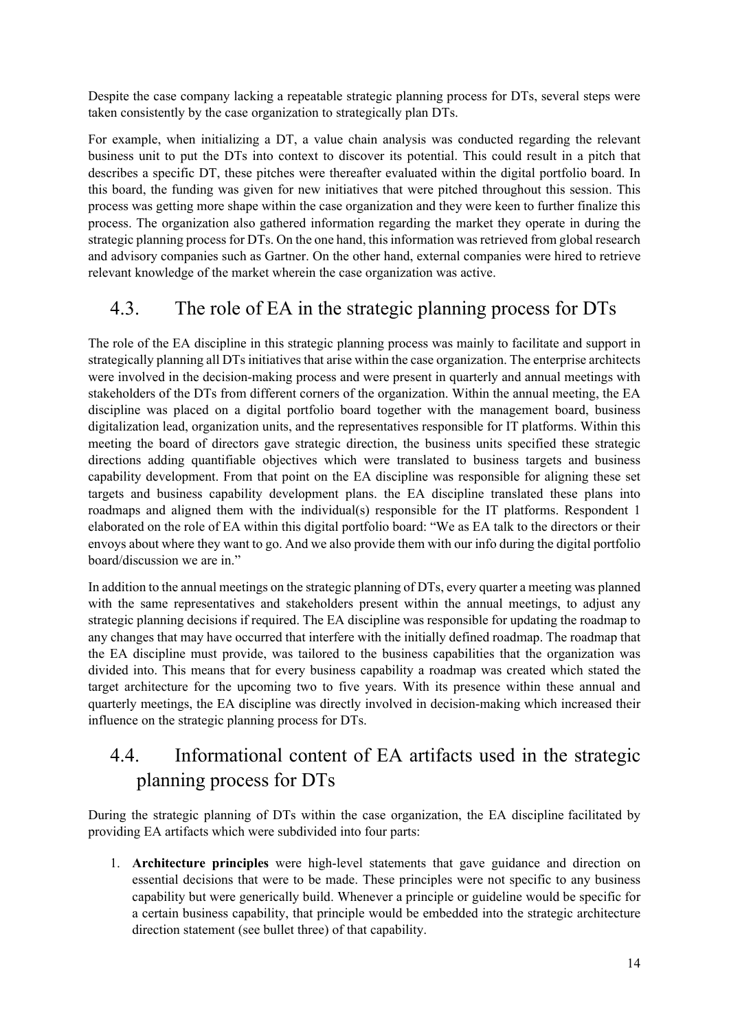Despite the case company lacking a repeatable strategic planning process for DTs, several steps were taken consistently by the case organization to strategically plan DTs.

For example, when initializing a DT, a value chain analysis was conducted regarding the relevant business unit to put the DTs into context to discover its potential. This could result in a pitch that describes a specific DT, these pitches were thereafter evaluated within the digital portfolio board. In this board, the funding was given for new initiatives that were pitched throughout this session. This process was getting more shape within the case organization and they were keen to further finalize this process. The organization also gathered information regarding the market they operate in during the strategic planning process for DTs. On the one hand, this information was retrieved from global research and advisory companies such as Gartner. On the other hand, external companies were hired to retrieve relevant knowledge of the market wherein the case organization was active.

## 4.3. The role of EA in the strategic planning process for DTs

The role of the EA discipline in this strategic planning process was mainly to facilitate and support in strategically planning all DTs initiatives that arise within the case organization. The enterprise architects were involved in the decision-making process and were present in quarterly and annual meetings with stakeholders of the DTs from different corners of the organization. Within the annual meeting, the EA discipline was placed on a digital portfolio board together with the management board, business digitalization lead, organization units, and the representatives responsible for IT platforms. Within this meeting the board of directors gave strategic direction, the business units specified these strategic directions adding quantifiable objectives which were translated to business targets and business capability development. From that point on the EA discipline was responsible for aligning these set targets and business capability development plans. the EA discipline translated these plans into roadmaps and aligned them with the individual(s) responsible for the IT platforms. Respondent 1 elaborated on the role of EA within this digital portfolio board: "We as EA talk to the directors or their envoys about where they want to go. And we also provide them with our info during the digital portfolio board/discussion we are in."

In addition to the annual meetings on the strategic planning of DTs, every quarter a meeting was planned with the same representatives and stakeholders present within the annual meetings, to adjust any strategic planning decisions if required. The EA discipline was responsible for updating the roadmap to any changes that may have occurred that interfere with the initially defined roadmap. The roadmap that the EA discipline must provide, was tailored to the business capabilities that the organization was divided into. This means that for every business capability a roadmap was created which stated the target architecture for the upcoming two to five years. With its presence within these annual and quarterly meetings, the EA discipline was directly involved in decision-making which increased their influence on the strategic planning process for DTs.

## 4.4. Informational content of EA artifacts used in the strategic planning process for DTs

During the strategic planning of DTs within the case organization, the EA discipline facilitated by providing EA artifacts which were subdivided into four parts:

1. **Architecture principles** were high-level statements that gave guidance and direction on essential decisions that were to be made. These principles were not specific to any business capability but were generically build. Whenever a principle or guideline would be specific for a certain business capability, that principle would be embedded into the strategic architecture direction statement (see bullet three) of that capability.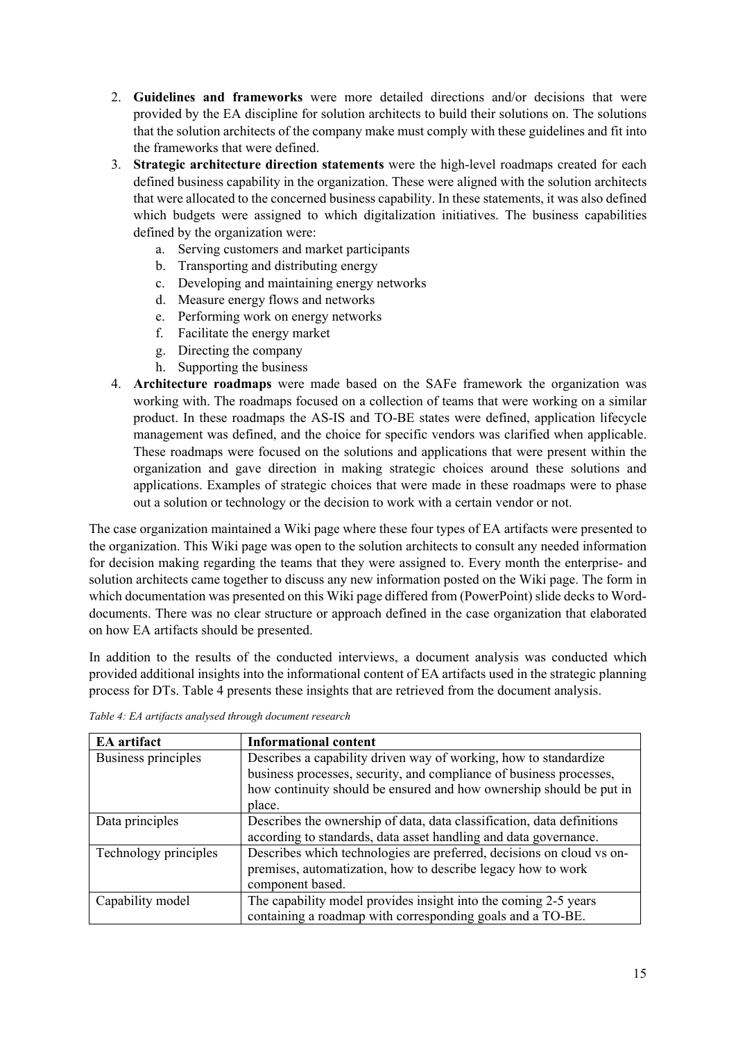2. **Guidelines and frameworks** were more detailed directions and/or decisions that were provided by the EA discipline for solution architects to build their solutions on. The solutions that the solution architects of the company make must comply with these guidelines and fit into the frameworks that were defined.
3. **Strategic architecture direction statements** were the high-level roadmaps created for each defined business capability in the organization. These were aligned with the solution architects that were allocated to the concerned business capability. In these statements, it was also defined which budgets were assigned to which digitalization initiatives. The business capabilities defined by the organization were:
   a. Serving customers and market participants
   b. Transporting and distributing energy
   c. Developing and maintaining energy networks
   d. Measure energy flows and networks
   e. Performing work on energy networks
   f. Facilitate the energy market
   g. Directing the company
   h. Supporting the business
4. **Architecture roadmaps** were made based on the SAFe framework the organization was working with. The roadmaps focused on a collection of teams that were working on a similar product. In these roadmaps the AS-IS and TO-BE states were defined, application lifecycle management was defined, and the choice for specific vendors was clarified when applicable. These roadmaps were focused on the solutions and applications that were present within the organization and gave direction in making strategic choices around these solutions and applications. Examples of strategic choices that were made in these roadmaps were to phase out a solution or technology or the decision to work with a certain vendor or not.

The case organization maintained a Wiki page where these four types of EA artifacts were presented to the organization. This Wiki page was open to the solution architects to consult any needed information for decision making regarding the teams that they were assigned to. Every month the enterprise- and solution architects came together to discuss any new information posted on the Wiki page. The form in which documentation was presented on this Wiki page differed from (PowerPoint) slide decks to Word-documents. There was no clear structure or approach defined in the case organization that elaborated on how EA artifacts should be presented.

In addition to the results of the conducted interviews, a document analysis was conducted which provided additional insights into the informational content of EA artifacts used in the strategic planning process for DTs. Table 4 presents these insights that are retrieved from the document analysis.

*Table 4: EA artifacts analysed through document research*

| EA artifact | Informational content |
|---|---|
| Business principles | Describes a capability driven way of working, how to standardize business processes, security, and compliance of business processes, how continuity should be ensured and how ownership should be put in place. |
| Data principles | Describes the ownership of data, data classification, data definitions according to standards, data asset handling and data governance. |
| Technology principles | Describes which technologies are preferred, decisions on cloud vs on-premises, automatization, how to describe legacy how to work component based. |
| Capability model | The capability model provides insight into the coming 2-5 years containing a roadmap with corresponding goals and a TO-BE. |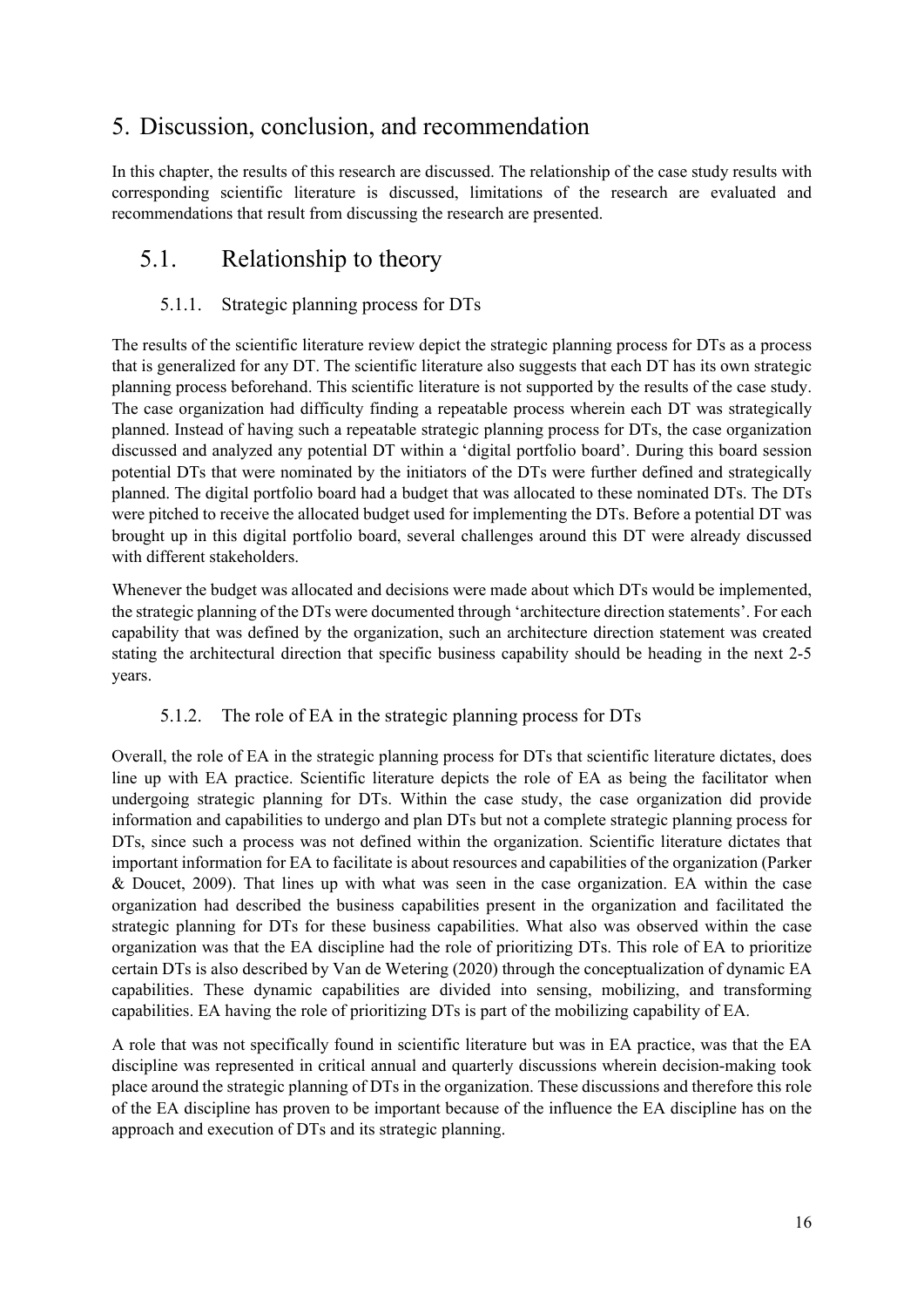# 5. Discussion, conclusion, and recommendation

In this chapter, the results of this research are discussed. The relationship of the case study results with corresponding scientific literature is discussed, limitations of the research are evaluated and recommendations that result from discussing the research are presented.

## 5.1. Relationship to theory

### 5.1.1. Strategic planning process for DTs

The results of the scientific literature review depict the strategic planning process for DTs as a process that is generalized for any DT. The scientific literature also suggests that each DT has its own strategic planning process beforehand. This scientific literature is not supported by the results of the case study. The case organization had difficulty finding a repeatable process wherein each DT was strategically planned. Instead of having such a repeatable strategic planning process for DTs, the case organization discussed and analyzed any potential DT within a 'digital portfolio board'. During this board session potential DTs that were nominated by the initiators of the DTs were further defined and strategically planned. The digital portfolio board had a budget that was allocated to these nominated DTs. The DTs were pitched to receive the allocated budget used for implementing the DTs. Before a potential DT was brought up in this digital portfolio board, several challenges around this DT were already discussed with different stakeholders.

Whenever the budget was allocated and decisions were made about which DTs would be implemented, the strategic planning of the DTs were documented through 'architecture direction statements'. For each capability that was defined by the organization, such an architecture direction statement was created stating the architectural direction that specific business capability should be heading in the next 2-5 years.

### 5.1.2. The role of EA in the strategic planning process for DTs

Overall, the role of EA in the strategic planning process for DTs that scientific literature dictates, does line up with EA practice. Scientific literature depicts the role of EA as being the facilitator when undergoing strategic planning for DTs. Within the case study, the case organization did provide information and capabilities to undergo and plan DTs but not a complete strategic planning process for DTs, since such a process was not defined within the organization. Scientific literature dictates that important information for EA to facilitate is about resources and capabilities of the organization (Parker & Doucet, 2009). That lines up with what was seen in the case organization. EA within the case organization had described the business capabilities present in the organization and facilitated the strategic planning for DTs for these business capabilities. What also was observed within the case organization was that the EA discipline had the role of prioritizing DTs. This role of EA to prioritize certain DTs is also described by Van de Wetering (2020) through the conceptualization of dynamic EA capabilities. These dynamic capabilities are divided into sensing, mobilizing, and transforming capabilities. EA having the role of prioritizing DTs is part of the mobilizing capability of EA.

A role that was not specifically found in scientific literature but was in EA practice, was that the EA discipline was represented in critical annual and quarterly discussions wherein decision-making took place around the strategic planning of DTs in the organization. These discussions and therefore this role of the EA discipline has proven to be important because of the influence the EA discipline has on the approach and execution of DTs and its strategic planning.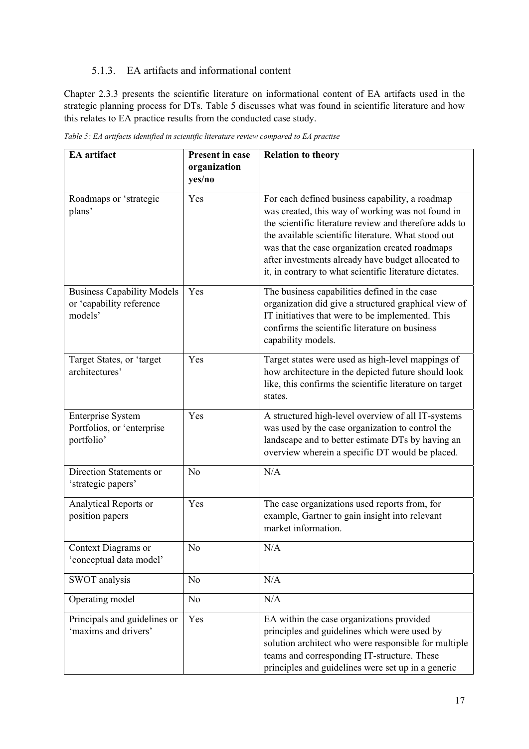### 5.1.3. EA artifacts and informational content

Chapter 2.3.3 presents the scientific literature on informational content of EA artifacts used in the strategic planning process for DTs. Table 5 discusses what was found in scientific literature and how this relates to EA practice results from the conducted case study.

*Table 5: EA artifacts identified in scientific literature review compared to EA practise*

| EA artifact | Present in case organization yes/no | Relation to theory |
|---|---|---|
| Roadmaps or 'strategic plans' | Yes | For each defined business capability, a roadmap was created, this way of working was not found in the scientific literature review and therefore adds to the available scientific literature. What stood out was that the case organization created roadmaps after investments already have budget allocated to it, in contrary to what scientific literature dictates. |
| Business Capability Models or 'capability reference models' | Yes | The business capabilities defined in the case organization did give a structured graphical view of IT initiatives that were to be implemented. This confirms the scientific literature on business capability models. |
| Target States, or 'target architectures' | Yes | Target states were used as high-level mappings of how architecture in the depicted future should look like, this confirms the scientific literature on target states. |
| Enterprise System Portfolios, or 'enterprise portfolio' | Yes | A structured high-level overview of all IT-systems was used by the case organization to control the landscape and to better estimate DTs by having an overview wherein a specific DT would be placed. |
| Direction Statements or 'strategic papers' | No | N/A |
| Analytical Reports or position papers | Yes | The case organizations used reports from, for example, Gartner to gain insight into relevant market information. |
| Context Diagrams or 'conceptual data model' | No | N/A |
| SWOT analysis | No | N/A |
| Operating model | No | N/A |
| Principals and guidelines or 'maxims and drivers' | Yes | EA within the case organizations provided principles and guidelines which were used by solution architect who were responsible for multiple teams and corresponding IT-structure. These principles and guidelines were set up in a generic |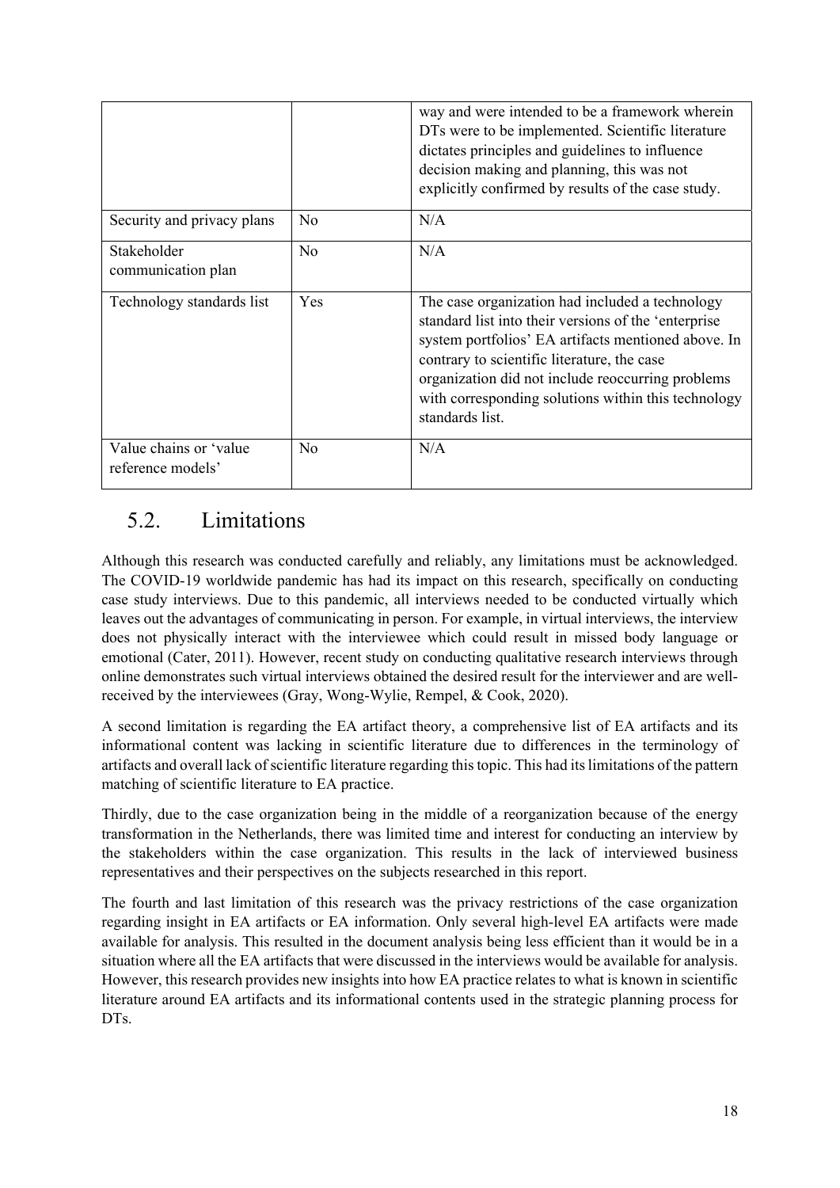| | | way and were intended to be a framework wherein DTs were to be implemented. Scientific literature dictates principles and guidelines to influence decision making and planning, this was not explicitly confirmed by results of the case study. |
| --- | --- | --- |
| Security and privacy plans | No | N/A |
| Stakeholder communication plan | No | N/A |
| Technology standards list | Yes | The case organization had included a technology standard list into their versions of the 'enterprise system portfolios' EA artifacts mentioned above. In contrary to scientific literature, the case organization did not include reoccurring problems with corresponding solutions within this technology standards list. |
| Value chains or 'value reference models' | No | N/A |

## 5.2. Limitations

Although this research was conducted carefully and reliably, any limitations must be acknowledged. The COVID-19 worldwide pandemic has had its impact on this research, specifically on conducting case study interviews. Due to this pandemic, all interviews needed to be conducted virtually which leaves out the advantages of communicating in person. For example, in virtual interviews, the interview does not physically interact with the interviewee which could result in missed body language or emotional (Cater, 2011). However, recent study on conducting qualitative research interviews through online demonstrates such virtual interviews obtained the desired result for the interviewer and are well-received by the interviewees (Gray, Wong-Wylie, Rempel, & Cook, 2020).

A second limitation is regarding the EA artifact theory, a comprehensive list of EA artifacts and its informational content was lacking in scientific literature due to differences in the terminology of artifacts and overall lack of scientific literature regarding this topic. This had its limitations of the pattern matching of scientific literature to EA practice.

Thirdly, due to the case organization being in the middle of a reorganization because of the energy transformation in the Netherlands, there was limited time and interest for conducting an interview by the stakeholders within the case organization. This results in the lack of interviewed business representatives and their perspectives on the subjects researched in this report.

The fourth and last limitation of this research was the privacy restrictions of the case organization regarding insight in EA artifacts or EA information. Only several high-level EA artifacts were made available for analysis. This resulted in the document analysis being less efficient than it would be in a situation where all the EA artifacts that were discussed in the interviews would be available for analysis. However, this research provides new insights into how EA practice relates to what is known in scientific literature around EA artifacts and its informational contents used in the strategic planning process for DTs.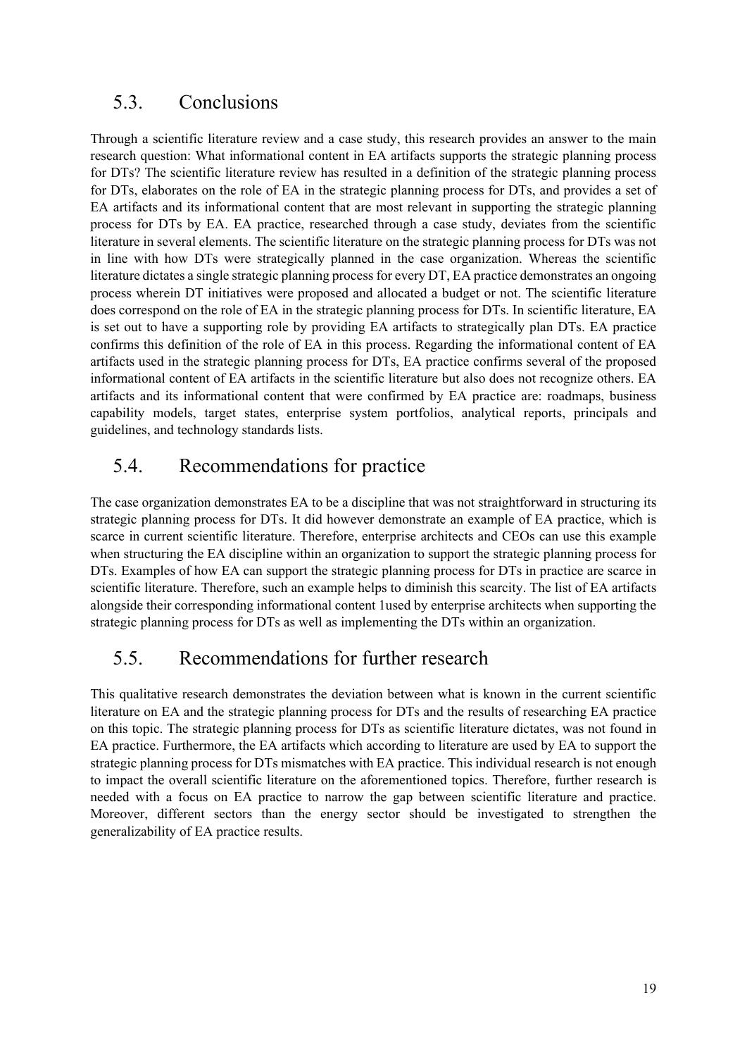## 5.3. Conclusions

Through a scientific literature review and a case study, this research provides an answer to the main research question: What informational content in EA artifacts supports the strategic planning process for DTs? The scientific literature review has resulted in a definition of the strategic planning process for DTs, elaborates on the role of EA in the strategic planning process for DTs, and provides a set of EA artifacts and its informational content that are most relevant in supporting the strategic planning process for DTs by EA. EA practice, researched through a case study, deviates from the scientific literature in several elements. The scientific literature on the strategic planning process for DTs was not in line with how DTs were strategically planned in the case organization. Whereas the scientific literature dictates a single strategic planning process for every DT, EA practice demonstrates an ongoing process wherein DT initiatives were proposed and allocated a budget or not. The scientific literature does correspond on the role of EA in the strategic planning process for DTs. In scientific literature, EA is set out to have a supporting role by providing EA artifacts to strategically plan DTs. EA practice confirms this definition of the role of EA in this process. Regarding the informational content of EA artifacts used in the strategic planning process for DTs, EA practice confirms several of the proposed informational content of EA artifacts in the scientific literature but also does not recognize others. EA artifacts and its informational content that were confirmed by EA practice are: roadmaps, business capability models, target states, enterprise system portfolios, analytical reports, principals and guidelines, and technology standards lists.

## 5.4. Recommendations for practice

The case organization demonstrates EA to be a discipline that was not straightforward in structuring its strategic planning process for DTs. It did however demonstrate an example of EA practice, which is scarce in current scientific literature. Therefore, enterprise architects and CEOs can use this example when structuring the EA discipline within an organization to support the strategic planning process for DTs. Examples of how EA can support the strategic planning process for DTs in practice are scarce in scientific literature. Therefore, such an example helps to diminish this scarcity. The list of EA artifacts alongside their corresponding informational content 1used by enterprise architects when supporting the strategic planning process for DTs as well as implementing the DTs within an organization.

## 5.5. Recommendations for further research

This qualitative research demonstrates the deviation between what is known in the current scientific literature on EA and the strategic planning process for DTs and the results of researching EA practice on this topic. The strategic planning process for DTs as scientific literature dictates, was not found in EA practice. Furthermore, the EA artifacts which according to literature are used by EA to support the strategic planning process for DTs mismatches with EA practice. This individual research is not enough to impact the overall scientific literature on the aforementioned topics. Therefore, further research is needed with a focus on EA practice to narrow the gap between scientific literature and practice. Moreover, different sectors than the energy sector should be investigated to strengthen the generalizability of EA practice results.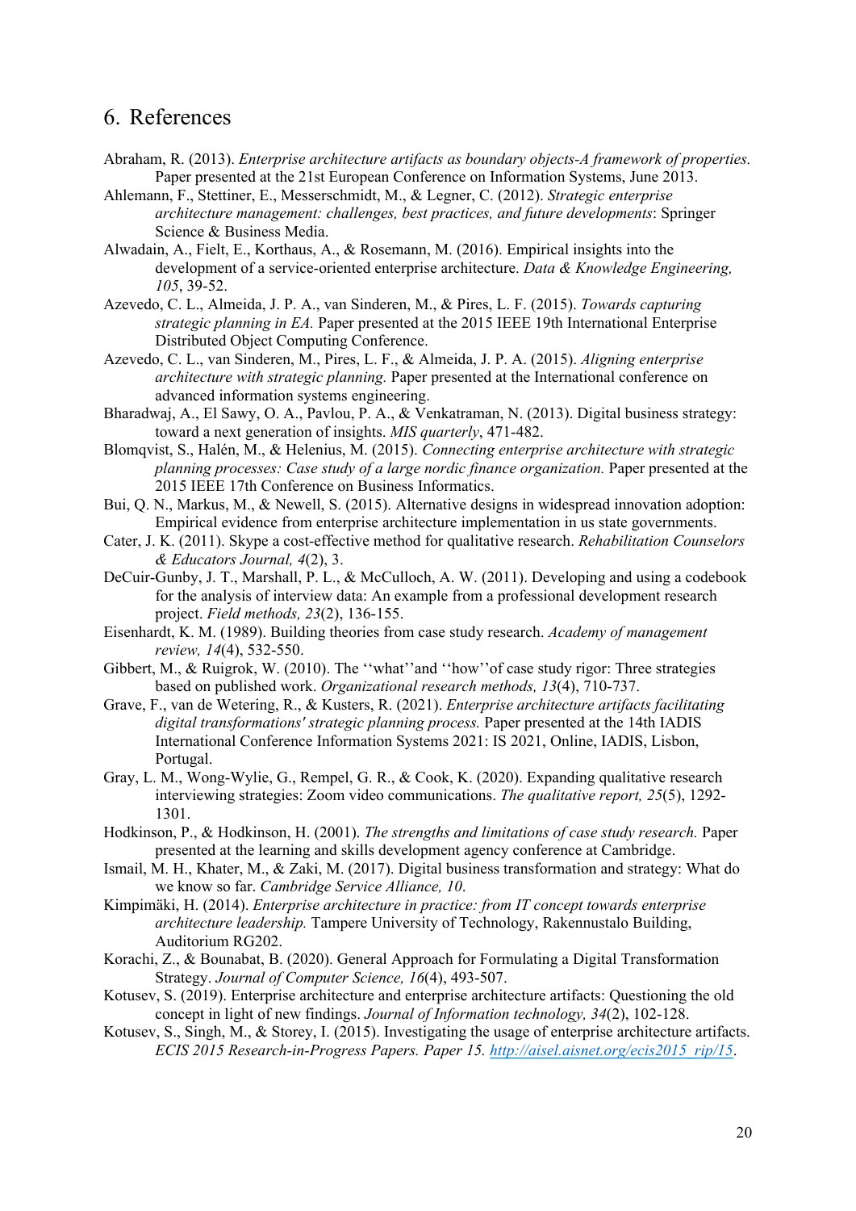## 6. References

Abraham, R. (2013). *Enterprise architecture artifacts as boundary objects-A framework of properties.* Paper presented at the 21st European Conference on Information Systems, June 2013.

Ahlemann, F., Stettiner, E., Messerschmidt, M., & Legner, C. (2012). *Strategic enterprise architecture management: challenges, best practices, and future developments*: Springer Science & Business Media.

Alwadain, A., Fielt, E., Korthaus, A., & Rosemann, M. (2016). Empirical insights into the development of a service-oriented enterprise architecture. *Data & Knowledge Engineering, 105*, 39-52.

Azevedo, C. L., Almeida, J. P. A., van Sinderen, M., & Pires, L. F. (2015). *Towards capturing strategic planning in EA.* Paper presented at the 2015 IEEE 19th International Enterprise Distributed Object Computing Conference.

Azevedo, C. L., van Sinderen, M., Pires, L. F., & Almeida, J. P. A. (2015). *Aligning enterprise architecture with strategic planning.* Paper presented at the International conference on advanced information systems engineering.

Bharadwaj, A., El Sawy, O. A., Pavlou, P. A., & Venkatraman, N. (2013). Digital business strategy: toward a next generation of insights. *MIS quarterly*, 471-482.

Blomqvist, S., Halén, M., & Helenius, M. (2015). *Connecting enterprise architecture with strategic planning processes: Case study of a large nordic finance organization.* Paper presented at the 2015 IEEE 17th Conference on Business Informatics.

Bui, Q. N., Markus, M., & Newell, S. (2015). Alternative designs in widespread innovation adoption: Empirical evidence from enterprise architecture implementation in us state governments.

Cater, J. K. (2011). Skype a cost-effective method for qualitative research. *Rehabilitation Counselors & Educators Journal, 4*(2), 3.

DeCuir-Gunby, J. T., Marshall, P. L., & McCulloch, A. W. (2011). Developing and using a codebook for the analysis of interview data: An example from a professional development research project. *Field methods, 23*(2), 136-155.

Eisenhardt, K. M. (1989). Building theories from case study research. *Academy of management review, 14*(4), 532-550.

Gibbert, M., & Ruigrok, W. (2010). The ''what''and ''how''of case study rigor: Three strategies based on published work. *Organizational research methods, 13*(4), 710-737.

Grave, F., van de Wetering, R., & Kusters, R. (2021). *Enterprise architecture artifacts facilitating digital transformations' strategic planning process.* Paper presented at the 14th IADIS International Conference Information Systems 2021: IS 2021, Online, IADIS, Lisbon, Portugal.

Gray, L. M., Wong-Wylie, G., Rempel, G. R., & Cook, K. (2020). Expanding qualitative research interviewing strategies: Zoom video communications. *The qualitative report, 25*(5), 1292-1301.

Hodkinson, P., & Hodkinson, H. (2001). *The strengths and limitations of case study research.* Paper presented at the learning and skills development agency conference at Cambridge.

Ismail, M. H., Khater, M., & Zaki, M. (2017). Digital business transformation and strategy: What do we know so far. *Cambridge Service Alliance, 10*.

Kimpimäki, H. (2014). *Enterprise architecture in practice: from IT concept towards enterprise architecture leadership.* Tampere University of Technology, Rakennustalo Building, Auditorium RG202.

Korachi, Z., & Bounabat, B. (2020). General Approach for Formulating a Digital Transformation Strategy. *Journal of Computer Science, 16*(4), 493-507.

Kotusev, S. (2019). Enterprise architecture and enterprise architecture artifacts: Questioning the old concept in light of new findings. *Journal of Information technology, 34*(2), 102-128.

Kotusev, S., Singh, M., & Storey, I. (2015). Investigating the usage of enterprise architecture artifacts. *ECIS 2015 Research-in-Progress Papers. Paper 15.* http://aisel.aisnet.org/ecis2015_rip/15.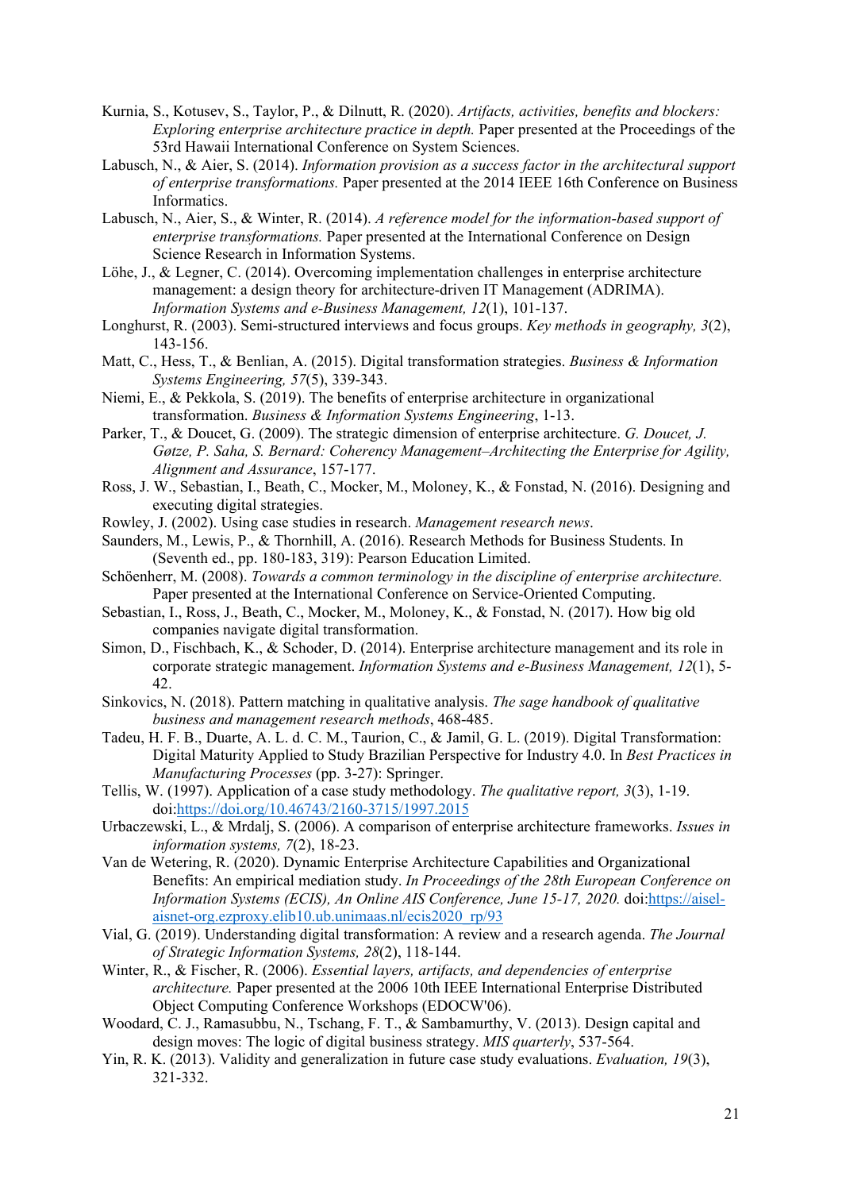Kurnia, S., Kotusev, S., Taylor, P., & Dilnutt, R. (2020). *Artifacts, activities, benefits and blockers: Exploring enterprise architecture practice in depth.* Paper presented at the Proceedings of the 53rd Hawaii International Conference on System Sciences.

Labusch, N., & Aier, S. (2014). *Information provision as a success factor in the architectural support of enterprise transformations.* Paper presented at the 2014 IEEE 16th Conference on Business Informatics.

Labusch, N., Aier, S., & Winter, R. (2014). *A reference model for the information-based support of enterprise transformations.* Paper presented at the International Conference on Design Science Research in Information Systems.

Löhe, J., & Legner, C. (2014). Overcoming implementation challenges in enterprise architecture management: a design theory for architecture-driven IT Management (ADRIMA). *Information Systems and e-Business Management, 12*(1), 101-137.

Longhurst, R. (2003). Semi-structured interviews and focus groups. *Key methods in geography, 3*(2), 143-156.

Matt, C., Hess, T., & Benlian, A. (2015). Digital transformation strategies. *Business & Information Systems Engineering, 57*(5), 339-343.

Niemi, E., & Pekkola, S. (2019). The benefits of enterprise architecture in organizational transformation. *Business & Information Systems Engineering*, 1-13.

Parker, T., & Doucet, G. (2009). The strategic dimension of enterprise architecture. *G. Doucet, J. Gøtze, P. Saha, S. Bernard: Coherency Management–Architecting the Enterprise for Agility, Alignment and Assurance*, 157-177.

Ross, J. W., Sebastian, I., Beath, C., Mocker, M., Moloney, K., & Fonstad, N. (2016). Designing and executing digital strategies.

Rowley, J. (2002). Using case studies in research. *Management research news*.

Saunders, M., Lewis, P., & Thornhill, A. (2016). Research Methods for Business Students. In (Seventh ed., pp. 180-183, 319): Pearson Education Limited.

Schöenherr, M. (2008). *Towards a common terminology in the discipline of enterprise architecture.* Paper presented at the International Conference on Service-Oriented Computing.

Sebastian, I., Ross, J., Beath, C., Mocker, M., Moloney, K., & Fonstad, N. (2017). How big old companies navigate digital transformation.

Simon, D., Fischbach, K., & Schoder, D. (2014). Enterprise architecture management and its role in corporate strategic management. *Information Systems and e-Business Management, 12*(1), 5-42.

Sinkovics, N. (2018). Pattern matching in qualitative analysis. *The sage handbook of qualitative business and management research methods*, 468-485.

Tadeu, H. F. B., Duarte, A. L. d. C. M., Taurion, C., & Jamil, G. L. (2019). Digital Transformation: Digital Maturity Applied to Study Brazilian Perspective for Industry 4.0. In *Best Practices in Manufacturing Processes* (pp. 3-27): Springer.

Tellis, W. (1997). Application of a case study methodology. *The qualitative report, 3*(3), 1-19. doi:https://doi.org/10.46743/2160-3715/1997.2015

Urbaczewski, L., & Mrdalj, S. (2006). A comparison of enterprise architecture frameworks. *Issues in information systems, 7*(2), 18-23.

Van de Wetering, R. (2020). Dynamic Enterprise Architecture Capabilities and Organizational Benefits: An empirical mediation study. *In Proceedings of the 28th European Conference on Information Systems (ECIS), An Online AIS Conference, June 15-17, 2020.* doi:https://aisel-aisnet-org.ezproxy.elib10.ub.unimaas.nl/ecis2020_rp/93

Vial, G. (2019). Understanding digital transformation: A review and a research agenda. *The Journal of Strategic Information Systems, 28*(2), 118-144.

Winter, R., & Fischer, R. (2006). *Essential layers, artifacts, and dependencies of enterprise architecture.* Paper presented at the 2006 10th IEEE International Enterprise Distributed Object Computing Conference Workshops (EDOCW'06).

Woodard, C. J., Ramasubbu, N., Tschang, F. T., & Sambamurthy, V. (2013). Design capital and design moves: The logic of digital business strategy. *MIS quarterly*, 537-564.

Yin, R. K. (2013). Validity and generalization in future case study evaluations. *Evaluation, 19*(3), 321-332.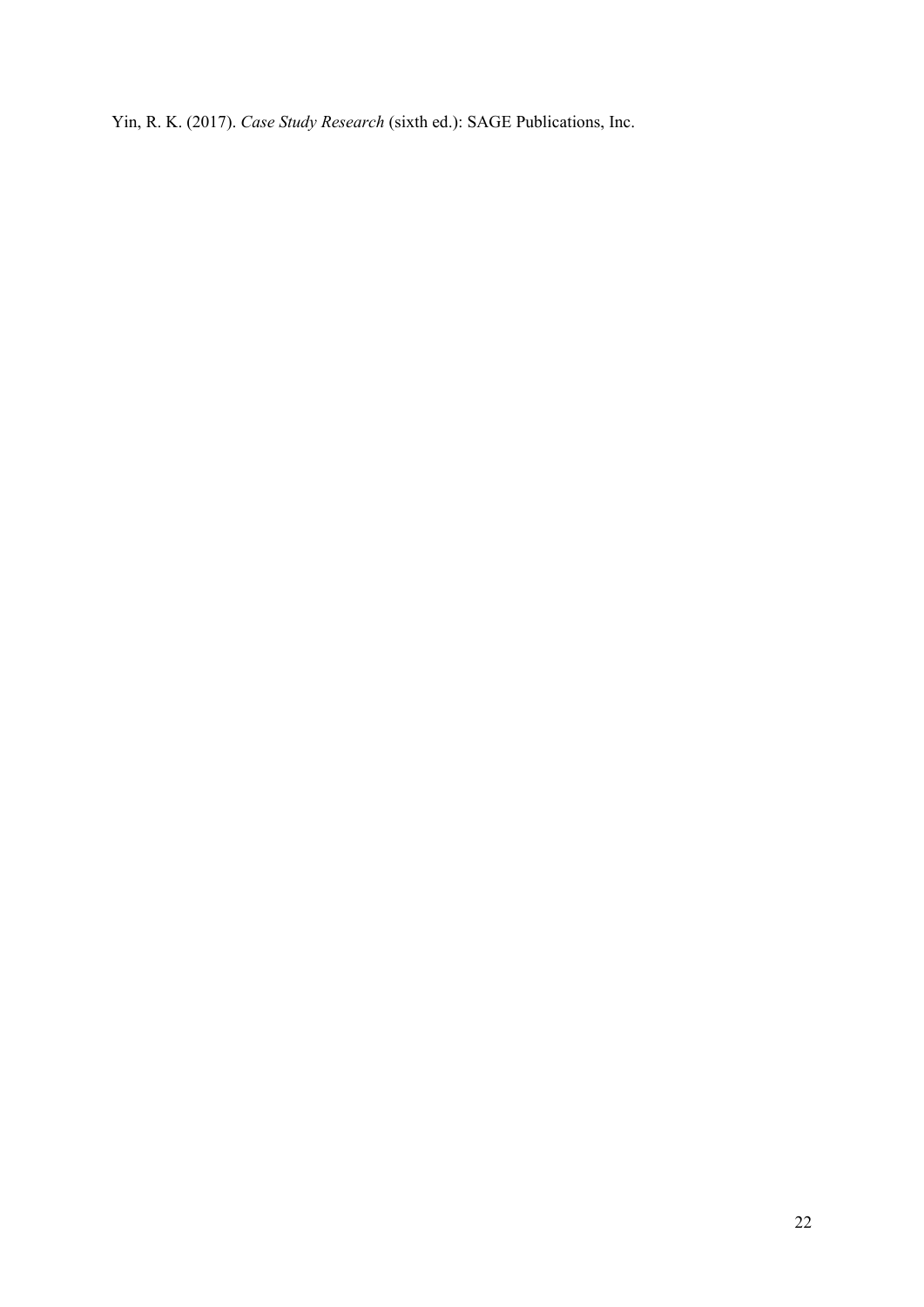Yin, R. K. (2017). *Case Study Research* (sixth ed.): SAGE Publications, Inc.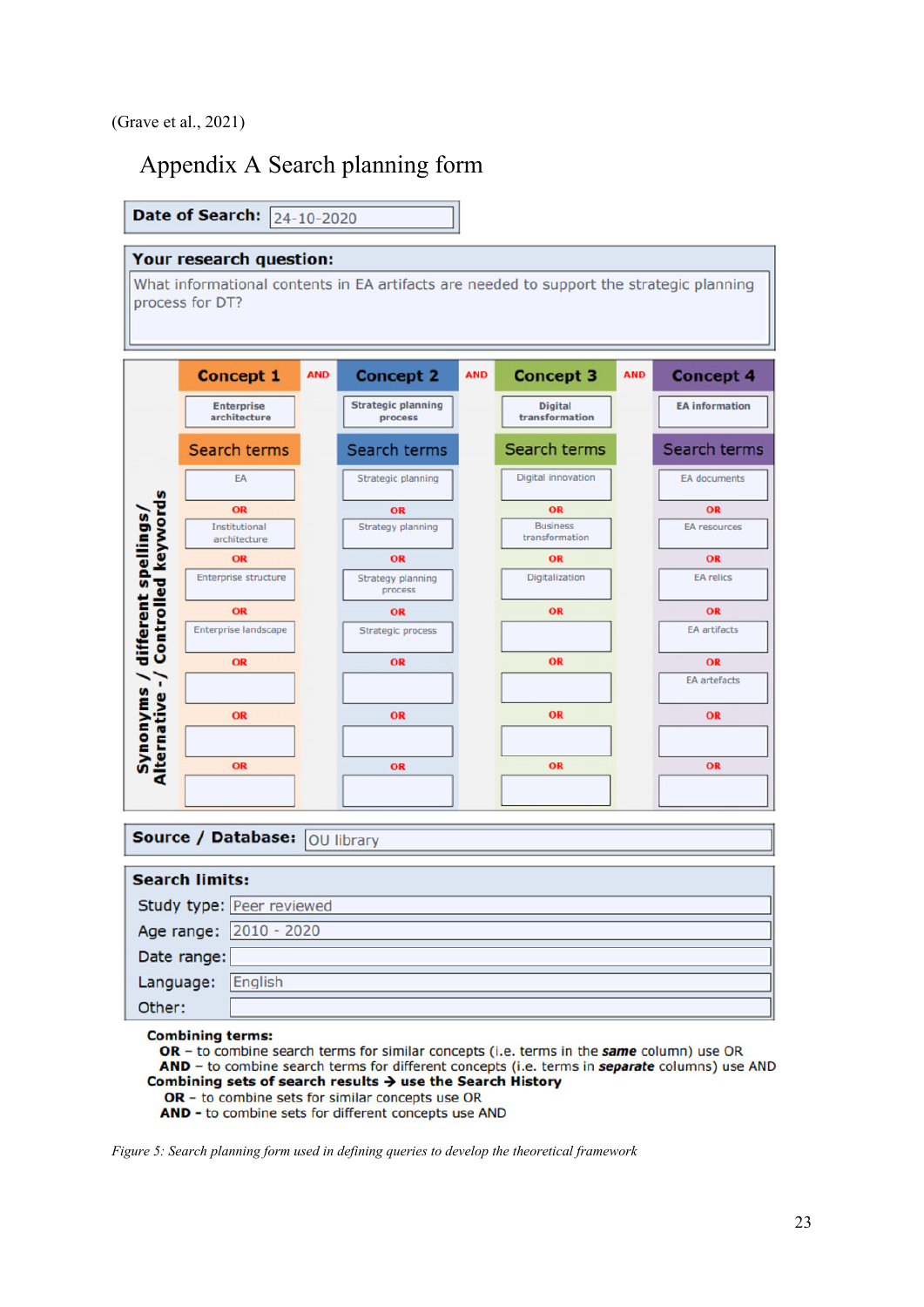(Grave et al., 2021)

# Appendix A Search planning form

**Date of Search:** 24-10-2020

**Your research question:**

What informational contents in EA artifacts are needed to support the strategic planning process for DT?

**Synonyms / different spellings/ Alternative -/ Controlled keywords**

| Concept 1 | AND | Concept 2 | AND | Concept 3 | AND | Concept 4 |
|---|---|---|---|---|---|---|
| Enterprise architecture | | Strategic planning process | | Digital transformation | | EA information |
| **Search terms** | | **Search terms** | | **Search terms** | | **Search terms** |
| EA | | Strategic planning | | Digital innovation | | EA documents |
| OR | | OR | | OR | | OR |
| Institutional architecture | | Strategy planning | | Business transformation | | EA resources |
| OR | | OR | | OR | | OR |
| Enterprise structure | | Strategy planning process | | Digitalization | | EA relics |
| OR | | OR | | OR | | OR |
| Enterprise landscape | | Strategic process | | | | EA artifacts |
| OR | | OR | | OR | | OR |
| | | | | | | EA artefacts |
| OR | | OR | | OR | | OR |
| | | | | | | |
| OR | | OR | | OR | | OR |
| | | | | | | |

**Source / Database:** OU library

**Search limits:**

| | |
|---|---|
| Study type: | Peer reviewed |
| Age range: | 2010 - 2020 |
| Date range: | |
| Language: | English |
| Other: | |

**Combining terms:**

**OR** – to combine search terms for similar concepts (i.e. terms in the ***same*** column) use OR

**AND** – to combine search terms for different concepts (i.e. terms in ***separate*** columns) use AND

**Combining sets of search results → use the Search History**

**OR** – to combine sets for similar concepts use OR

**AND** - to combine sets for different concepts use AND

*Figure 5: Search planning form used in defining queries to develop the theoretical framework*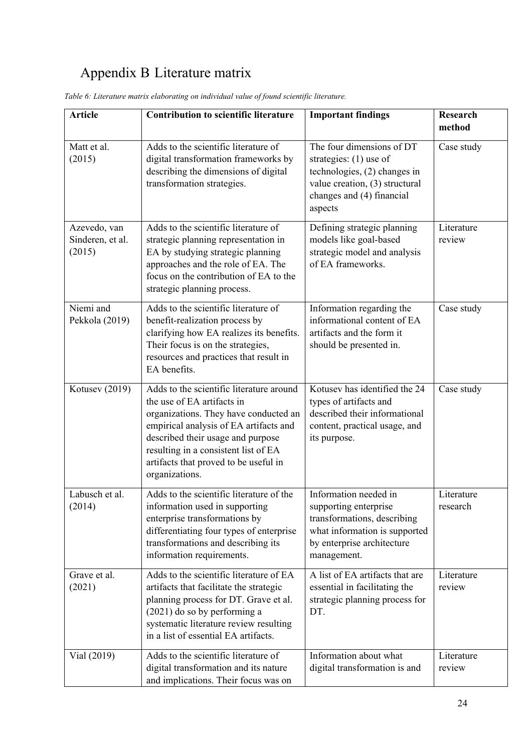# Appendix B Literature matrix

*Table 6: Literature matrix elaborating on individual value of found scientific literature.*

| Article | Contribution to scientific literature | Important findings | Research method |
|---|---|---|---|
| Matt et al. (2015) | Adds to the scientific literature of digital transformation frameworks by describing the dimensions of digital transformation strategies. | The four dimensions of DT strategies: (1) use of technologies, (2) changes in value creation, (3) structural changes and (4) financial aspects | Case study |
| Azevedo, van Sinderen, et al. (2015) | Adds to the scientific literature of strategic planning representation in EA by studying strategic planning approaches and the role of EA. The focus on the contribution of EA to the strategic planning process. | Defining strategic planning models like goal-based strategic model and analysis of EA frameworks. | Literature review |
| Niemi and Pekkola (2019) | Adds to the scientific literature of benefit-realization process by clarifying how EA realizes its benefits. Their focus is on the strategies, resources and practices that result in EA benefits. | Information regarding the informational content of EA artifacts and the form it should be presented in. | Case study |
| Kotusev (2019) | Adds to the scientific literature around the use of EA artifacts in organizations. They have conducted an empirical analysis of EA artifacts and described their usage and purpose resulting in a consistent list of EA artifacts that proved to be useful in organizations. | Kotusev has identified the 24 types of artifacts and described their informational content, practical usage, and its purpose. | Case study |
| Labusch et al. (2014) | Adds to the scientific literature of the information used in supporting enterprise transformations by differentiating four types of enterprise transformations and describing its information requirements. | Information needed in supporting enterprise transformations, describing what information is supported by enterprise architecture management. | Literature research |
| Grave et al. (2021) | Adds to the scientific literature of EA artifacts that facilitate the strategic planning process for DT. Grave et al. (2021) do so by performing a systematic literature review resulting in a list of essential EA artifacts. | A list of EA artifacts that are essential in facilitating the strategic planning process for DT. | Literature review |
| Vial (2019) | Adds to the scientific literature of digital transformation and its nature and implications. Their focus was on | Information about what digital transformation is and | Literature review |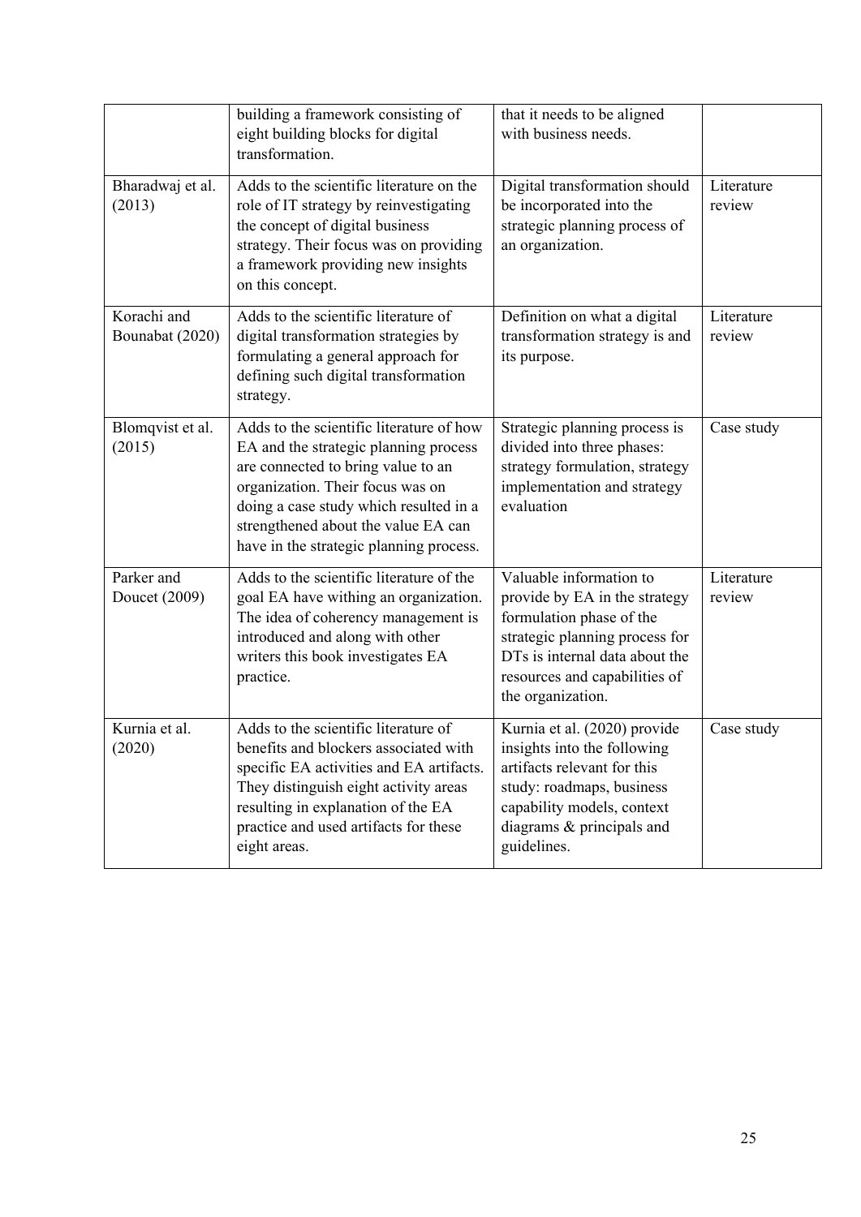| | building a framework consisting of eight building blocks for digital transformation. | that it needs to be aligned with business needs. | |
|---|---|---|---|
| Bharadwaj et al. (2013) | Adds to the scientific literature on the role of IT strategy by reinvestigating the concept of digital business strategy. Their focus was on providing a framework providing new insights on this concept. | Digital transformation should be incorporated into the strategic planning process of an organization. | Literature review |
| Korachi and Bounabat (2020) | Adds to the scientific literature of digital transformation strategies by formulating a general approach for defining such digital transformation strategy. | Definition on what a digital transformation strategy is and its purpose. | Literature review |
| Blomqvist et al. (2015) | Adds to the scientific literature of how EA and the strategic planning process are connected to bring value to an organization. Their focus was on doing a case study which resulted in a strengthened about the value EA can have in the strategic planning process. | Strategic planning process is divided into three phases: strategy formulation, strategy implementation and strategy evaluation | Case study |
| Parker and Doucet (2009) | Adds to the scientific literature of the goal EA have withing an organization. The idea of coherency management is introduced and along with other writers this book investigates EA practice. | Valuable information to provide by EA in the strategy formulation phase of the strategic planning process for DTs is internal data about the resources and capabilities of the organization. | Literature review |
| Kurnia et al. (2020) | Adds to the scientific literature of benefits and blockers associated with specific EA activities and EA artifacts. They distinguish eight activity areas resulting in explanation of the EA practice and used artifacts for these eight areas. | Kurnia et al. (2020) provide insights into the following artifacts relevant for this study: roadmaps, business capability models, context diagrams & principals and guidelines. | Case study |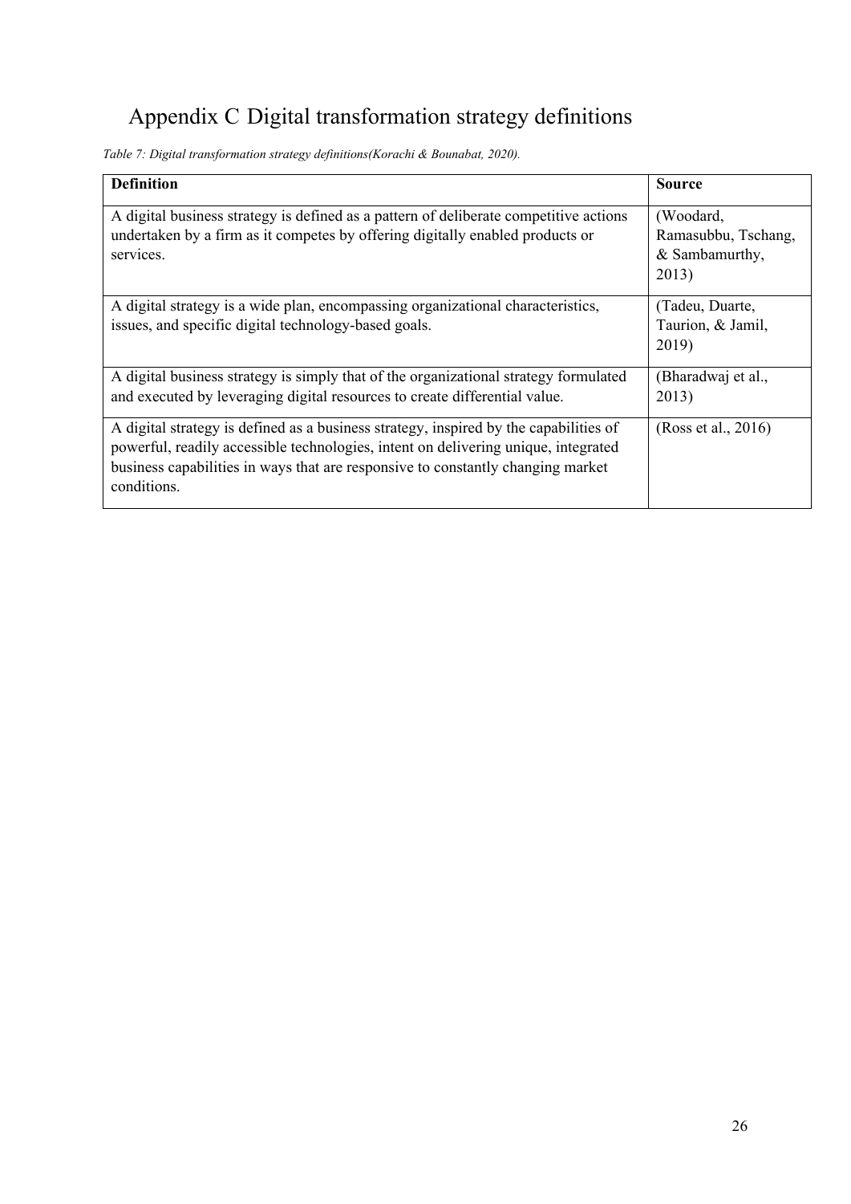# Appendix C Digital transformation strategy definitions

*Table 7: Digital transformation strategy definitions(Korachi & Bounabat, 2020).*

| Definition | Source |
|---|---|
| A digital business strategy is defined as a pattern of deliberate competitive actions undertaken by a firm as it competes by offering digitally enabled products or services. | (Woodard, Ramasubbu, Tschang, & Sambamurthy, 2013) |
| A digital strategy is a wide plan, encompassing organizational characteristics, issues, and specific digital technology-based goals. | (Tadeu, Duarte, Taurion, & Jamil, 2019) |
| A digital business strategy is simply that of the organizational strategy formulated and executed by leveraging digital resources to create differential value. | (Bharadwaj et al., 2013) |
| A digital strategy is defined as a business strategy, inspired by the capabilities of powerful, readily accessible technologies, intent on delivering unique, integrated business capabilities in ways that are responsive to constantly changing market conditions. | (Ross et al., 2016) |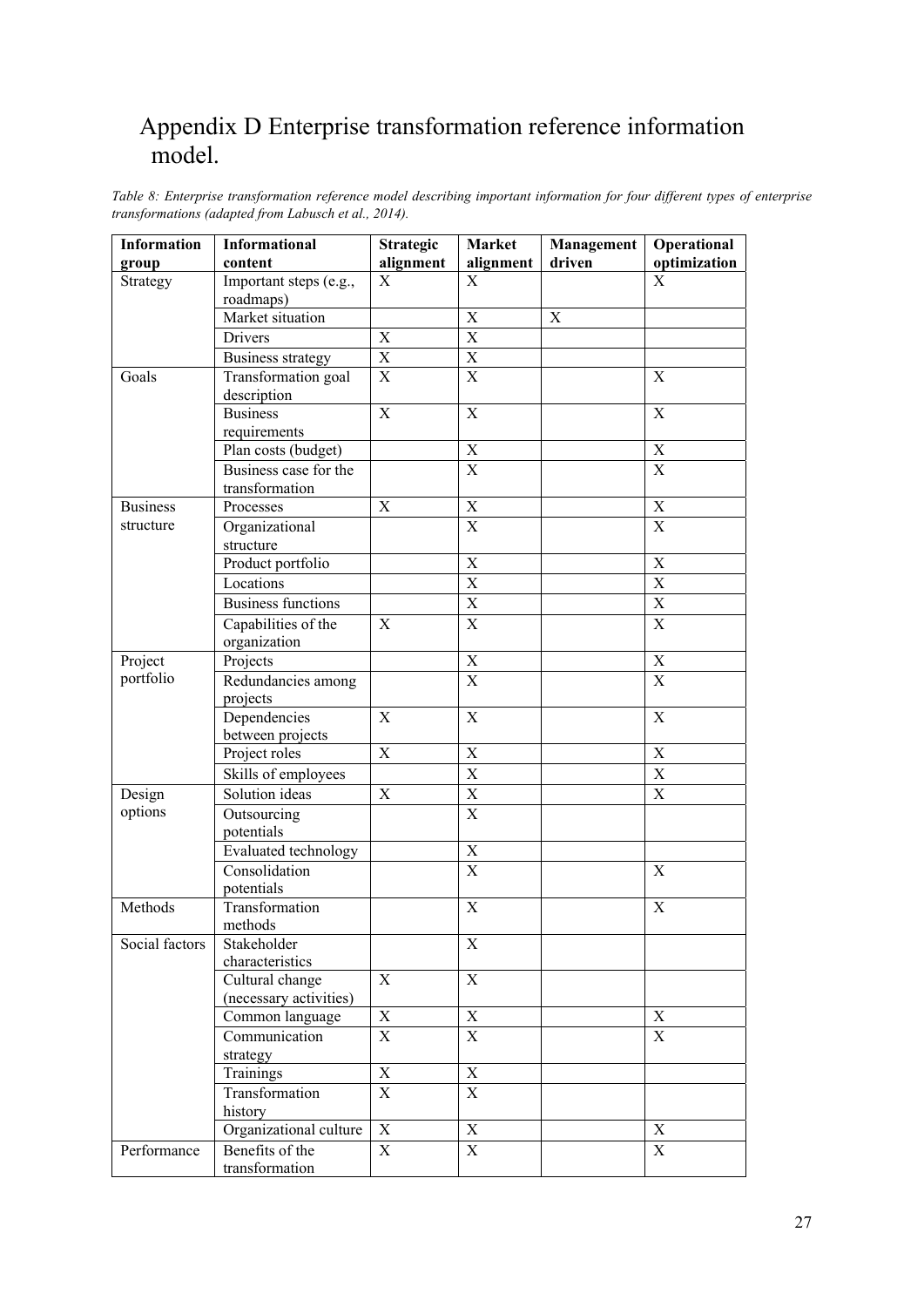# Appendix D Enterprise transformation reference information model.

*Table 8: Enterprise transformation reference model describing important information for four different types of enterprise transformations (adapted from Labusch et al., 2014).*

| Information group | Informational content | Strategic alignment | Market alignment | Management driven | Operational optimization |
|---|---|---|---|---|---|
| Strategy | Important steps (e.g., roadmaps) | X | X | | X |
| | Market situation | | X | X | |
| | Drivers | X | X | | |
| | Business strategy | X | X | | |
| Goals | Transformation goal description | X | X | | X |
| | Business requirements | X | X | | X |
| | Plan costs (budget) | | X | | X |
| | Business case for the transformation | | X | | X |
| Business structure | Processes | X | X | | X |
| | Organizational structure | | X | | X |
| | Product portfolio | | X | | X |
| | Locations | | X | | X |
| | Business functions | | X | | X |
| | Capabilities of the organization | X | X | | X |
| Project portfolio | Projects | | X | | X |
| | Redundancies among projects | | X | | X |
| | Dependencies between projects | X | X | | X |
| | Project roles | X | X | | X |
| | Skills of employees | | X | | X |
| Design options | Solution ideas | X | X | | X |
| | Outsourcing potentials | | X | | |
| | Evaluated technology | | X | | |
| | Consolidation potentials | | X | | X |
| Methods | Transformation methods | | X | | X |
| Social factors | Stakeholder characteristics | | X | | |
| | Cultural change (necessary activities) | X | X | | |
| | Common language | X | X | | X |
| | Communication strategy | X | X | | X |
| | Trainings | X | X | | |
| | Transformation history | X | X | | |
| | Organizational culture | X | X | | X |
| Performance | Benefits of the transformation | X | X | | X |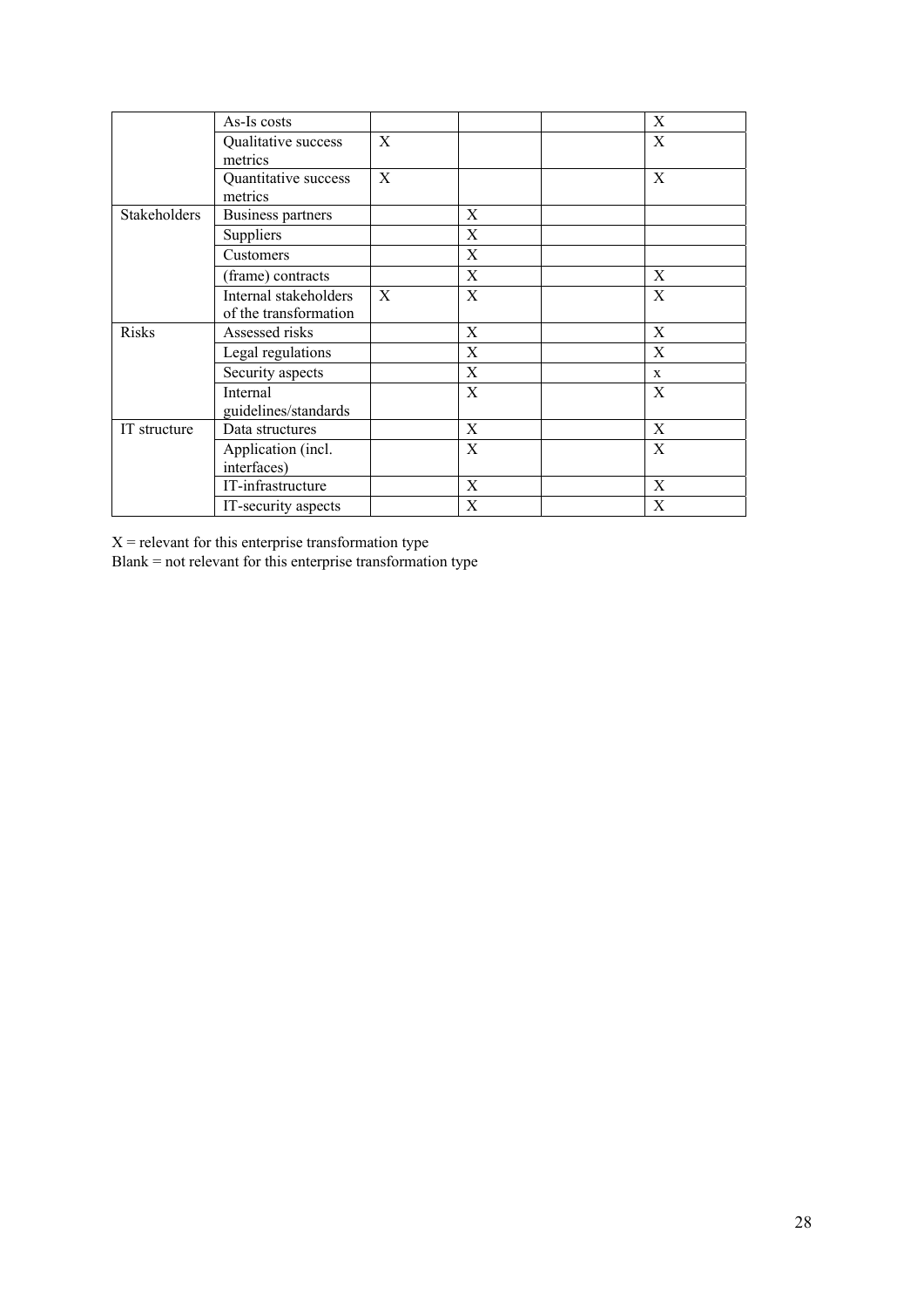| | | | | | |
|---|---|---|---|---|---|
| | As-Is costs | | | | X |
| | Qualitative success metrics | X | | | X |
| | Quantitative success metrics | X | | | X |
| Stakeholders | Business partners | | X | | |
| | Suppliers | | X | | |
| | Customers | | X | | |
| | (frame) contracts | | X | | X |
| | Internal stakeholders of the transformation | X | X | | X |
| Risks | Assessed risks | | X | | X |
| | Legal regulations | | X | | X |
| | Security aspects | | X | | x |
| | Internal guidelines/standards | | X | | X |
| IT structure | Data structures | | X | | X |
| | Application (incl. interfaces) | | X | | X |
| | IT-infrastructure | | X | | X |
| | IT-security aspects | | X | | X |

X = relevant for this enterprise transformation type
Blank = not relevant for this enterprise transformation type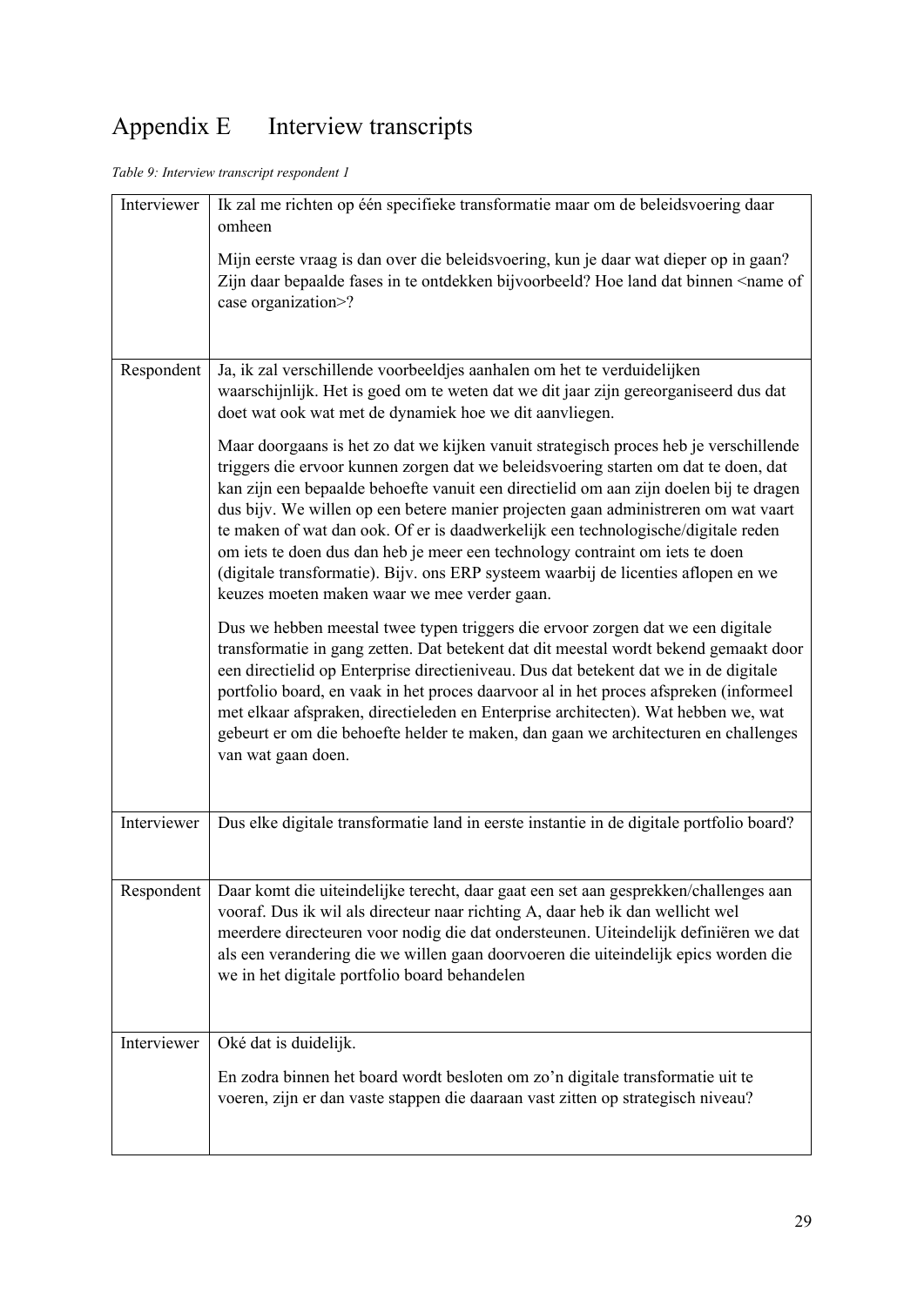# Appendix E Interview transcripts

*Table 9: Interview transcript respondent 1*

| | |
|---|---|
| Interviewer | Ik zal me richten op één specifieke transformatie maar om de beleidsvoering daar omheen<br><br>Mijn eerste vraag is dan over die beleidsvoering, kun je daar wat dieper op in gaan? Zijn daar bepaalde fases in te ontdekken bijvoorbeeld? Hoe land dat binnen <name of case organization>? |
| Respondent | Ja, ik zal verschillende voorbeeldjes aanhalen om het te verduidelijken waarschijnlijk. Het is goed om te weten dat we dit jaar zijn gereorganiseerd dus dat doet wat ook wat met de dynamiek hoe we dit aanvliegen.<br><br>Maar doorgaans is het zo dat we kijken vanuit strategisch proces heb je verschillende triggers die ervoor kunnen zorgen dat we beleidsvoering starten om dat te doen, dat kan zijn een bepaalde behoefte vanuit een directielid om aan zijn doelen bij te dragen dus bijv. We willen op een betere manier projecten gaan administreren om wat vaart te maken of wat dan ook. Of er is daadwerkelijk een technologische/digitale reden om iets te doen dus dan heb je meer een technology contraint om iets te doen (digitale transformatie). Bijv. ons ERP systeem waarbij de licenties aflopen en we keuzes moeten maken waar we mee verder gaan.<br><br>Dus we hebben meestal twee typen triggers die ervoor zorgen dat we een digitale transformatie in gang zetten. Dat betekent dat dit meestal wordt bekend gemaakt door een directielid op Enterprise directieniveau. Dus dat betekent dat we in de digitale portfolio board, en vaak in het proces daarvoor al in het proces afspreken (informeel met elkaar afspraken, directieleden en Enterprise architecten). Wat hebben we, wat gebeurt er om die behoefte helder te maken, dan gaan we architecturen en challenges van wat gaan doen. |
| Interviewer | Dus elke digitale transformatie land in eerste instantie in de digitale portfolio board? |
| Respondent | Daar komt die uiteindelijke terecht, daar gaat een set aan gesprekken/challenges aan vooraf. Dus ik wil als directeur naar richting A, daar heb ik dan wellicht wel meerdere directeuren voor nodig die dat ondersteunen. Uiteindelijk definiëren we dat als een verandering die we willen gaan doorvoeren die uiteindelijk epics worden die we in het digitale portfolio board behandelen |
| Interviewer | Oké dat is duidelijk.<br><br>En zodra binnen het board wordt besloten om zo'n digitale transformatie uit te voeren, zijn er dan vaste stappen die daaraan vast zitten op strategisch niveau? |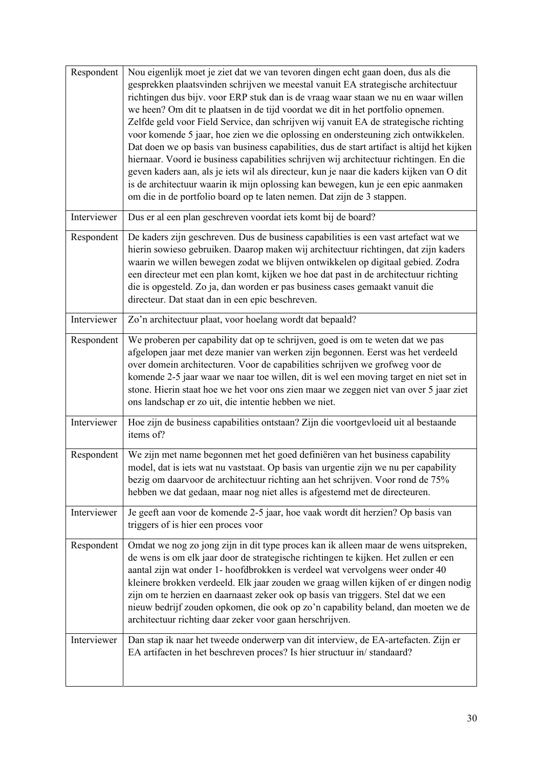| | |
|---|---|
| Respondent | Nou eigenlijk moet je ziet dat we van tevoren dingen echt gaan doen, dus als die gesprekken plaatsvinden schrijven we meestal vanuit EA strategische architectuur richtingen dus bijv. voor ERP stuk dan is de vraag waar staan we nu en waar willen we heen? Om dit te plaatsen in de tijd voordat we dit in het portfolio opnemen. Zelfde geld voor Field Service, dan schrijven wij vanuit EA de strategische richting voor komende 5 jaar, hoe zien we die oplossing en ondersteuning zich ontwikkelen. Dat doen we op basis van business capabilities, dus de start artifact is altijd het kijken hiernaar. Voord ie business capabilities schrijven wij architectuur richtingen. En die geven kaders aan, als je iets wil als directeur, kun je naar die kaders kijken van O dit is de architectuur waarin ik mijn oplossing kan bewegen, kun je een epic aanmaken om die in de portfolio board op te laten nemen. Dat zijn de 3 stappen. |
| Interviewer | Dus er al een plan geschreven voordat iets komt bij de board? |
| Respondent | De kaders zijn geschreven. Dus de business capabilities is een vast artefact wat we hierin sowieso gebruiken. Daarop maken wij architectuur richtingen, dat zijn kaders waarin we willen bewegen zodat we blijven ontwikkelen op digitaal gebied. Zodra een directeur met een plan komt, kijken we hoe dat past in de architectuur richting die is opgesteld. Zo ja, dan worden er pas business cases gemaakt vanuit die directeur. Dat staat dan in een epic beschreven. |
| Interviewer | Zo'n architectuur plaat, voor hoelang wordt dat bepaald? |
| Respondent | We proberen per capability dat op te schrijven, goed is om te weten dat we pas afgelopen jaar met deze manier van werken zijn begonnen. Eerst was het verdeeld over domein architecturen. Voor de capabilities schrijven we grofweg voor de komende 2-5 jaar waar we naar toe willen, dit is wel een moving target en niet set in stone. Hierin staat hoe we het voor ons zien maar we zeggen niet van over 5 jaar ziet ons landschap er zo uit, die intentie hebben we niet. |
| Interviewer | Hoe zijn de business capabilities ontstaan? Zijn die voortgevloeid uit al bestaande items of? |
| Respondent | We zijn met name begonnen met het goed definiëren van het business capability model, dat is iets wat nu vaststaat. Op basis van urgentie zijn we nu per capability bezig om daarvoor de architectuur richting aan het schrijven. Voor rond de 75% hebben we dat gedaan, maar nog niet alles is afgestemd met de directeuren. |
| Interviewer | Je geeft aan voor de komende 2-5 jaar, hoe vaak wordt dit herzien? Op basis van triggers of is hier een proces voor |
| Respondent | Omdat we nog zo jong zijn in dit type proces kan ik alleen maar de wens uitspreken, de wens is om elk jaar door de strategische richtingen te kijken. Het zullen er een aantal zijn wat onder 1- hoofdbrokken is verdeel wat vervolgens weer onder 40 kleinere brokken verdeeld. Elk jaar zouden we graag willen kijken of er dingen nodig zijn om te herzien en daarnaast zeker ook op basis van triggers. Stel dat we een nieuw bedrijf zouden opkomen, die ook op zo'n capability beland, dan moeten we de architectuur richting daar zeker voor gaan herschrijven. |
| Interviewer | Dan stap ik naar het tweede onderwerp van dit interview, de EA-artefacten. Zijn er EA artifacten in het beschreven proces? Is hier structuur in/ standaard? |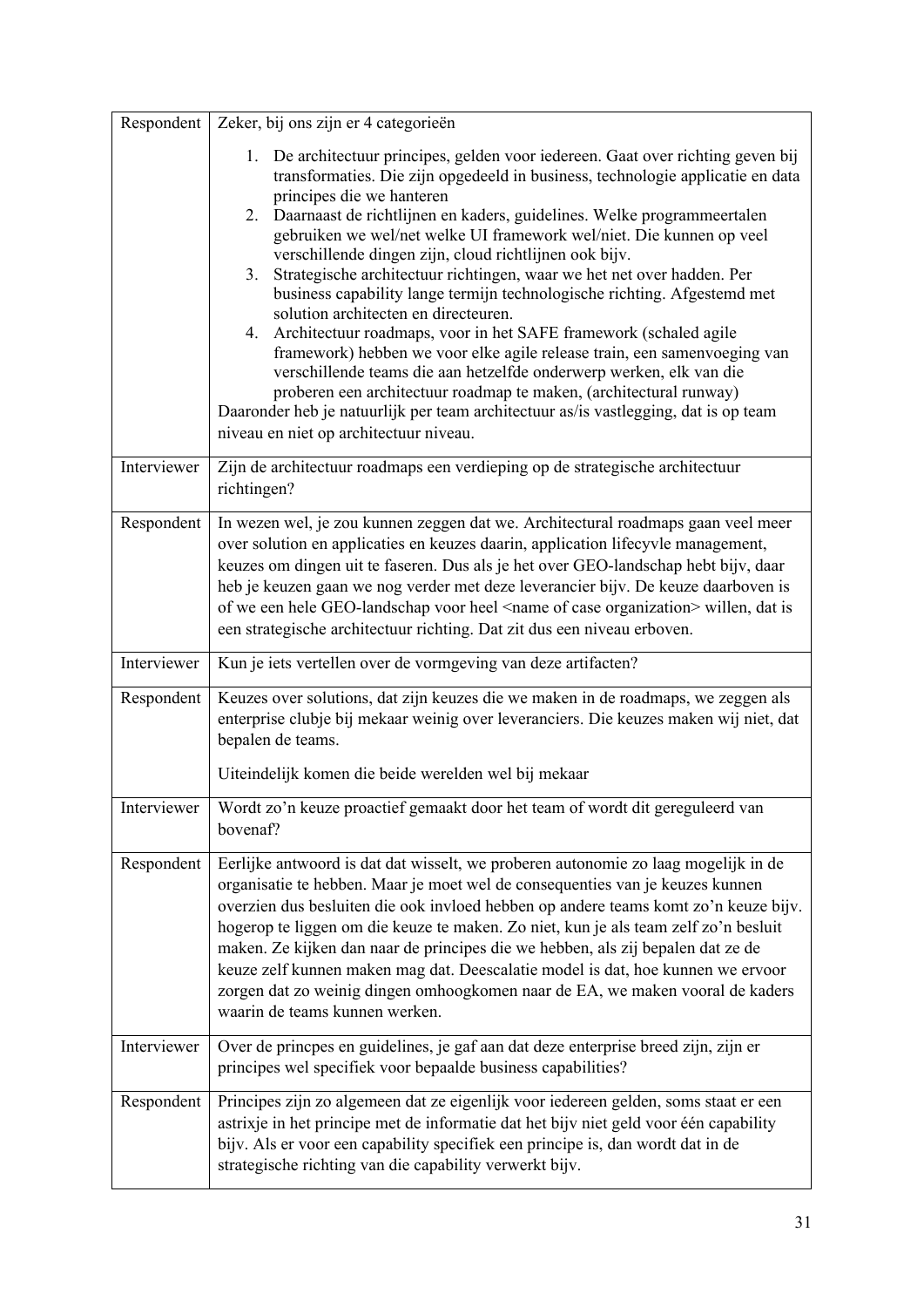| | |
|---|---|
| Respondent | Zeker, bij ons zijn er 4 categorieën<br><br>1. De architectuur principes, gelden voor iedereen. Gaat over richting geven bij transformaties. Die zijn opgedeeld in business, technologie applicatie en data principes die we hanteren<br>2. Daarnaast de richtlijnen en kaders, guidelines. Welke programmeertalen gebruiken we wel/net welke UI framework wel/niet. Die kunnen op veel verschillende dingen zijn, cloud richtlijnen ook bijv.<br>3. Strategische architectuur richtingen, waar we het net over hadden. Per business capability lange termijn technologische richting. Afgestemd met solution architecten en directeuren.<br>4. Architectuur roadmaps, voor in het SAFE framework (schaled agile framework) hebben we voor elke agile release train, een samenvoeging van verschillende teams die aan hetzelfde onderwerp werken, elk van die proberen een architectuur roadmap te maken, (architectural runway)<br><br>Daaronder heb je natuurlijk per team architectuur as/is vastlegging, dat is op team niveau en niet op architectuur niveau. |
| Interviewer | Zijn de architectuur roadmaps een verdieping op de strategische architectuur richtingen? |
| Respondent | In wezen wel, je zou kunnen zeggen dat we. Architectural roadmaps gaan veel meer over solution en applicaties en keuzes daarin, application lifecyvle management, keuzes om dingen uit te faseren. Dus als je het over GEO-landschap hebt bijv, daar heb je keuzen gaan we nog verder met deze leverancier bijv. De keuze daarboven is of we een hele GEO-landschap voor heel <name of case organization> willen, dat is een strategische architectuur richting. Dat zit dus een niveau erboven. |
| Interviewer | Kun je iets vertellen over de vormgeving van deze artifacten? |
| Respondent | Keuzes over solutions, dat zijn keuzes die we maken in de roadmaps, we zeggen als enterprise clubje bij mekaar weinig over leveranciers. Die keuzes maken wij niet, dat bepalen de teams.<br><br>Uiteindelijk komen die beide werelden wel bij mekaar |
| Interviewer | Wordt zo'n keuze proactief gemaakt door het team of wordt dit gereguleerd van bovenaf? |
| Respondent | Eerlijke antwoord is dat dat wisselt, we proberen autonomie zo laag mogelijk in de organisatie te hebben. Maar je moet wel de consequenties van je keuzes kunnen overzien dus besluiten die ook invloed hebben op andere teams komt zo'n keuze bijv. hogerop te liggen om die keuze te maken. Zo niet, kun je als team zelf zo'n besluit maken. Ze kijken dan naar de principes die we hebben, als zij bepalen dat ze de keuze zelf kunnen maken mag dat. Deescalatie model is dat, hoe kunnen we ervoor zorgen dat zo weinig dingen omhoogkomen naar de EA, we maken vooral de kaders waarin de teams kunnen werken. |
| Interviewer | Over de princpes en guidelines, je gaf aan dat deze enterprise breed zijn, zijn er principes wel specifiek voor bepaalde business capabilities? |
| Respondent | Principes zijn zo algemeen dat ze eigenlijk voor iedereen gelden, soms staat er een astrixje in het principe met de informatie dat het bijv niet geld voor één capability bijv. Als er voor een capability specifiek een principe is, dan wordt dat in de strategische richting van die capability verwerkt bijv. |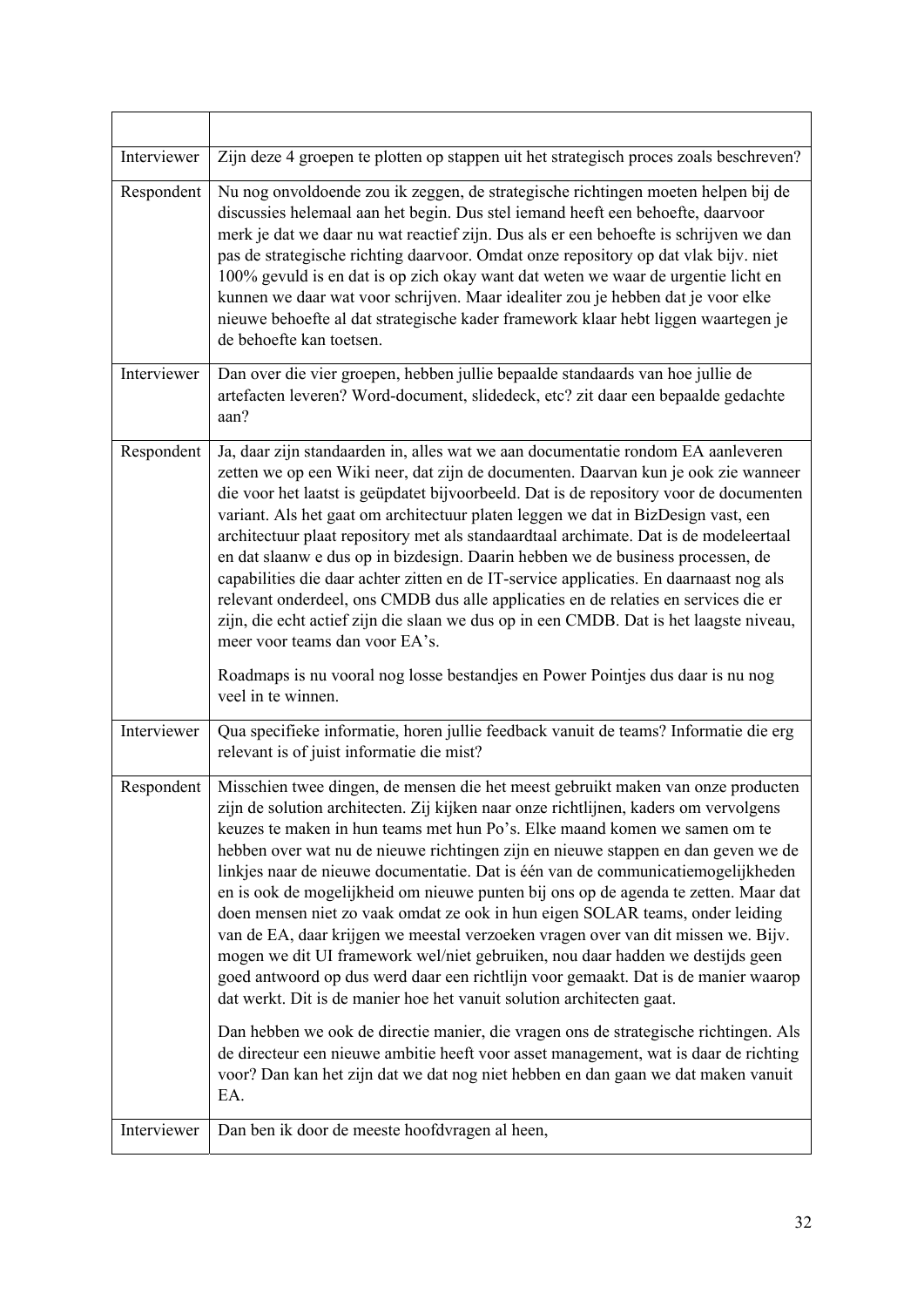| | |
|---|---|
| Interviewer | Zijn deze 4 groepen te plotten op stappen uit het strategisch proces zoals beschreven? |
| Respondent | Nu nog onvoldoende zou ik zeggen, de strategische richtingen moeten helpen bij de discussies helemaal aan het begin. Dus stel iemand heeft een behoefte, daarvoor merk je dat we daar nu wat reactief zijn. Dus als er een behoefte is schrijven we dan pas de strategische richting daarvoor. Omdat onze repository op dat vlak bijv. niet 100% gevuld is en dat is op zich okay want dat weten we waar de urgentie licht en kunnen we daar wat voor schrijven. Maar idealiter zou je hebben dat je voor elke nieuwe behoefte al dat strategische kader framework klaar hebt liggen waartegen je de behoefte kan toetsen. |
| Interviewer | Dan over die vier groepen, hebben jullie bepaalde standaards van hoe jullie de artefacten leveren? Word-document, slidedeck, etc? zit daar een bepaalde gedachte aan? |
| Respondent | Ja, daar zijn standaarden in, alles wat we aan documentatie rondom EA aanleveren zetten we op een Wiki neer, dat zijn de documenten. Daarvan kun je ook zie wanneer die voor het laatst is geüpdatet bijvoorbeeld. Dat is de repository voor de documenten variant. Als het gaat om architectuur platen leggen we dat in BizDesign vast, een architectuur plaat repository met als standaardtaal archimate. Dat is de modeleertaal en dat slaanw e dus op in bizdesign. Daarin hebben we de business processen, de capabilities die daar achter zitten en de IT-service applicaties. En daarnaast nog als relevant onderdeel, ons CMDB dus alle applicaties en de relaties en services die er zijn, die echt actief zijn die slaan we dus op in een CMDB. Dat is het laagste niveau, meer voor teams dan voor EA's.<br><br>Roadmaps is nu vooral nog losse bestandjes en Power Pointjes dus daar is nu nog veel in te winnen. |
| Interviewer | Qua specifieke informatie, horen jullie feedback vanuit de teams? Informatie die erg relevant is of juist informatie die mist? |
| Respondent | Misschien twee dingen, de mensen die het meest gebruikt maken van onze producten zijn de solution architecten. Zij kijken naar onze richtlijnen, kaders om vervolgens keuzes te maken in hun teams met hun Po's. Elke maand komen we samen om te hebben over wat nu de nieuwe richtingen zijn en nieuwe stappen en dan geven we de linkjes naar de nieuwe documentatie. Dat is één van de communicatiemogelijkheden en is ook de mogelijkheid om nieuwe punten bij ons op de agenda te zetten. Maar dat doen mensen niet zo vaak omdat ze ook in hun eigen SOLAR teams, onder leiding van de EA, daar krijgen we meestal verzoeken vragen over van dit missen we. Bijv. mogen we dit UI framework wel/niet gebruiken, nou daar hadden we destijds geen goed antwoord op dus werd daar een richtlijn voor gemaakt. Dat is de manier waarop dat werkt. Dit is de manier hoe het vanuit solution architecten gaat.<br><br>Dan hebben we ook de directie manier, die vragen ons de strategische richtingen. Als de directeur een nieuwe ambitie heeft voor asset management, wat is daar de richting voor? Dan kan het zijn dat we dat nog niet hebben en dan gaan we dat maken vanuit EA. |
| Interviewer | Dan ben ik door de meeste hoofdvragen al heen, |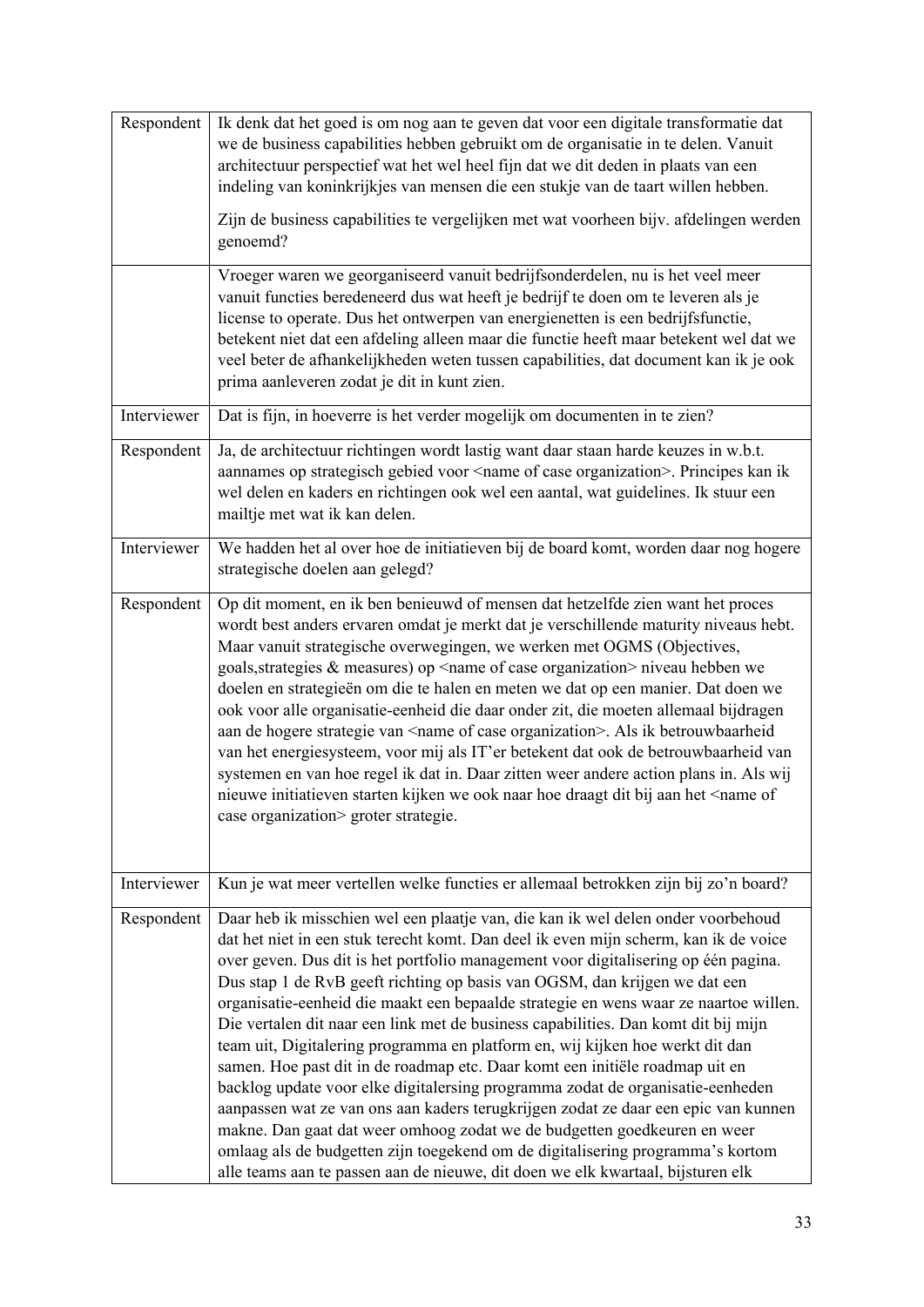| Respondent | Ik denk dat het goed is om nog aan te geven dat voor een digitale transformatie dat we de business capabilities hebben gebruikt om de organisatie in te delen. Vanuit architectuur perspectief wat het wel heel fijn dat we dit deden in plaats van een indeling van koninkrijkjes van mensen die een stukje van de taart willen hebben.<br><br>Zijn de business capabilities te vergelijken met wat voorheen bijv. afdelingen werden genoemd? |
|---|---|
| | Vroeger waren we georganiseerd vanuit bedrijfsonderdelen, nu is het veel meer vanuit functies beredeneerd dus wat heeft je bedrijf te doen om te leveren als je license to operate. Dus het ontwerpen van energienetten is een bedrijfsfunctie, betekent niet dat een afdeling alleen maar die functie heeft maar betekent wel dat we veel beter de afhankelijkheden weten tussen capabilities, dat document kan ik je ook prima aanleveren zodat je dit in kunt zien. |
| Interviewer | Dat is fijn, in hoeverre is het verder mogelijk om documenten in te zien? |
| Respondent | Ja, de architectuur richtingen wordt lastig want daar staan harde keuzes in w.b.t. aannames op strategisch gebied voor <name of case organization>. Principes kan ik wel delen en kaders en richtingen ook wel een aantal, wat guidelines. Ik stuur een mailtje met wat ik kan delen. |
| Interviewer | We hadden het al over hoe de initiatieven bij de board komt, worden daar nog hogere strategische doelen aan gelegd? |
| Respondent | Op dit moment, en ik ben benieuwd of mensen dat hetzelfde zien want het proces wordt best anders ervaren omdat je merkt dat je verschillende maturity niveaus hebt. Maar vanuit strategische overwegingen, we werken met OGMS (Objectives, goals,strategies & measures) op <name of case organization> niveau hebben we doelen en strategieën om die te halen en meten we dat op een manier. Dat doen we ook voor alle organisatie-eenheid die daar onder zit, die moeten allemaal bijdragen aan de hogere strategie van <name of case organization>. Als ik betrouwbaarheid van het energiesysteem, voor mij als IT'er betekent dat ook de betrouwbaarheid van systemen en van hoe regel ik dat in. Daar zitten weer andere action plans in. Als wij nieuwe initiatieven starten kijken we ook naar hoe draagt dit bij aan het <name of case organization> groter strategie. |
| Interviewer | Kun je wat meer vertellen welke functies er allemaal betrokken zijn bij zo'n board? |
| Respondent | Daar heb ik misschien wel een plaatje van, die kan ik wel delen onder voorbehoud dat het niet in een stuk terecht komt. Dan deel ik even mijn scherm, kan ik de voice over geven. Dus dit is het portfolio management voor digitalisering op één pagina. Dus stap 1 de RvB geeft richting op basis van OGSM, dan krijgen we dat een organisatie-eenheid die maakt een bepaalde strategie en wens waar ze naartoe willen. Die vertalen dit naar een link met de business capabilities. Dan komt dit bij mijn team uit, Digitalering programma en platform en, wij kijken hoe werkt dit dan samen. Hoe past dit in de roadmap etc. Daar komt een initiële roadmap uit en backlog update voor elke digitalersing programma zodat de organisatie-eenheden aanpassen wat ze van ons aan kaders terugkrijgen zodat ze daar een epic van kunnen makne. Dan gaat dat weer omhoog zodat we de budgetten goedkeuren en weer omlaag als de budgetten zijn toegekend om de digitalisering programma's kortom alle teams aan te passen aan de nieuwe, dit doen we elk kwartaal, bijsturen elk |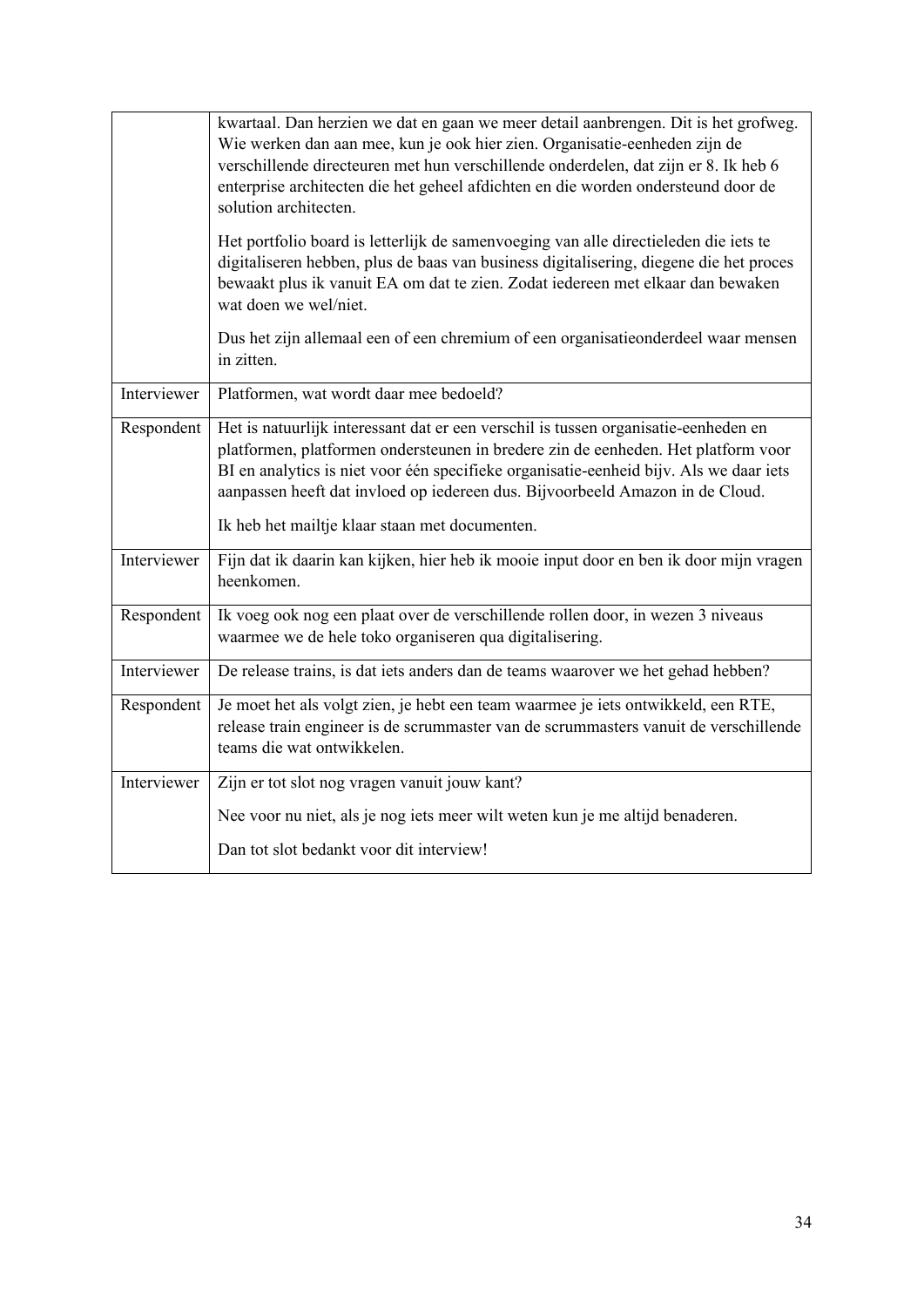| | |
|---|---|
| | kwartaal. Dan herzien we dat en gaan we meer detail aanbrengen. Dit is het grofweg. Wie werken dan aan mee, kun je ook hier zien. Organisatie-eenheden zijn de verschillende directeuren met hun verschillende onderdelen, dat zijn er 8. Ik heb 6 enterprise architecten die het geheel afdichten en die worden ondersteund door de solution architecten.<br><br>Het portfolio board is letterlijk de samenvoeging van alle directieleden die iets te digitaliseren hebben, plus de baas van business digitalisering, diegene die het proces bewaakt plus ik vanuit EA om dat te zien. Zodat iedereen met elkaar dan bewaken wat doen we wel/niet.<br><br>Dus het zijn allemaal een of een chremium of een organisatieonderdeel waar mensen in zitten. |
| Interviewer | Platformen, wat wordt daar mee bedoeld? |
| Respondent | Het is natuurlijk interessant dat er een verschil is tussen organisatie-eenheden en platformen, platformen ondersteunen in bredere zin de eenheden. Het platform voor BI en analytics is niet voor één specifieke organisatie-eenheid bijv. Als we daar iets aanpassen heeft dat invloed op iedereen dus. Bijvoorbeeld Amazon in de Cloud.<br><br>Ik heb het mailtje klaar staan met documenten. |
| Interviewer | Fijn dat ik daarin kan kijken, hier heb ik mooie input door en ben ik door mijn vragen heenkomen. |
| Respondent | Ik voeg ook nog een plaat over de verschillende rollen door, in wezen 3 niveaus waarmee we de hele toko organiseren qua digitalisering. |
| Interviewer | De release trains, is dat iets anders dan de teams waarover we het gehad hebben? |
| Respondent | Je moet het als volgt zien, je hebt een team waarmee je iets ontwikkeld, een RTE, release train engineer is de scrummaster van de scrummasters vanuit de verschillende teams die wat ontwikkelen. |
| Interviewer | Zijn er tot slot nog vragen vanuit jouw kant?<br><br>Nee voor nu niet, als je nog iets meer wilt weten kun je me altijd benaderen.<br><br>Dan tot slot bedankt voor dit interview! |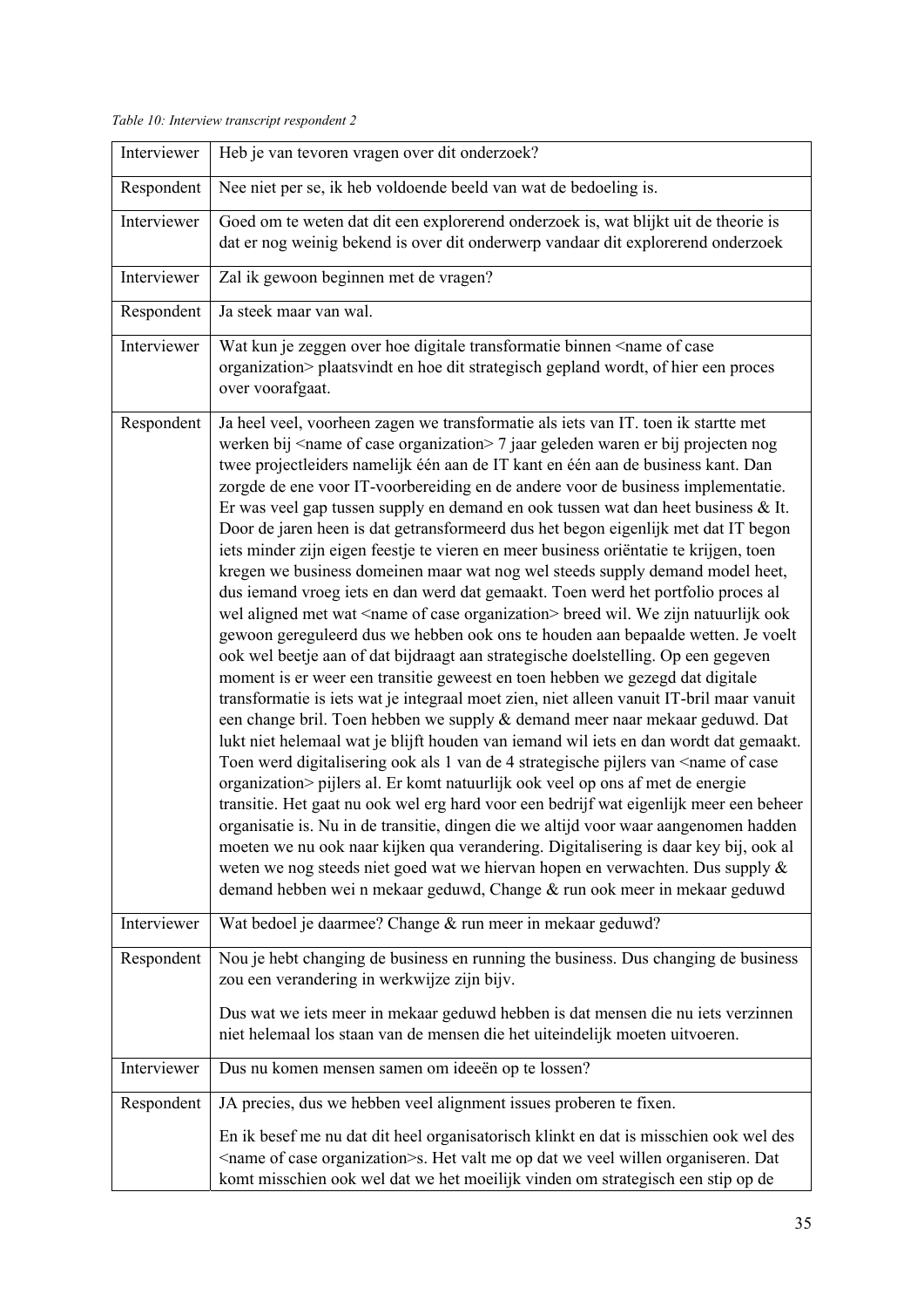*Table 10: Interview transcript respondent 2*

| | |
|---|---|
| Interviewer | Heb je van tevoren vragen over dit onderzoek? |
| Respondent | Nee niet per se, ik heb voldoende beeld van wat de bedoeling is. |
| Interviewer | Goed om te weten dat dit een explorerend onderzoek is, wat blijkt uit de theorie is dat er nog weinig bekend is over dit onderwerp vandaar dit explorerend onderzoek |
| Interviewer | Zal ik gewoon beginnen met de vragen? |
| Respondent | Ja steek maar van wal. |
| Interviewer | Wat kun je zeggen over hoe digitale transformatie binnen <name of case organization> plaatsvindt en hoe dit strategisch gepland wordt, of hier een proces over voorafgaat. |
| Respondent | Ja heel veel, voorheen zagen we transformatie als iets van IT. toen ik startte met werken bij <name of case organization> 7 jaar geleden waren er bij projecten nog twee projectleiders namelijk één aan de IT kant en één aan de business kant. Dan zorgde de ene voor IT-voorbereiding en de andere voor de business implementatie. Er was veel gap tussen supply en demand en ook tussen wat dan heet business & It. Door de jaren heen is dat getransformeerd dus het begon eigenlijk met dat IT begon iets minder zijn eigen feestje te vieren en meer business oriëntatie te krijgen, toen kregen we business domeinen maar wat nog wel steeds supply demand model heet, dus iemand vroeg iets en dan werd dat gemaakt. Toen werd het portfolio proces al wel aligned met wat <name of case organization> breed wil. We zijn natuurlijk ook gewoon gereguleerd dus we hebben ook ons te houden aan bepaalde wetten. Je voelt ook wel beetje aan of dat bijdraagt aan strategische doelstelling. Op een gegeven moment is er weer een transitie geweest en toen hebben we gezegd dat digitale transformatie is iets wat je integraal moet zien, niet alleen vanuit IT-bril maar vanuit een change bril. Toen hebben we supply & demand meer naar mekaar geduwd. Dat lukt niet helemaal wat je blijft houden van iemand wil iets en dan wordt dat gemaakt. Toen werd digitalisering ook als 1 van de 4 strategische pijlers van <name of case organization> pijlers al. Er komt natuurlijk ook veel op ons af met de energie transitie. Het gaat nu ook wel erg hard voor een bedrijf wat eigenlijk meer een beheer organisatie is. Nu in de transitie, dingen die we altijd voor waar aangenomen hadden moeten we nu ook naar kijken qua verandering. Digitalisering is daar key bij, ook al weten we nog steeds niet goed wat we hiervan hopen en verwachten. Dus supply & demand hebben wei n mekaar geduwd, Change & run ook meer in mekaar geduwd |
| Interviewer | Wat bedoel je daarmee? Change & run meer in mekaar geduwd? |
| Respondent | Nou je hebt changing de business en running the business. Dus changing de business zou een verandering in werkwijze zijn bijv.<br><br>Dus wat we iets meer in mekaar geduwd hebben is dat mensen die nu iets verzinnen niet helemaal los staan van de mensen die het uiteindelijk moeten uitvoeren. |
| Interviewer | Dus nu komen mensen samen om ideeën op te lossen? |
| Respondent | JA precies, dus we hebben veel alignment issues proberen te fixen.<br><br>En ik besef me nu dat dit heel organisatorisch klinkt en dat is misschien ook wel des <name of case organization>s. Het valt me op dat we veel willen organiseren. Dat komt misschien ook wel dat we het moeilijk vinden om strategisch een stip op de |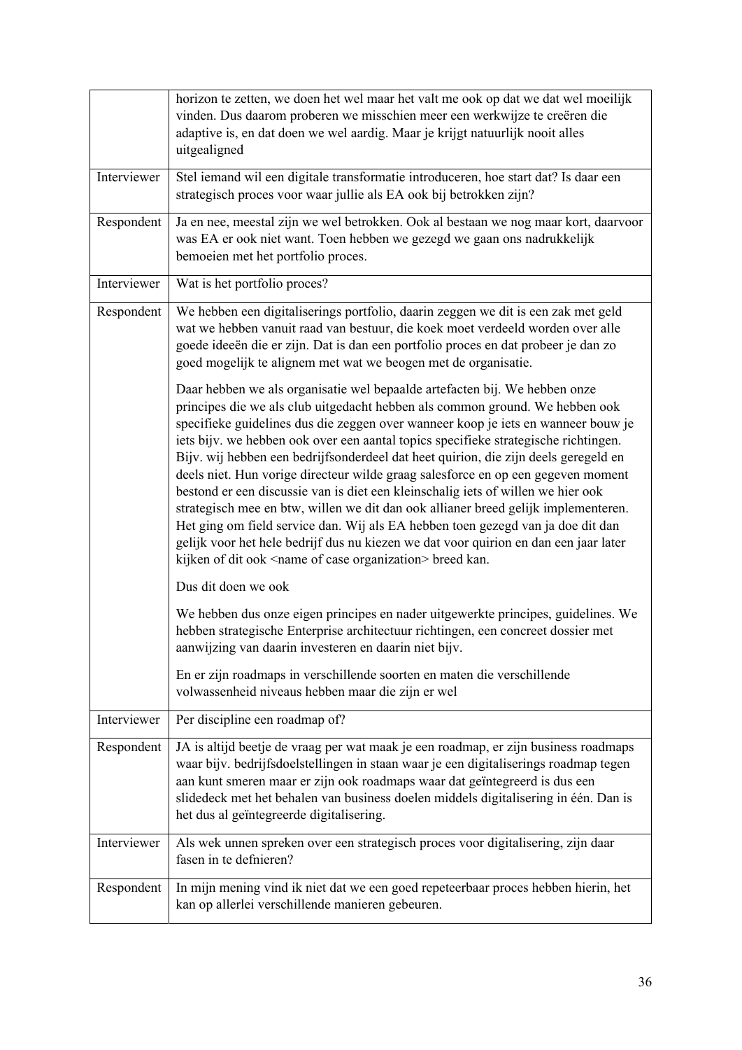| | |
|---|---|
| | horizon te zetten, we doen het wel maar het valt me ook op dat we dat wel moeilijk vinden. Dus daarom proberen we misschien meer een werkwijze te creëren die adaptive is, en dat doen we wel aardig. Maar je krijgt natuurlijk nooit alles uitgealigned |
| Interviewer | Stel iemand wil een digitale transformatie introduceren, hoe start dat? Is daar een strategisch proces voor waar jullie als EA ook bij betrokken zijn? |
| Respondent | Ja en nee, meestal zijn we wel betrokken. Ook al bestaan we nog maar kort, daarvoor was EA er ook niet want. Toen hebben we gezegd we gaan ons nadrukkelijk bemoeien met het portfolio proces. |
| Interviewer | Wat is het portfolio proces? |
| Respondent | We hebben een digitaliserings portfolio, daarin zeggen we dit is een zak met geld wat we hebben vanuit raad van bestuur, die koek moet verdeeld worden over alle goede ideeën die er zijn. Dat is dan een portfolio proces en dat probeer je dan zo goed mogelijk te alignem met wat we beogen met de organisatie.<br><br>Daar hebben we als organisatie wel bepaalde artefacten bij. We hebben onze principes die we als club uitgedacht hebben als common ground. We hebben ook specifieke guidelines dus die zeggen over wanneer koop je iets en wanneer bouw je iets bijv. we hebben ook over een aantal topics specifieke strategische richtingen. Bijv. wij hebben een bedrijfsonderdeel dat heet quirion, die zijn deels geregeld en deels niet. Hun vorige directeur wilde graag salesforce en op een gegeven moment bestond er een discussie van is diet een kleinschalig iets of willen we hier ook strategisch mee en btw, willen we dit dan ook allianer breed gelijk implementeren. Het ging om field service dan. Wij als EA hebben toen gezegd van ja doe dit dan gelijk voor het hele bedrijf dus nu kiezen we dat voor quirion en dan een jaar later kijken of dit ook <name of case organization> breed kan.<br><br>Dus dit doen we ook<br><br>We hebben dus onze eigen principes en nader uitgewerkte principes, guidelines. We hebben strategische Enterprise architectuur richtingen, een concreet dossier met aanwijzing van daarin investeren en daarin niet bijv.<br><br>En er zijn roadmaps in verschillende soorten en maten die verschillende volwassenheid niveaus hebben maar die zijn er wel |
| Interviewer | Per discipline een roadmap of? |
| Respondent | JA is altijd beetje de vraag per wat maak je een roadmap, er zijn business roadmaps waar bijv. bedrijfsdoelstellingen in staan waar je een digitaliserings roadmap tegen aan kunt smeren maar er zijn ook roadmaps waar dat geïntegreerd is dus een slidedeck met het behalen van business doelen middels digitalisering in één. Dan is het dus al geïntegreerde digitalisering. |
| Interviewer | Als wek unnen spreken over een strategisch proces voor digitalisering, zijn daar fasen in te defnieren? |
| Respondent | In mijn mening vind ik niet dat we een goed repeteerbaar proces hebben hierin, het kan op allerlei verschillende manieren gebeuren. |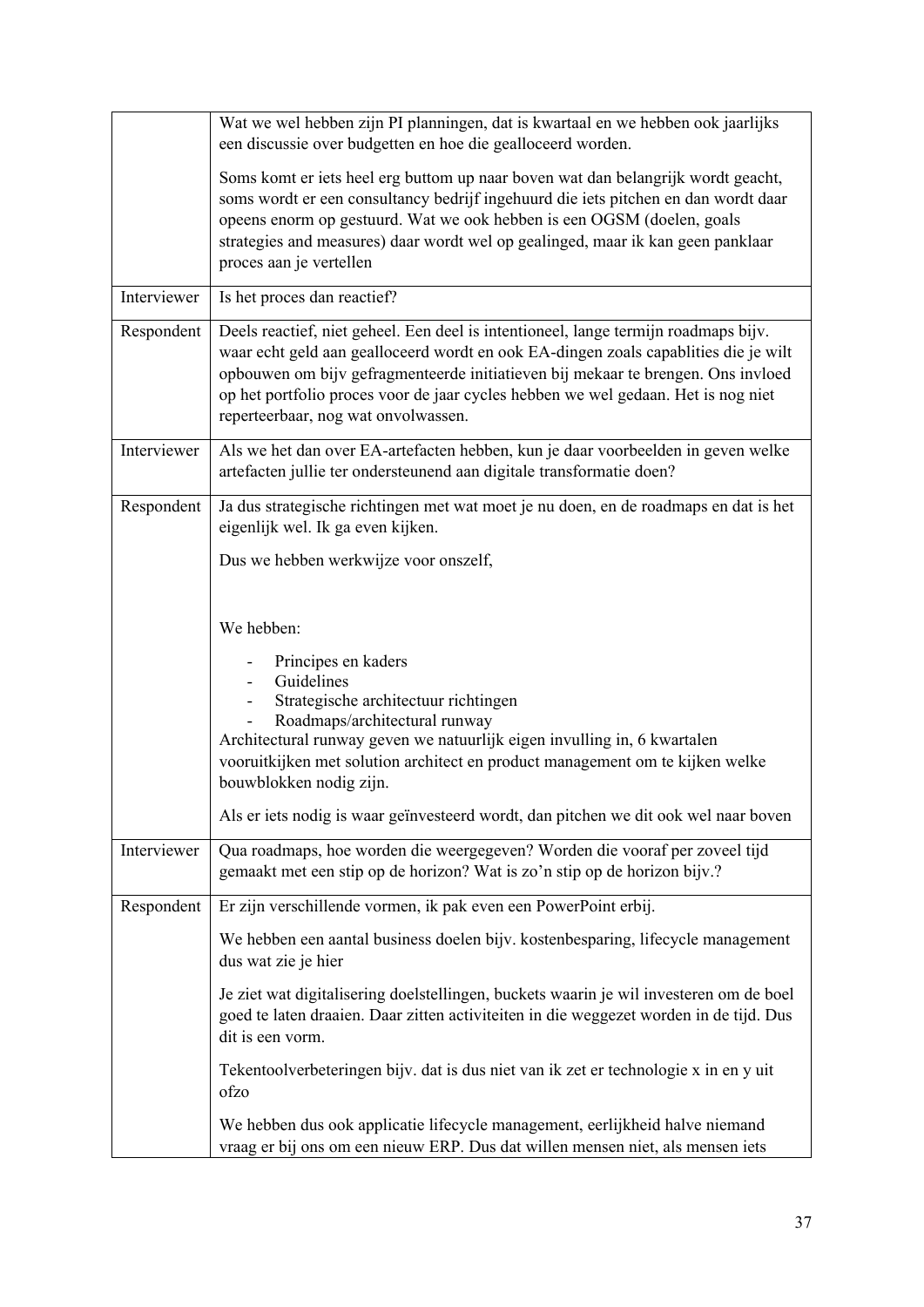| | |
|---|---|
| | Wat we wel hebben zijn PI planningen, dat is kwartaal en we hebben ook jaarlijks een discussie over budgetten en hoe die gealloceerd worden.<br><br>Soms komt er iets heel erg buttom up naar boven wat dan belangrijk wordt geacht, soms wordt er een consultancy bedrijf ingehuurd die iets pitchen en dan wordt daar opeens enorm op gestuurd. Wat we ook hebben is een OGSM (doelen, goals strategies and measures) daar wordt wel op gealinged, maar ik kan geen panklaar proces aan je vertellen |
| Interviewer | Is het proces dan reactief? |
| Respondent | Deels reactief, niet geheel. Een deel is intentioneel, lange termijn roadmaps bijv. waar echt geld aan gealloceerd wordt en ook EA-dingen zoals capablities die je wilt opbouwen om bijv gefragmenteerde initiatieven bij mekaar te brengen. Ons invloed op het portfolio proces voor de jaar cycles hebben we wel gedaan. Het is nog niet reperteerbaar, nog wat onvolwassen. |
| Interviewer | Als we het dan over EA-artefacten hebben, kun je daar voorbeelden in geven welke artefacten jullie ter ondersteunend aan digitale transformatie doen? |
| Respondent | Ja dus strategische richtingen met wat moet je nu doen, en de roadmaps en dat is het eigenlijk wel. Ik ga even kijken.<br><br>Dus we hebben werkwijze voor onszelf,<br><br>We hebben:<br><br>- Principes en kaders<br>- Guidelines<br>- Strategische architectuur richtingen<br>- Roadmaps/architectural runway<br><br>Architectural runway geven we natuurlijk eigen invulling in, 6 kwartalen vooruitkijken met solution architect en product management om te kijken welke bouwblokken nodig zijn.<br><br>Als er iets nodig is waar geïnvesteerd wordt, dan pitchen we dit ook wel naar boven |
| Interviewer | Qua roadmaps, hoe worden die weergegeven? Worden die vooraf per zoveel tijd gemaakt met een stip op de horizon? Wat is zo'n stip op de horizon bijv.? |
| Respondent | Er zijn verschillende vormen, ik pak even een PowerPoint erbij.<br><br>We hebben een aantal business doelen bijv. kostenbesparing, lifecycle management dus wat zie je hier<br><br>Je ziet wat digitalisering doelstellingen, buckets waarin je wil investeren om de boel goed te laten draaien. Daar zitten activiteiten in die weggezet worden in de tijd. Dus dit is een vorm.<br><br>Tekentoolverbeteringen bijv. dat is dus niet van ik zet er technologie x in en y uit ofzo<br><br>We hebben dus ook applicatie lifecycle management, eerlijkheid halve niemand vraag er bij ons om een nieuw ERP. Dus dat willen mensen niet, als mensen iets |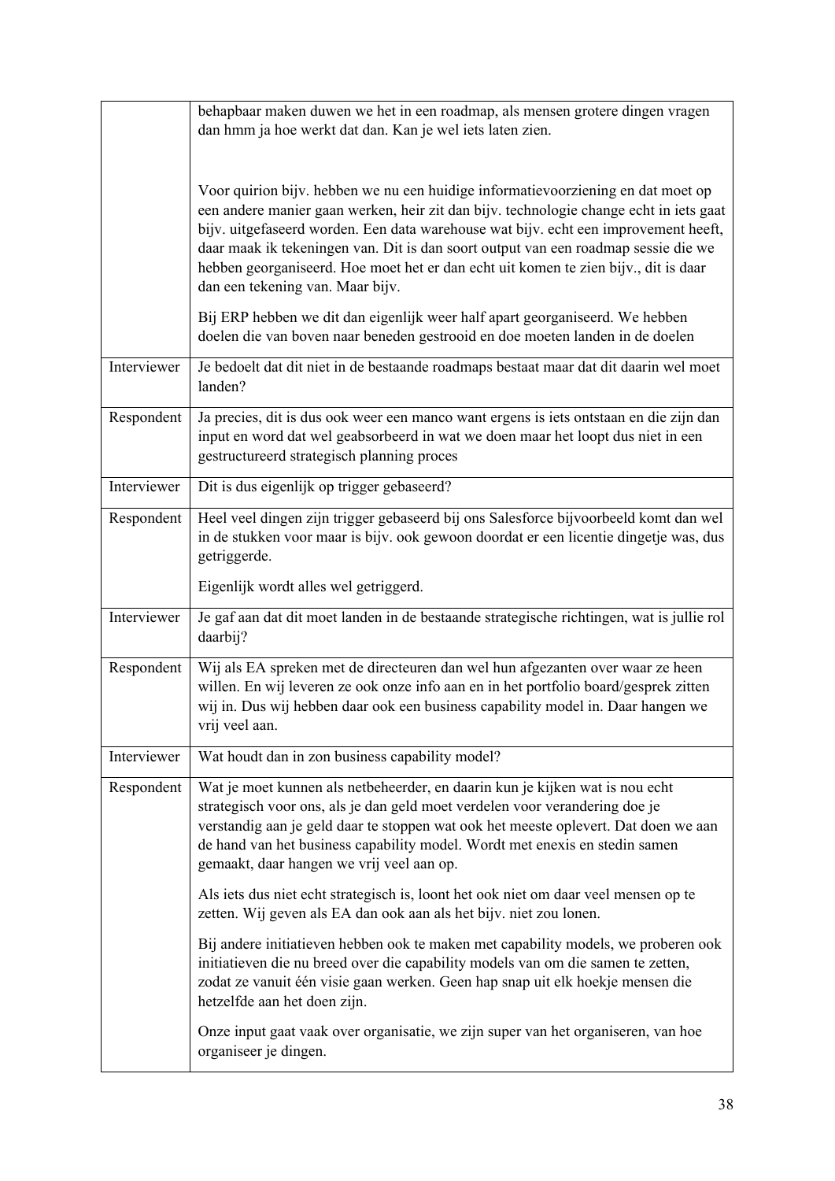| | |
|---|---|
| | behapbaar maken duwen we het in een roadmap, als mensen grotere dingen vragen dan hmm ja hoe werkt dat dan. Kan je wel iets laten zien.<br><br>Voor quirion bijv. hebben we nu een huidige informatievoorziening en dat moet op een andere manier gaan werken, heir zit dan bijv. technologie change echt in iets gaat bijv. uitgefaseerd worden. Een data warehouse wat bijv. echt een improvement heeft, daar maak ik tekeningen van. Dit is dan soort output van een roadmap sessie die we hebben georganiseerd. Hoe moet het er dan echt uit komen te zien bijv., dit is daar dan een tekening van. Maar bijv.<br><br>Bij ERP hebben we dit dan eigenlijk weer half apart georganiseerd. We hebben doelen die van boven naar beneden gestrooid en doe moeten landen in de doelen |
| Interviewer | Je bedoelt dat dit niet in de bestaande roadmaps bestaat maar dat dit daarin wel moet landen? |
| Respondent | Ja precies, dit is dus ook weer een manco want ergens is iets ontstaan en die zijn dan input en word dat wel geabsorbeerd in wat we doen maar het loopt dus niet in een gestructureerd strategisch planning proces |
| Interviewer | Dit is dus eigenlijk op trigger gebaseerd? |
| Respondent | Heel veel dingen zijn trigger gebaseerd bij ons Salesforce bijvoorbeeld komt dan wel in de stukken voor maar is bijv. ook gewoon doordat er een licentie dingetje was, dus getriggerde.<br><br>Eigenlijk wordt alles wel getriggerd. |
| Interviewer | Je gaf aan dat dit moet landen in de bestaande strategische richtingen, wat is jullie rol daarbij? |
| Respondent | Wij als EA spreken met de directeuren dan wel hun afgezanten over waar ze heen willen. En wij leveren ze ook onze info aan en in het portfolio board/gesprek zitten wij in. Dus wij hebben daar ook een business capability model in. Daar hangen we vrij veel aan. |
| Interviewer | Wat houdt dan in zon business capability model? |
| Respondent | Wat je moet kunnen als netbeheerder, en daarin kun je kijken wat is nou echt strategisch voor ons, als je dan geld moet verdelen voor verandering doe je verstandig aan je geld daar te stoppen wat ook het meeste oplevert. Dat doen we aan de hand van het business capability model. Wordt met enexis en stedin samen gemaakt, daar hangen we vrij veel aan op.<br><br>Als iets dus niet echt strategisch is, loont het ook niet om daar veel mensen op te zetten. Wij geven als EA dan ook aan als het bijv. niet zou lonen.<br><br>Bij andere initiatieven hebben ook te maken met capability models, we proberen ook initiatieven die nu breed over die capability models van om die samen te zetten, zodat ze vanuit één visie gaan werken. Geen hap snap uit elk hoekje mensen die hetzelfde aan het doen zijn.<br><br>Onze input gaat vaak over organisatie, we zijn super van het organiseren, van hoe organiseer je dingen. |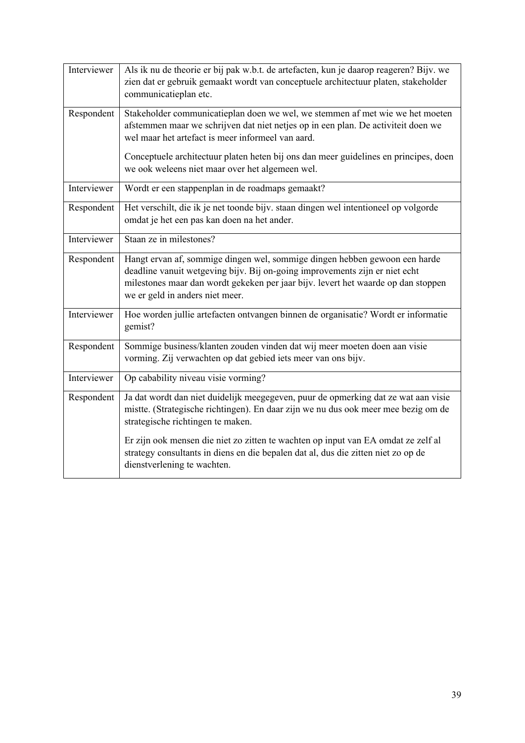| | |
|---|---|
| Interviewer | Als ik nu de theorie er bij pak w.b.t. de artefacten, kun je daarop reageren? Bijv. we zien dat er gebruik gemaakt wordt van conceptuele architectuur platen, stakeholder communicatieplan etc. |
| Respondent | Stakeholder communicatieplan doen we wel, we stemmen af met wie we het moeten afstemmen maar we schrijven dat niet netjes op in een plan. De activiteit doen we wel maar het artefact is meer informeel van aard.<br><br>Conceptuele architectuur platen heten bij ons dan meer guidelines en principes, doen we ook weleens niet maar over het algemeen wel. |
| Interviewer | Wordt er een stappenplan in de roadmaps gemaakt? |
| Respondent | Het verschilt, die ik je net toonde bijv. staan dingen wel intentioneel op volgorde omdat je het een pas kan doen na het ander. |
| Interviewer | Staan ze in milestones? |
| Respondent | Hangt ervan af, sommige dingen wel, sommige dingen hebben gewoon een harde deadline vanuit wetgeving bijv. Bij on-going improvements zijn er niet echt milestones maar dan wordt gekeken per jaar bijv. levert het waarde op dan stoppen we er geld in anders niet meer. |
| Interviewer | Hoe worden jullie artefacten ontvangen binnen de organisatie? Wordt er informatie gemist? |
| Respondent | Sommige business/klanten zouden vinden dat wij meer moeten doen aan visie vorming. Zij verwachten op dat gebied iets meer van ons bijv. |
| Interviewer | Op cabability niveau visie vorming? |
| Respondent | Ja dat wordt dan niet duidelijk meegegeven, puur de opmerking dat ze wat aan visie mistte. (Strategische richtingen). En daar zijn we nu dus ook meer mee bezig om de strategische richtingen te maken.<br><br>Er zijn ook mensen die niet zo zitten te wachten op input van EA omdat ze zelf al strategy consultants in diens en die bepalen dat al, dus die zitten niet zo op de dienstverlening te wachten. |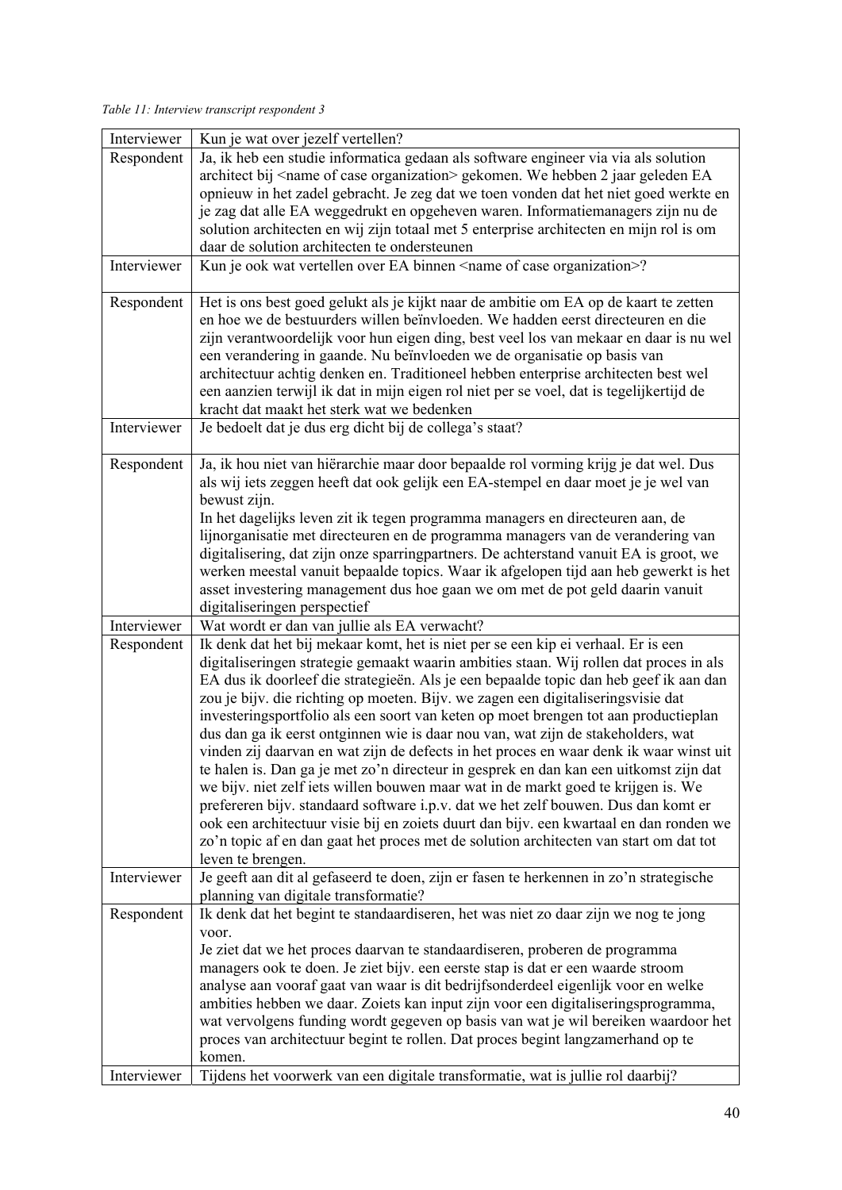*Table 11: Interview transcript respondent 3*

| | |
|---|---|
| Interviewer | Kun je wat over jezelf vertellen? |
| Respondent | Ja, ik heb een studie informatica gedaan als software engineer via via als solution architect bij <name of case organization> gekomen. We hebben 2 jaar geleden EA opnieuw in het zadel gebracht. Je zeg dat we toen vonden dat het niet goed werkte en je zag dat alle EA weggedrukt en opgeheven waren. Informatiemanagers zijn nu de solution architecten en wij zijn totaal met 5 enterprise architecten en mijn rol is om daar de solution architecten te ondersteunen |
| Interviewer | Kun je ook wat vertellen over EA binnen <name of case organization>? |
| Respondent | Het is ons best goed gelukt als je kijkt naar de ambitie om EA op de kaart te zetten en hoe we de bestuurders willen beïnvloeden. We hadden eerst directeuren en die zijn verantwoordelijk voor hun eigen ding, best veel los van mekaar en daar is nu wel een verandering in gaande. Nu beïnvloeden we de organisatie op basis van architectuur achtig denken en. Traditioneel hebben enterprise architecten best wel een aanzien terwijl ik dat in mijn eigen rol niet per se voel, dat is tegelijkertijd de kracht dat maakt het sterk wat we bedenken |
| Interviewer | Je bedoelt dat je dus erg dicht bij de collega's staat? |
| Respondent | Ja, ik hou niet van hiërarchie maar door bepaalde rol vorming krijg je dat wel. Dus als wij iets zeggen heeft dat ook gelijk een EA-stempel en daar moet je je wel van bewust zijn.<br>In het dagelijks leven zit ik tegen programma managers en directeuren aan, de lijnorganisatie met directeuren en de programma managers van de verandering van digitalisering, dat zijn onze sparringpartners. De achterstand vanuit EA is groot, we werken meestal vanuit bepaalde topics. Waar ik afgelopen tijd aan heb gewerkt is het asset investering management dus hoe gaan we om met de pot geld daarin vanuit digitaliseringen perspectief |
| Interviewer | Wat wordt er dan van jullie als EA verwacht? |
| Respondent | Ik denk dat het bij mekaar komt, het is niet per se een kip ei verhaal. Er is een digitaliseringen strategie gemaakt waarin ambities staan. Wij rollen dat proces in als EA dus ik doorleef die strategieën. Als je een bepaalde topic dan heb geef ik aan dan zou je bijv. die richting op moeten. Bijv. we zagen een digitaliseringsvisie dat investeringsportfolio als een soort van keten op moet brengen tot aan productieplan dus dan ga ik eerst ontginnen wie is daar nou van, wat zijn de stakeholders, wat vinden zij daarvan en wat zijn de defects in het proces en waar denk ik waar winst uit te halen is. Dan ga je met zo'n directeur in gesprek en dan kan een uitkomst zijn dat we bijv. niet zelf iets willen bouwen maar wat in de markt goed te krijgen is. We prefereren bijv. standaard software i.p.v. dat we het zelf bouwen. Dus dan komt er ook een architectuur visie bij en zoiets duurt dan bijv. een kwartaal en dan ronden we zo'n topic af en dan gaat het proces met de solution architecten van start om dat tot leven te brengen. |
| Interviewer | Je geeft aan dit al gefaseerd te doen, zijn er fasen te herkennen in zo'n strategische planning van digitale transformatie? |
| Respondent | Ik denk dat het begint te standaardiseren, het was niet zo daar zijn we nog te jong voor.<br>Je ziet dat we het proces daarvan te standaardiseren, proberen de programma managers ook te doen. Je ziet bijv. een eerste stap is dat er een waarde stroom analyse aan vooraf gaat van waar is dit bedrijfsonderdeel eigenlijk voor en welke ambities hebben we daar. Zoiets kan input zijn voor een digitaliseringsprogramma, wat vervolgens funding wordt gegeven op basis van wat je wil bereiken waardoor het proces van architectuur begint te rollen. Dat proces begint langzamerhand op te komen. |
| Interviewer | Tijdens het voorwerk van een digitale transformatie, wat is jullie rol daarbij? |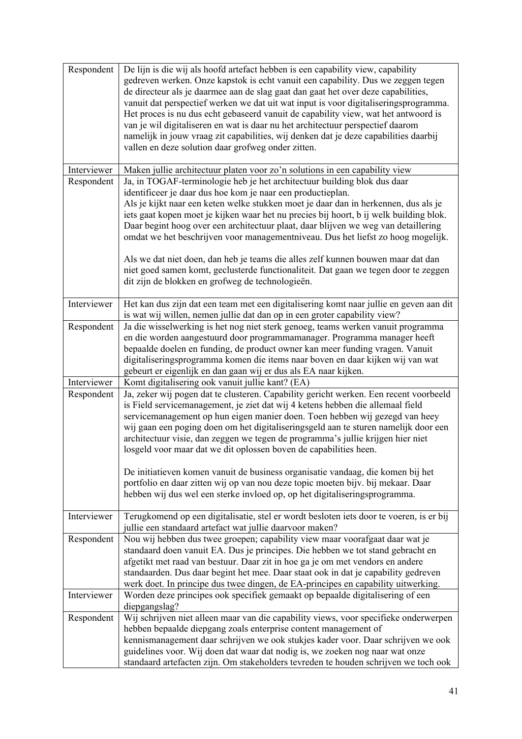| Respondent | De lijn is die wij als hoofd artefact hebben is een capability view, capability gedreven werken. Onze kapstok is echt vanuit een capability. Dus we zeggen tegen de directeur als je daarmee aan de slag gaat dan gaat het over deze capabilities, vanuit dat perspectief werken we dat uit wat input is voor digitaliseringsprogramma. Het proces is nu dus echt gebaseerd vanuit de capability view, wat het antwoord is van je wil digitaliseren en wat is daar nu het architectuur perspectief daarom namelijk in jouw vraag zit capabilities, wij denken dat je deze capabilities daarbij vallen en deze solution daar grofweg onder zitten. |
|---|---|
| Interviewer | Maken jullie architectuur platen voor zo'n solutions in een capability view |
| Respondent | Ja, in TOGAF-terminologie heb je het architectuur building blok dus daar identificeer je daar dus hoe kom je naar een productieplan.<br>Als je kijkt naar een keten welke stukken moet je daar dan in herkennen, dus als je iets gaat kopen moet je kijken waar het nu precies bij hoort, b ij welk building blok. Daar begint hoog over een architectuur plaat, daar blijven we weg van detaillering omdat we het beschrijven voor managementniveau. Dus het liefst zo hoog mogelijk.<br><br>Als we dat niet doen, dan heb je teams die alles zelf kunnen bouwen maar dat dan niet goed samen komt, geclusterde functionaliteit. Dat gaan we tegen door te zeggen dit zijn de blokken en grofweg de technologieën. |
| Interviewer | Het kan dus zijn dat een team met een digitalisering komt naar jullie en geven aan dit is wat wij willen, nemen jullie dat dan op in een groter capability view? |
| Respondent | Ja die wisselwerking is het nog niet sterk genoeg, teams werken vanuit programma en die worden aangestuurd door programmamanager. Programma manager heeft bepaalde doelen en funding, de product owner kan meer funding vragen. Vanuit digitaliseringsprogramma komen die items naar boven en daar kijken wij van wat gebeurt er eigenlijk en dan gaan wij er dus als EA naar kijken. |
| Interviewer | Komt digitalisering ook vanuit jullie kant? (EA) |
| Respondent | Ja, zeker wij pogen dat te clusteren. Capability gericht werken. Een recent voorbeeld is Field servicemanagement, je ziet dat wij 4 ketens hebben die allemaal field servicemanagement op hun eigen manier doen. Toen hebben wij gezegd van heey wij gaan een poging doen om het digitaliseringsgeld aan te sturen namelijk door een architectuur visie, dan zeggen we tegen de programma's jullie krijgen hier niet losgeld voor maar dat we dit oplossen boven de capabilities heen.<br><br>De initiatieven komen vanuit de business organisatie vandaag, die komen bij het portfolio en daar zitten wij op van nou deze topic moeten bijv. bij mekaar. Daar hebben wij dus wel een sterke invloed op, op het digitaliseringsprogramma. |
| Interviewer | Terugkomend op een digitalisatie, stel er wordt besloten iets door te voeren, is er bij jullie een standaard artefact wat jullie daarvoor maken? |
| Respondent | Nou wij hebben dus twee groepen; capability view maar voorafgaat daar wat je standaard doen vanuit EA. Dus je principes. Die hebben we tot stand gebracht en afgetikt met raad van bestuur. Daar zit in hoe ga je om met vendors en andere standaarden. Dus daar begint het mee. Daar staat ook in dat je capability gedreven werk doet. In principe dus twee dingen, de EA-principes en capability uitwerking. |
| Interviewer | Worden deze principes ook specifiek gemaakt op bepaalde digitalisering of een diepgangslag? |
| Respondent | Wij schrijven niet alleen maar van die capability views, voor specifieke onderwerpen hebben bepaalde diepgang zoals enterprise content management of kennismanagement daar schrijven we ook stukjes kader voor. Daar schrijven we ook guidelines voor. Wij doen dat waar dat nodig is, we zoeken nog naar wat onze standaard artefacten zijn. Om stakeholders tevreden te houden schrijven we toch ook |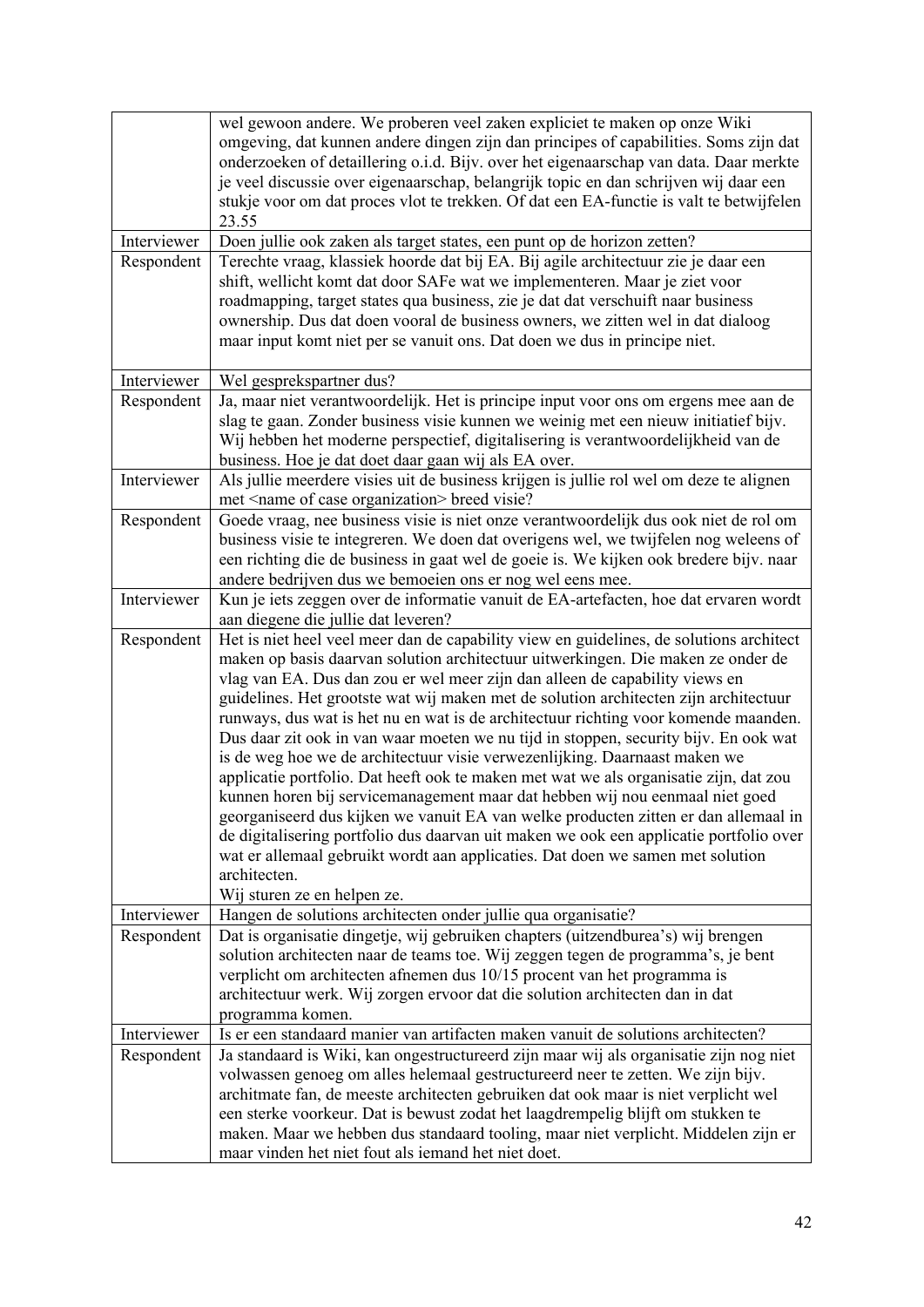| | |
|---|---|
| | wel gewoon andere. We proberen veel zaken expliciet te maken op onze Wiki omgeving, dat kunnen andere dingen zijn dan principes of capabilities. Soms zijn dat onderzoeken of detaillering o.i.d. Bijv. over het eigenaarschap van data. Daar merkte je veel discussie over eigenaarschap, belangrijk topic en dan schrijven wij daar een stukje voor om dat proces vlot te trekken. Of dat een EA-functie is valt te betwijfelen 23.55 |
| Interviewer | Doen jullie ook zaken als target states, een punt op de horizon zetten? |
| Respondent | Terechte vraag, klassiek hoorde dat bij EA. Bij agile architectuur zie je daar een shift, wellicht komt dat door SAFe wat we implementeren. Maar je ziet voor roadmapping, target states qua business, zie je dat dat verschuift naar business ownership. Dus dat doen vooral de business owners, we zitten wel in dat dialoog maar input komt niet per se vanuit ons. Dat doen we dus in principe niet. |
| Interviewer | Wel gesprekspartner dus? |
| Respondent | Ja, maar niet verantwoordelijk. Het is principe input voor ons om ergens mee aan de slag te gaan. Zonder business visie kunnen we weinig met een nieuw initiatief bijv. Wij hebben het moderne perspectief, digitalisering is verantwoordelijkheid van de business. Hoe je dat doet daar gaan wij als EA over. |
| Interviewer | Als jullie meerdere visies uit de business krijgen is jullie rol wel om deze te alignen met <name of case organization> breed visie? |
| Respondent | Goede vraag, nee business visie is niet onze verantwoordelijk dus ook niet de rol om business visie te integreren. We doen dat overigens wel, we twijfelen nog weleens of een richting die de business in gaat wel de goeie is. We kijken ook bredere bijv. naar andere bedrijven dus we bemoeien ons er nog wel eens mee. |
| Interviewer | Kun je iets zeggen over de informatie vanuit de EA-artefacten, hoe dat ervaren wordt aan diegene die jullie dat leveren? |
| Respondent | Het is niet heel veel meer dan de capability view en guidelines, de solutions architect maken op basis daarvan solution architectuur uitwerkingen. Die maken ze onder de vlag van EA. Dus dan zou er wel meer zijn dan alleen de capability views en guidelines. Het grootste wat wij maken met de solution architecten zijn architectuur runways, dus wat is het nu en wat is de architectuur richting voor komende maanden. Dus daar zit ook in van waar moeten we nu tijd in stoppen, security bijv. En ook wat is de weg hoe we de architectuur visie verwezenlijking. Daarnaast maken we applicatie portfolio. Dat heeft ook te maken met wat we als organisatie zijn, dat zou kunnen horen bij servicemanagement maar dat hebben wij nou eenmaal niet goed georganiseerd dus kijken we vanuit EA van welke producten zitten er dan allemaal in de digitalisering portfolio dus daarvan uit maken we ook een applicatie portfolio over wat er allemaal gebruikt wordt aan applicaties. Dat doen we samen met solution architecten.<br>Wij sturen ze en helpen ze. |
| Interviewer | Hangen de solutions architecten onder jullie qua organisatie? |
| Respondent | Dat is organisatie dingetje, wij gebruiken chapters (uitzendbureau's) wij brengen solution architecten naar de teams toe. Wij zeggen tegen de programma's, je bent verplicht om architecten afnemen dus 10/15 procent van het programma is architectuur werk. Wij zorgen ervoor dat die solution architecten dan in dat programma komen. |
| Interviewer | Is er een standaard manier van artifacten maken vanuit de solutions architecten? |
| Respondent | Ja standaard is Wiki, kan ongestructureerd zijn maar wij als organisatie zijn nog niet volwassen genoeg om alles helemaal gestructureerd neer te zetten. We zijn bijv. architmate fan, de meeste architecten gebruiken dat ook maar is niet verplicht wel een sterke voorkeur. Dat is bewust zodat het laagdrempelig blijft om stukken te maken. Maar we hebben dus standaard tooling, maar niet verplicht. Middelen zijn er maar vinden het niet fout als iemand het niet doet. |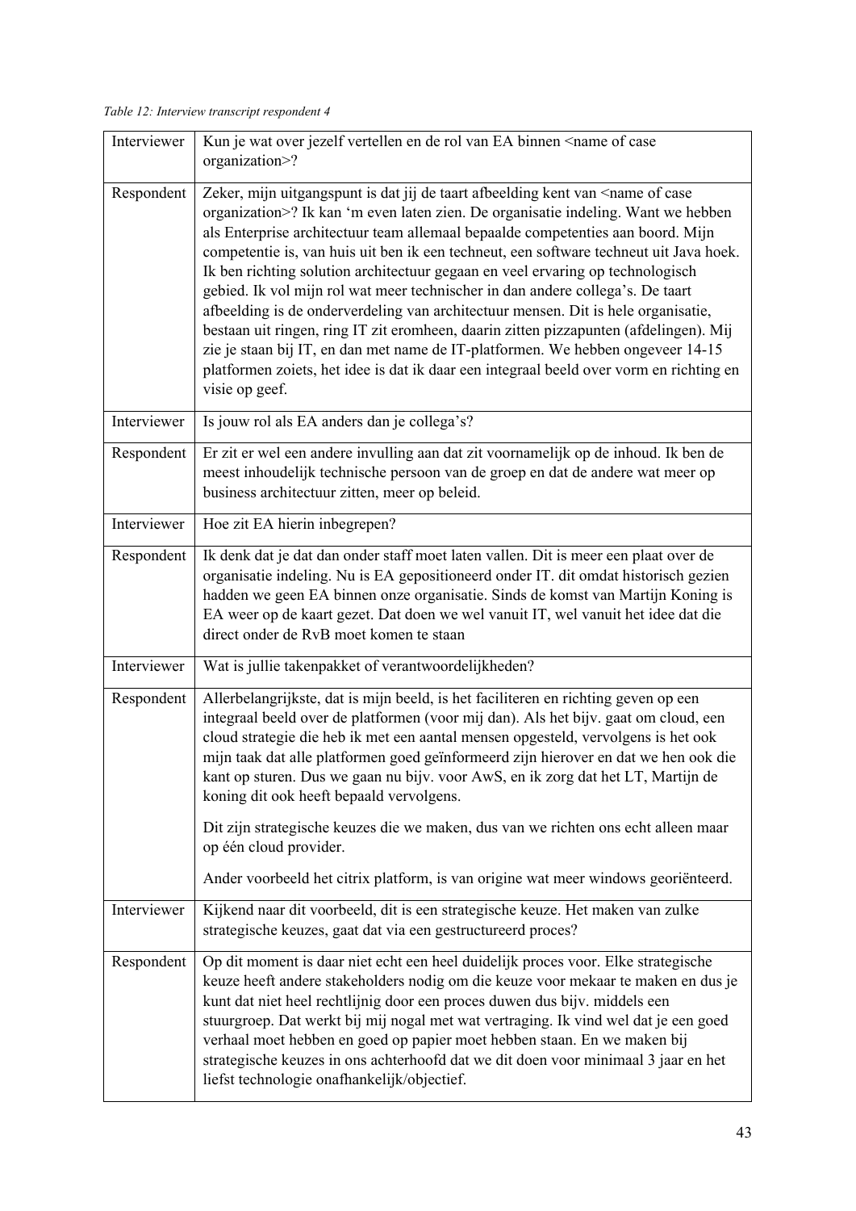*Table 12: Interview transcript respondent 4*

| | |
|---|---|
| Interviewer | Kun je wat over jezelf vertellen en de rol van EA binnen <name of case organization>? |
| Respondent | Zeker, mijn uitgangspunt is dat jij de taart afbeelding kent van <name of case organization>? Ik kan 'm even laten zien. De organisatie indeling. Want we hebben als Enterprise architectuur team allemaal bepaalde competenties aan boord. Mijn competentie is, van huis uit ben ik een techneut, een software techneut uit Java hoek. Ik ben richting solution architectuur gegaan en veel ervaring op technologisch gebied. Ik vol mijn rol wat meer technischer in dan andere collega's. De taart afbeelding is de onderverdeling van architectuur mensen. Dit is hele organisatie, bestaan uit ringen, ring IT zit eromheen, daarin zitten pizzapunten (afdelingen). Mij zie je staan bij IT, en dan met name de IT-platformen. We hebben ongeveer 14-15 platformen zoiets, het idee is dat ik daar een integraal beeld over vorm en richting en visie op geef. |
| Interviewer | Is jouw rol als EA anders dan je collega's? |
| Respondent | Er zit er wel een andere invulling aan dat zit voornamelijk op de inhoud. Ik ben de meest inhoudelijk technische persoon van de groep en dat de andere wat meer op business architectuur zitten, meer op beleid. |
| Interviewer | Hoe zit EA hierin inbegrepen? |
| Respondent | Ik denk dat je dat dan onder staff moet laten vallen. Dit is meer een plaat over de organisatie indeling. Nu is EA gepositioneerd onder IT. dit omdat historisch gezien hadden we geen EA binnen onze organisatie. Sinds de komst van Martijn Koning is EA weer op de kaart gezet. Dat doen we wel vanuit IT, wel vanuit het idee dat die direct onder de RvB moet komen te staan |
| Interviewer | Wat is jullie takenpakket of verantwoordelijkheden? |
| Respondent | Allerbelangrijkste, dat is mijn beeld, is het faciliteren en richting geven op een integraal beeld over de platformen (voor mij dan). Als het bijv. gaat om cloud, een cloud strategie die heb ik met een aantal mensen opgesteld, vervolgens is het ook mijn taak dat alle platformen goed geïnformeerd zijn hierover en dat we hen ook die kant op sturen. Dus we gaan nu bijv. voor AwS, en ik zorg dat het LT, Martijn de koning dit ook heeft bepaald vervolgens.<br><br>Dit zijn strategische keuzes die we maken, dus van we richten ons echt alleen maar op één cloud provider.<br><br>Ander voorbeeld het citrix platform, is van origine wat meer windows georiënteerd. |
| Interviewer | Kijkend naar dit voorbeeld, dit is een strategische keuze. Het maken van zulke strategische keuzes, gaat dat via een gestructureerd proces? |
| Respondent | Op dit moment is daar niet echt een heel duidelijk proces voor. Elke strategische keuze heeft andere stakeholders nodig om die keuze voor mekaar te maken en dus je kunt dat niet heel rechtlijnig door een proces duwen dus bijv. middels een stuurgroep. Dat werkt bij mij nogal met wat vertraging. Ik vind wel dat je een goed verhaal moet hebben en goed op papier moet hebben staan. En we maken bij strategische keuzes in ons achterhoofd dat we dit doen voor minimaal 3 jaar en het liefst technologie onafhankelijk/objectief. |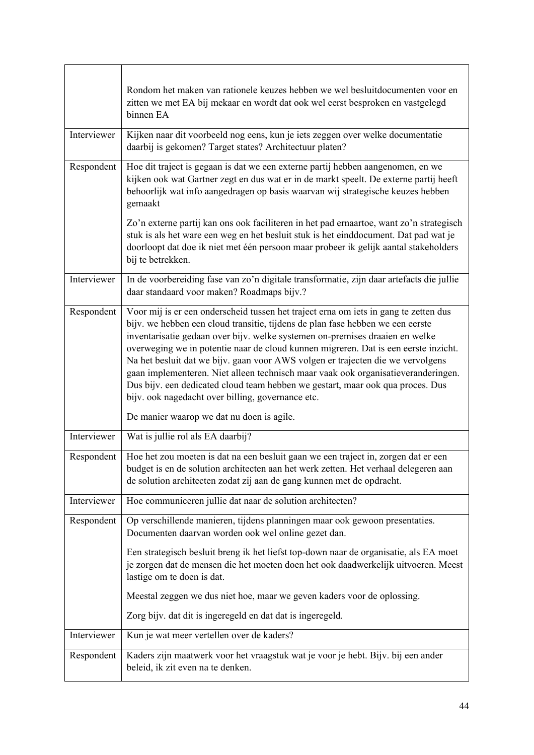| | |
|---|---|
| | Rondom het maken van rationele keuzes hebben we wel besluitdocumenten voor en zitten we met EA bij mekaar en wordt dat ook wel eerst besproken en vastgelegd binnen EA |
| Interviewer | Kijken naar dit voorbeeld nog eens, kun je iets zeggen over welke documentatie daarbij is gekomen? Target states? Architectuur platen? |
| Respondent | Hoe dit traject is gegaan is dat we een externe partij hebben aangenomen, en we kijken ook wat Gartner zegt en dus wat er in de markt speelt. De externe partij heeft behoorlijk wat info aangedragen op basis waarvan wij strategische keuzes hebben gemaakt<br><br>Zo'n externe partij kan ons ook faciliteren in het pad ernaartoe, want zo'n strategisch stuk is als het ware een weg en het besluit stuk is het einddocument. Dat pad wat je doorloopt dat doe ik niet met één persoon maar probeer ik gelijk aantal stakeholders bij te betrekken. |
| Interviewer | In de voorbereiding fase van zo'n digitale transformatie, zijn daar artefacts die jullie daar standaard voor maken? Roadmaps bijv.? |
| Respondent | Voor mij is er een onderscheid tussen het traject erna om iets in gang te zetten dus bijv. we hebben een cloud transitie, tijdens de plan fase hebben we een eerste inventarisatie gedaan over bijv. welke systemen on-premises draaien en welke overweging we in potentie naar de cloud kunnen migreren. Dat is een eerste inzicht. Na het besluit dat we bijv. gaan voor AWS volgen er trajecten die we vervolgens gaan implementeren. Niet alleen technisch maar vaak ook organisatieveranderingen. Dus bijv. een dedicated cloud team hebben we gestart, maar ook qua proces. Dus bijv. ook nagedacht over billing, governance etc.<br><br>De manier waarop we dat nu doen is agile. |
| Interviewer | Wat is jullie rol als EA daarbij? |
| Respondent | Hoe het zou moeten is dat na een besluit gaan we een traject in, zorgen dat er een budget is en de solution architecten aan het werk zetten. Het verhaal delegeren aan de solution architecten zodat zij aan de gang kunnen met de opdracht. |
| Interviewer | Hoe communiceren jullie dat naar de solution architecten? |
| Respondent | Op verschillende manieren, tijdens planningen maar ook gewoon presentaties. Documenten daarvan worden ook wel online gezet dan.<br><br>Een strategisch besluit breng ik het liefst top-down naar de organisatie, als EA moet je zorgen dat de mensen die het moeten doen het ook daadwerkelijk uitvoeren. Meest lastige om te doen is dat.<br><br>Meestal zeggen we dus niet hoe, maar we geven kaders voor de oplossing.<br><br>Zorg bijv. dat dit is ingeregeld en dat dat is ingeregeld. |
| Interviewer | Kun je wat meer vertellen over de kaders? |
| Respondent | Kaders zijn maatwerk voor het vraagstuk wat je voor je hebt. Bijv. bij een ander beleid, ik zit even na te denken. |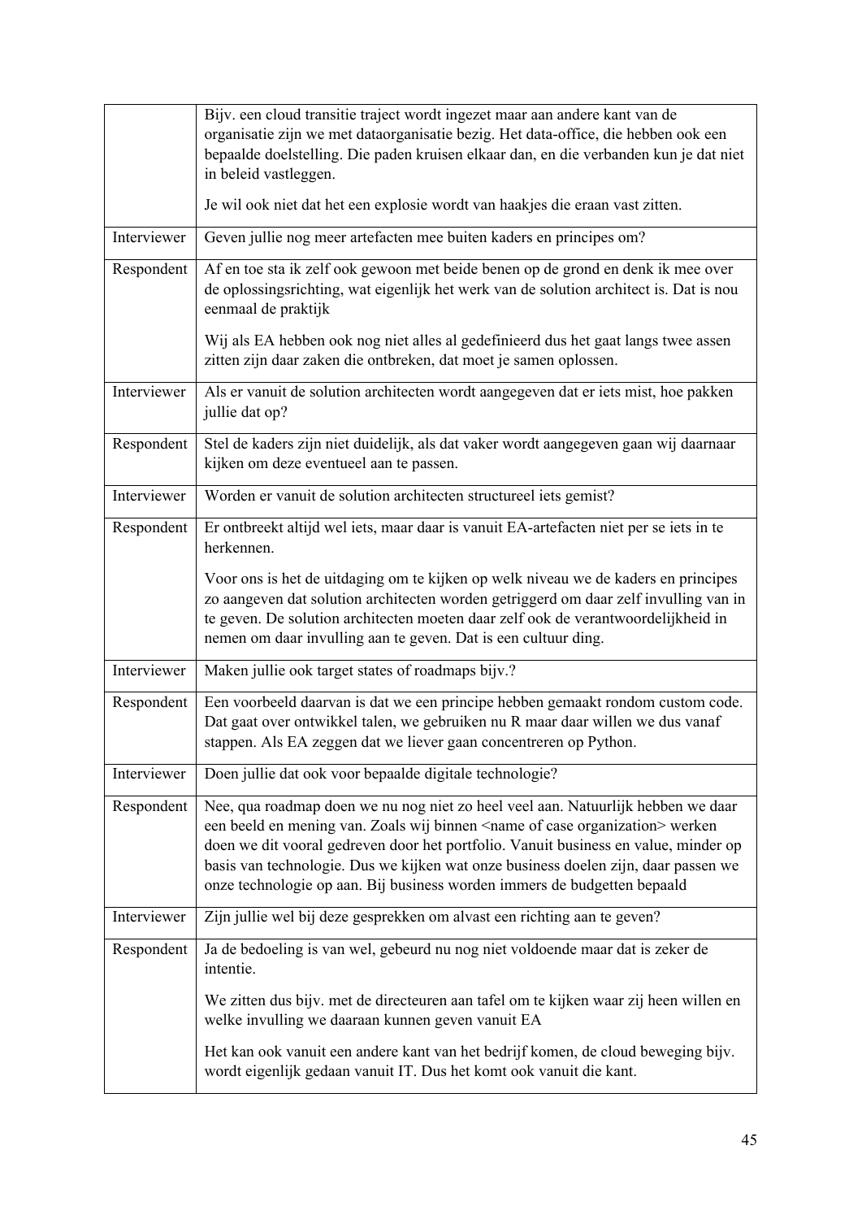| | |
|---|---|
| | Bijv. een cloud transitie traject wordt ingezet maar aan andere kant van de organisatie zijn we met dataorganisatie bezig. Het data-office, die hebben ook een bepaalde doelstelling. Die paden kruisen elkaar dan, en die verbanden kun je dat niet in beleid vastleggen.<br><br>Je wil ook niet dat het een explosie wordt van haakjes die eraan vast zitten. |
| Interviewer | Geven jullie nog meer artefacten mee buiten kaders en principes om? |
| Respondent | Af en toe sta ik zelf ook gewoon met beide benen op de grond en denk ik mee over de oplossingsrichting, wat eigenlijk het werk van de solution architect is. Dat is nou eenmaal de praktijk<br><br>Wij als EA hebben ook nog niet alles al gedefinieerd dus het gaat langs twee assen zitten zijn daar zaken die ontbreken, dat moet je samen oplossen. |
| Interviewer | Als er vanuit de solution architecten wordt aangegeven dat er iets mist, hoe pakken jullie dat op? |
| Respondent | Stel de kaders zijn niet duidelijk, als dat vaker wordt aangegeven gaan wij daarnaar kijken om deze eventueel aan te passen. |
| Interviewer | Worden er vanuit de solution architecten structureel iets gemist? |
| Respondent | Er ontbreekt altijd wel iets, maar daar is vanuit EA-artefacten niet per se iets in te herkennen.<br><br>Voor ons is het de uitdaging om te kijken op welk niveau we de kaders en principes zo aangeven dat solution architecten worden getriggerd om daar zelf invulling van in te geven. De solution architecten moeten daar zelf ook de verantwoordelijkheid in nemen om daar invulling aan te geven. Dat is een cultuur ding. |
| Interviewer | Maken jullie ook target states of roadmaps bijv.? |
| Respondent | Een voorbeeld daarvan is dat we een principe hebben gemaakt rondom custom code. Dat gaat over ontwikkel talen, we gebruiken nu R maar daar willen we dus vanaf stappen. Als EA zeggen dat we liever gaan concentreren op Python. |
| Interviewer | Doen jullie dat ook voor bepaalde digitale technologie? |
| Respondent | Nee, qua roadmap doen we nu nog niet zo heel veel aan. Natuurlijk hebben we daar een beeld en mening van. Zoals wij binnen <name of case organization> werken doen we dit vooral gedreven door het portfolio. Vanuit business en value, minder op basis van technologie. Dus we kijken wat onze business doelen zijn, daar passen we onze technologie op aan. Bij business worden immers de budgetten bepaald |
| Interviewer | Zijn jullie wel bij deze gesprekken om alvast een richting aan te geven? |
| Respondent | Ja de bedoeling is van wel, gebeurd nu nog niet voldoende maar dat is zeker de intentie.<br><br>We zitten dus bijv. met de directeuren aan tafel om te kijken waar zij heen willen en welke invulling we daaraan kunnen geven vanuit EA<br><br>Het kan ook vanuit een andere kant van het bedrijf komen, de cloud beweging bijv. wordt eigenlijk gedaan vanuit IT. Dus het komt ook vanuit die kant. |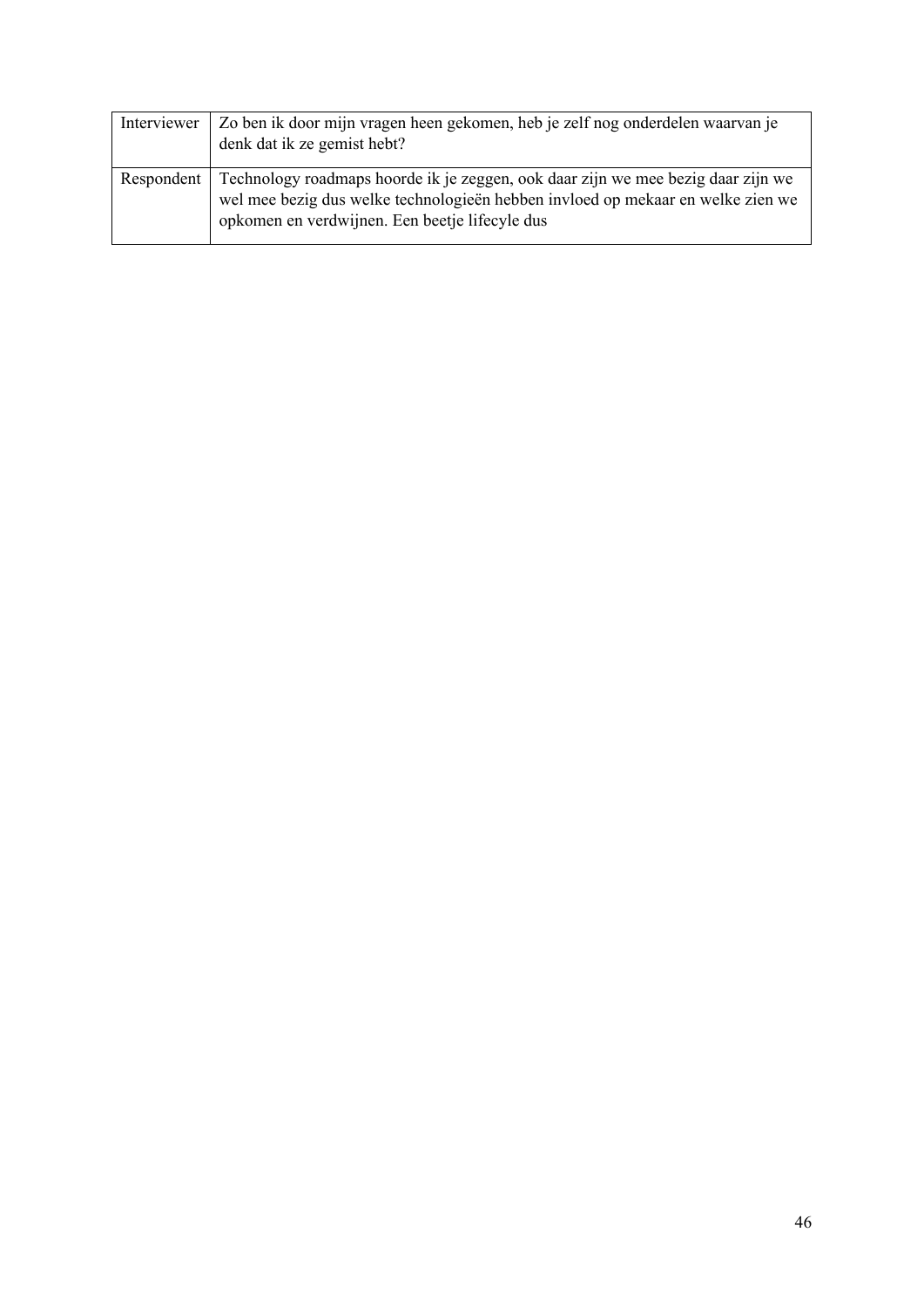| | |
|---|---|
| Interviewer | Zo ben ik door mijn vragen heen gekomen, heb je zelf nog onderdelen waarvan je denk dat ik ze gemist hebt? |
| Respondent | Technology roadmaps hoorde ik je zeggen, ook daar zijn we mee bezig daar zijn we wel mee bezig dus welke technologieën hebben invloed op mekaar en welke zien we opkomen en verdwijnen. Een beetje lifecyle dus |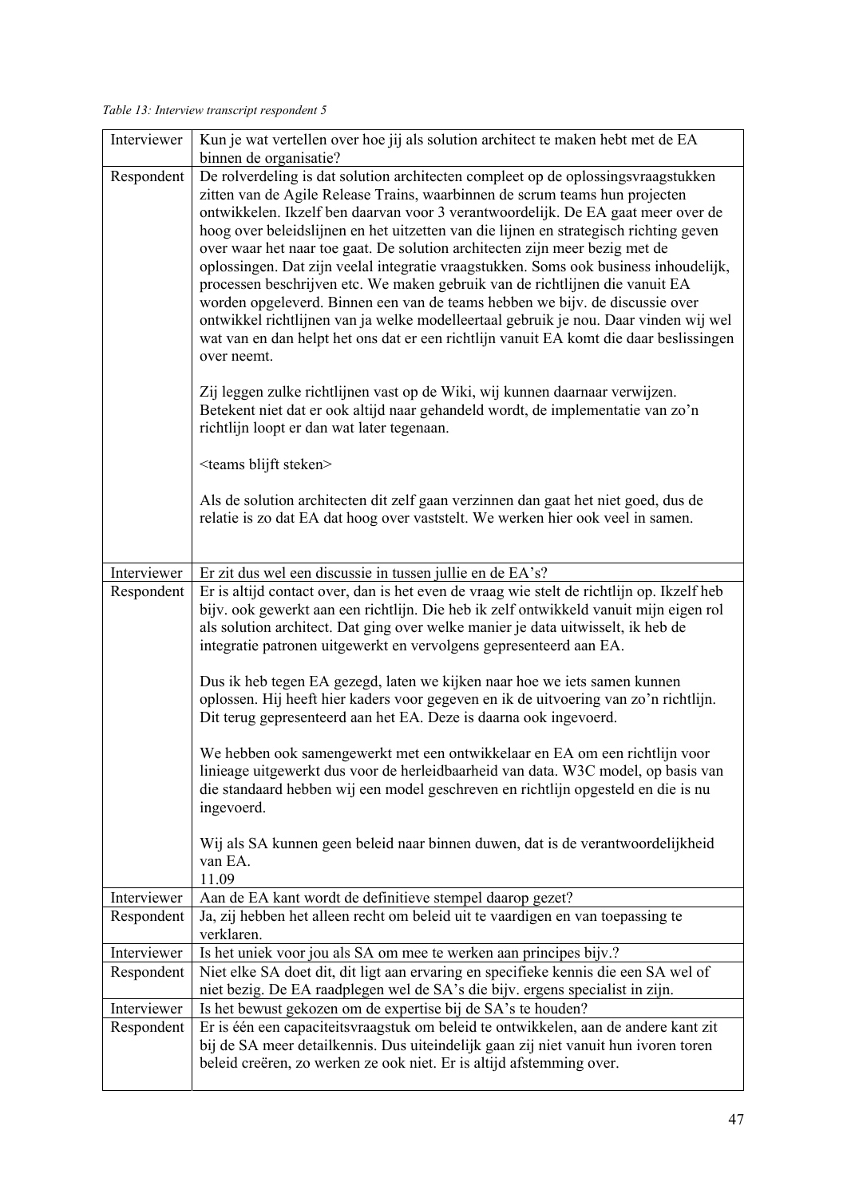*Table 13: Interview transcript respondent 5*

| | |
|---|---|
| Interviewer | Kun je wat vertellen over hoe jij als solution architect te maken hebt met de EA binnen de organisatie? |
| Respondent | De rolverdeling is dat solution architecten compleet op de oplossingsvraagstukken zitten van de Agile Release Trains, waarbinnen de scrum teams hun projecten ontwikkelen. Ikzelf ben daarvan voor 3 verantwoordelijk. De EA gaat meer over de hoog over beleidslijnen en het uitzetten van die lijnen en strategisch richting geven over waar het naar toe gaat. De solution architecten zijn meer bezig met de oplossingen. Dat zijn veelal integratie vraagstukken. Soms ook business inhoudelijk, processen beschrijven etc. We maken gebruik van de richtlijnen die vanuit EA worden opgeleverd. Binnen een van de teams hebben we bijv. de discussie over ontwikkel richtlijnen van ja welke modelleertaal gebruik je nou. Daar vinden wij wel wat van en dan helpt het ons dat er een richtlijn vanuit EA komt die daar beslissingen over neemt.<br><br>Zij leggen zulke richtlijnen vast op de Wiki, wij kunnen daarnaar verwijzen. Betekent niet dat er ook altijd naar gehandeld wordt, de implementatie van zo'n richtlijn loopt er dan wat later tegenaan.<br><br><teams blijft steken><br><br>Als de solution architecten dit zelf gaan verzinnen dan gaat het niet goed, dus de relatie is zo dat EA dat hoog over vaststelt. We werken hier ook veel in samen. |
| Interviewer | Er zit dus wel een discussie in tussen jullie en de EA's? |
| Respondent | Er is altijd contact over, dan is het even de vraag wie stelt de richtlijn op. Ikzelf heb bijv. ook gewerkt aan een richtlijn. Die heb ik zelf ontwikkeld vanuit mijn eigen rol als solution architect. Dat ging over welke manier je data uitwisselt, ik heb de integratie patronen uitgewerkt en vervolgens gepresenteerd aan EA.<br><br>Dus ik heb tegen EA gezegd, laten we kijken naar hoe we iets samen kunnen oplossen. Hij heeft hier kaders voor gegeven en ik de uitvoering van zo'n richtlijn. Dit terug gepresenteerd aan het EA. Deze is daarna ook ingevoerd.<br><br>We hebben ook samengewerkt met een ontwikkelaar en EA om een richtlijn voor linieage uitgewerkt dus voor de herleidbaarheid van data. W3C model, op basis van die standaard hebben wij een model geschreven en richtlijn opgesteld en die is nu ingevoerd.<br><br>Wij als SA kunnen geen beleid naar binnen duwen, dat is de verantwoordelijkheid van EA.<br>11.09 |
| Interviewer | Aan de EA kant wordt de definitieve stempel daarop gezet? |
| Respondent | Ja, zij hebben het alleen recht om beleid uit te vaardigen en van toepassing te verklaren. |
| Interviewer | Is het uniek voor jou als SA om mee te werken aan principes bijv.? |
| Respondent | Niet elke SA doet dit, dit ligt aan ervaring en specifieke kennis die een SA wel of niet bezig. De EA raadplegen wel de SA's die bijv. ergens specialist in zijn. |
| Interviewer | Is het bewust gekozen om de expertise bij de SA's te houden? |
| Respondent | Er is één een capaciteitsvraagstuk om beleid te ontwikkelen, aan de andere kant zit bij de SA meer detailkennis. Dus uiteindelijk gaan zij niet vanuit hun ivoren toren beleid creëren, zo werken ze ook niet. Er is altijd afstemming over. |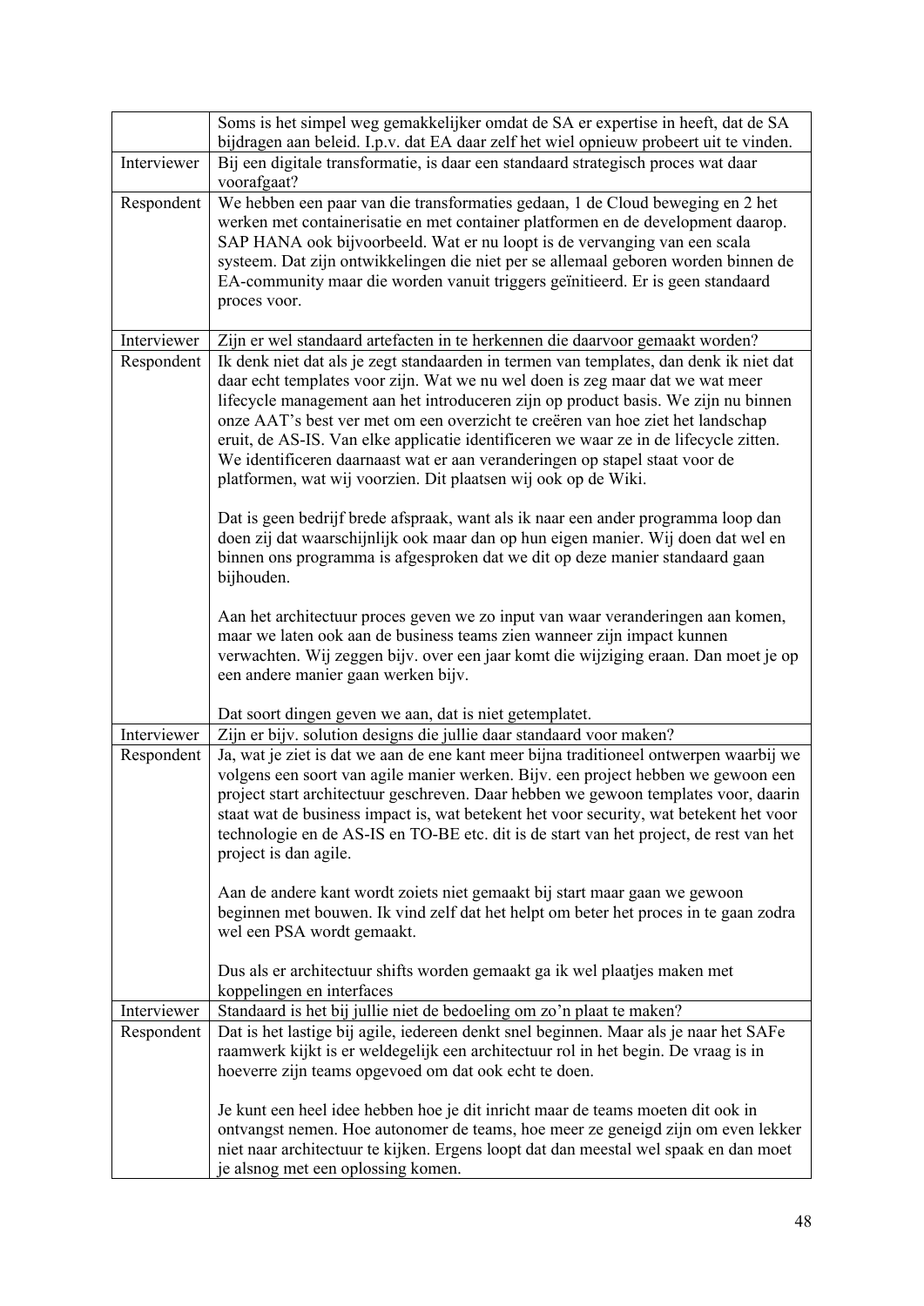| | |
|---|---|
| | Soms is het simpel weg gemakkelijker omdat de SA er expertise in heeft, dat de SA bijdragen aan beleid. I.p.v. dat EA daar zelf het wiel opnieuw probeert uit te vinden. |
| Interviewer | Bij een digitale transformatie, is daar een standaard strategisch proces wat daar voorafgaat? |
| Respondent | We hebben een paar van die transformaties gedaan, 1 de Cloud beweging en 2 het werken met containerisatie en met container platformen en de development daarop. SAP HANA ook bijvoorbeeld. Wat er nu loopt is de vervanging van een scala systeem. Dat zijn ontwikkelingen die niet per se allemaal geboren worden binnen de EA-community maar die worden vanuit triggers geïnitieerd. Er is geen standaard proces voor. |
| Interviewer | Zijn er wel standaard artefacten in te herkennen die daarvoor gemaakt worden? |
| Respondent | Ik denk niet dat als je zegt standaarden in termen van templates, dan denk ik niet dat daar echt templates voor zijn. Wat we nu wel doen is zeg maar dat we wat meer lifecycle management aan het introduceren zijn op product basis. We zijn nu binnen onze AAT's best ver met om een overzicht te creëren van hoe ziet het landschap eruit, de AS-IS. Van elke applicatie identificeren we waar ze in de lifecycle zitten. We identificeren daarnaast wat er aan veranderingen op stapel staat voor de platformen, wat wij voorzien. Dit plaatsen wij ook op de Wiki.<br><br>Dat is geen bedrijf brede afspraak, want als ik naar een ander programma loop dan doen zij dat waarschijnlijk ook maar dan op hun eigen manier. Wij doen dat wel en binnen ons programma is afgesproken dat we dit op deze manier standaard gaan bijhouden.<br><br>Aan het architectuur proces geven we zo input van waar veranderingen aan komen, maar we laten ook aan de business teams zien wanneer zijn impact kunnen verwachten. Wij zeggen bijv. over een jaar komt die wijziging eraan. Dan moet je op een andere manier gaan werken bijv.<br><br>Dat soort dingen geven we aan, dat is niet getemplatet. |
| Interviewer | Zijn er bijv. solution designs die jullie daar standaard voor maken? |
| Respondent | Ja, wat je ziet is dat we aan de ene kant meer bijna traditioneel ontwerpen waarbij we volgens een soort van agile manier werken. Bijv. een project hebben we gewoon een project start architectuur geschreven. Daar hebben we gewoon templates voor, daarin staat wat de business impact is, wat betekent het voor security, wat betekent het voor technologie en de AS-IS en TO-BE etc. dit is de start van het project, de rest van het project is dan agile.<br><br>Aan de andere kant wordt zoiets niet gemaakt bij start maar gaan we gewoon beginnen met bouwen. Ik vind zelf dat het helpt om beter het proces in te gaan zodra wel een PSA wordt gemaakt.<br><br>Dus als er architectuur shifts worden gemaakt ga ik wel plaatjes maken met koppelingen en interfaces |
| Interviewer | Standaard is het bij jullie niet de bedoeling om zo'n plaat te maken? |
| Respondent | Dat is het lastige bij agile, iedereen denkt snel beginnen. Maar als je naar het SAFe raamwerk kijkt is er weldegelijk een architectuur rol in het begin. De vraag is in hoeverre zijn teams opgevoed om dat ook echt te doen.<br><br>Je kunt een heel idee hebben hoe je dit inricht maar de teams moeten dit ook in ontvangst nemen. Hoe autonomer de teams, hoe meer ze geneigd zijn om even lekker niet naar architectuur te kijken. Ergens loopt dat dan meestal wel spaak en dan moet je alsnog met een oplossing komen. |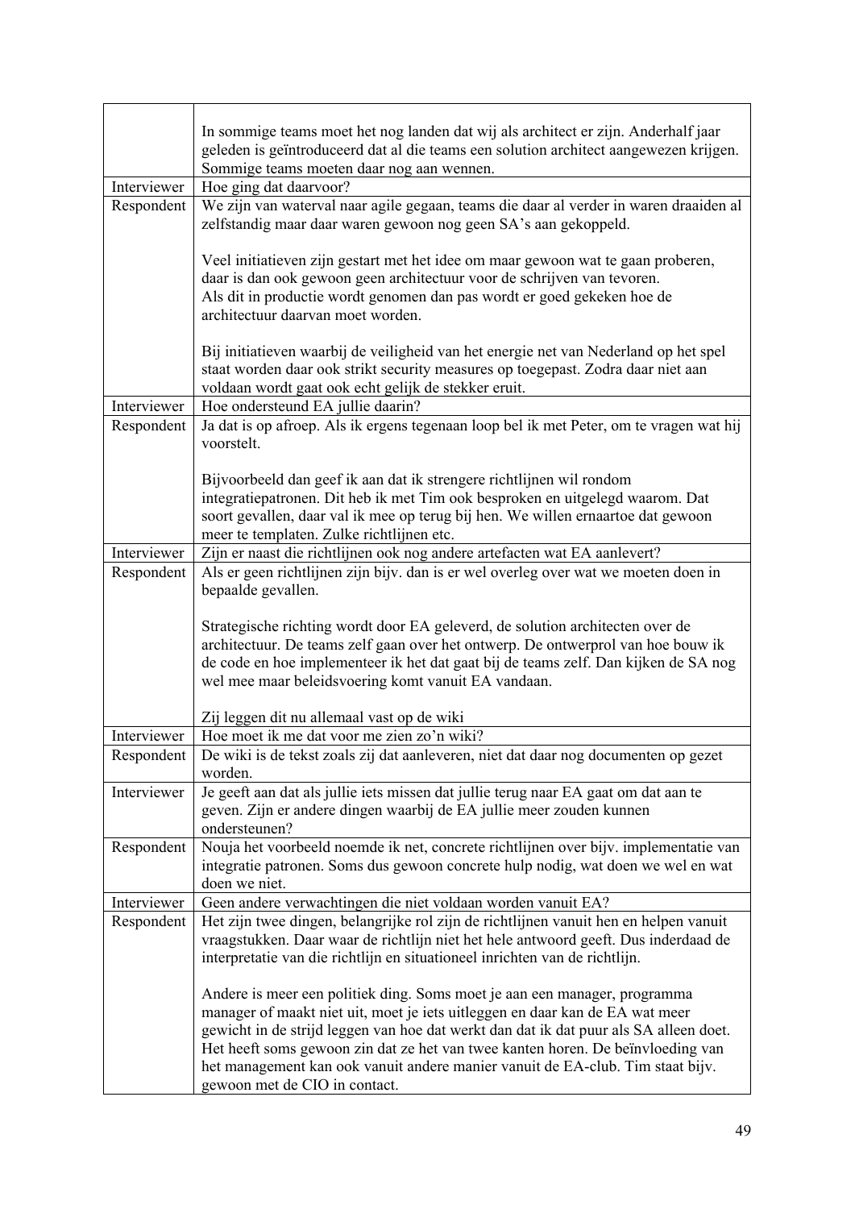| | |
|---|---|
| | In sommige teams moet het nog landen dat wij als architect er zijn. Anderhalf jaar geleden is geïntroduceerd dat al die teams een solution architect aangewezen krijgen. Sommige teams moeten daar nog aan wennen. |
| Interviewer | Hoe ging dat daarvoor? |
| Respondent | We zijn van waterval naar agile gegaan, teams die daar al verder in waren draaiden al zelfstandig maar daar waren gewoon nog geen SA's aan gekoppeld.<br><br>Veel initiatieven zijn gestart met het idee om maar gewoon wat te gaan proberen, daar is dan ook gewoon geen architectuur voor de schrijven van tevoren.<br>Als dit in productie wordt genomen dan pas wordt er goed gekeken hoe de architectuur daarvan moet worden.<br><br>Bij initiatieven waarbij de veiligheid van het energie net van Nederland op het spel staat worden daar ook strikt security measures op toegepast. Zodra daar niet aan voldaan wordt gaat ook echt gelijk de stekker eruit. |
| Interviewer | Hoe ondersteund EA jullie daarin? |
| Respondent | Ja dat is op afroep. Als ik ergens tegenaan loop bel ik met Peter, om te vragen wat hij voorstelt.<br><br>Bijvoorbeeld dan geef ik aan dat ik strengere richtlijnen wil rondom integratiepatronen. Dit heb ik met Tim ook besproken en uitgelegd waarom. Dat soort gevallen, daar val ik mee op terug bij hen. We willen ernaartoe dat gewoon meer te templaten. Zulke richtlijnen etc. |
| Interviewer | Zijn er naast die richtlijnen ook nog andere artefacten wat EA aanlevert? |
| Respondent | Als er geen richtlijnen zijn bijv. dan is er wel overleg over wat we moeten doen in bepaalde gevallen.<br><br>Strategische richting wordt door EA geleverd, de solution architecten over de architectuur. De teams zelf gaan over het ontwerp. De ontwerprol van hoe bouw ik de code en hoe implementeer ik het dat gaat bij de teams zelf. Dan kijken de SA nog wel mee maar beleidsvoering komt vanuit EA vandaan.<br><br>Zij leggen dit nu allemaal vast op de wiki |
| Interviewer | Hoe moet ik me dat voor me zien zo'n wiki? |
| Respondent | De wiki is de tekst zoals zij dat aanleveren, niet dat daar nog documenten op gezet worden. |
| Interviewer | Je geeft aan dat als jullie iets missen dat jullie terug naar EA gaat om dat aan te geven. Zijn er andere dingen waarbij de EA jullie meer zouden kunnen ondersteunen? |
| Respondent | Nouja het voorbeeld noemde ik net, concrete richtlijnen over bijv. implementatie van integratie patronen. Soms dus gewoon concrete hulp nodig, wat doen we wel en wat doen we niet. |
| Interviewer | Geen andere verwachtingen die niet voldaan worden vanuit EA? |
| Respondent | Het zijn twee dingen, belangrijke rol zijn de richtlijnen vanuit hen en helpen vanuit vraagstukken. Daar waar de richtlijn niet het hele antwoord geeft. Dus inderdaad de interpretatie van die richtlijn en situationeel inrichten van de richtlijn.<br><br>Andere is meer een politiek ding. Soms moet je aan een manager, programma manager of maakt niet uit, moet je iets uitleggen en daar kan de EA wat meer gewicht in de strijd leggen van hoe dat werkt dan dat ik dat puur als SA alleen doet. Het heeft soms gewoon zin dat ze het van twee kanten horen. De beïnvloeding van het management kan ook vanuit andere manier vanuit de EA-club. Tim staat bijv. gewoon met de CIO in contact. |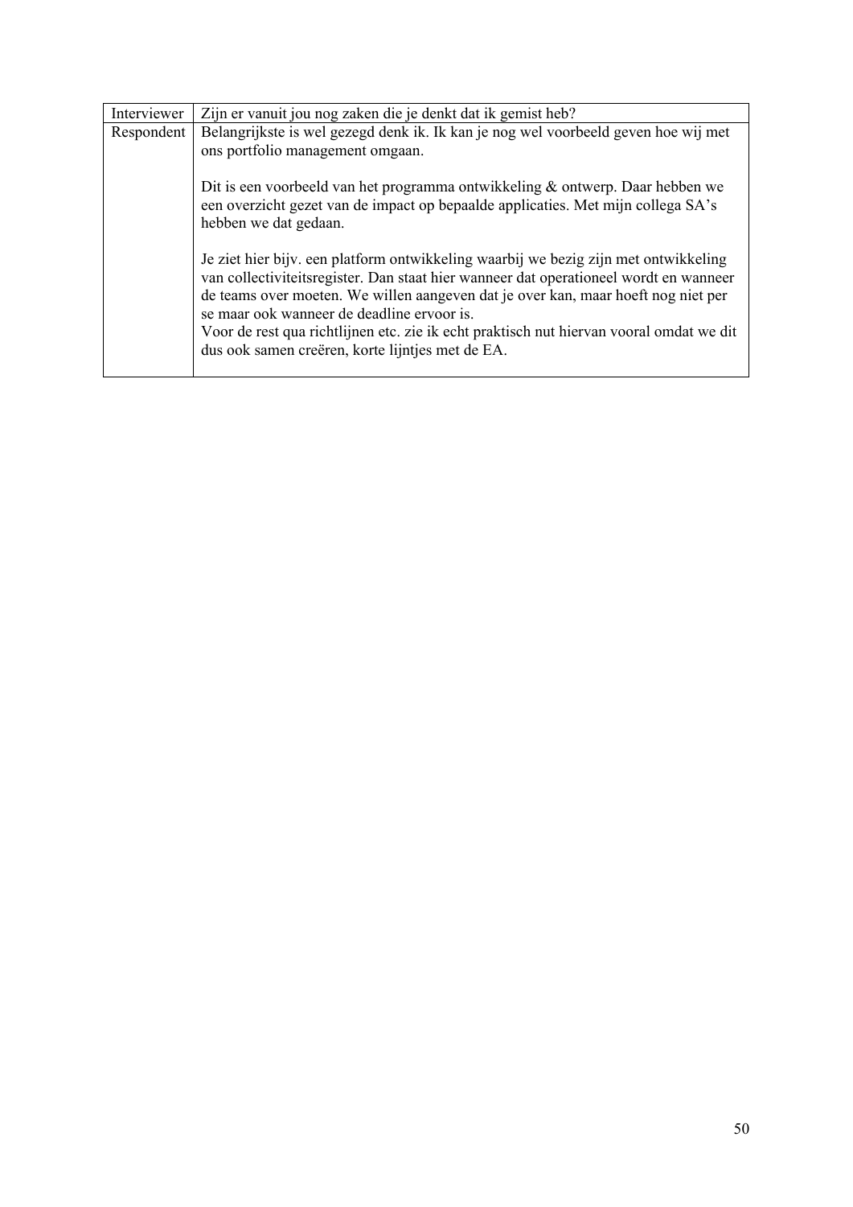| Interviewer | Zijn er vanuit jou nog zaken die je denkt dat ik gemist heb? |
|---|---|
| Respondent | Belangrijkste is wel gezegd denk ik. Ik kan je nog wel voorbeeld geven hoe wij met ons portfolio management omgaan.<br><br>Dit is een voorbeeld van het programma ontwikkeling & ontwerp. Daar hebben we een overzicht gezet van de impact op bepaalde applicaties. Met mijn collega SA's hebben we dat gedaan.<br><br>Je ziet hier bijv. een platform ontwikkeling waarbij we bezig zijn met ontwikkeling van collectiviteitsregister. Dan staat hier wanneer dat operationeel wordt en wanneer de teams over moeten. We willen aangeven dat je over kan, maar hoeft nog niet per se maar ook wanneer de deadline ervoor is.<br>Voor de rest qua richtlijnen etc. zie ik echt praktisch nut hiervan vooral omdat we dit dus ook samen creëren, korte lijntjes met de EA. |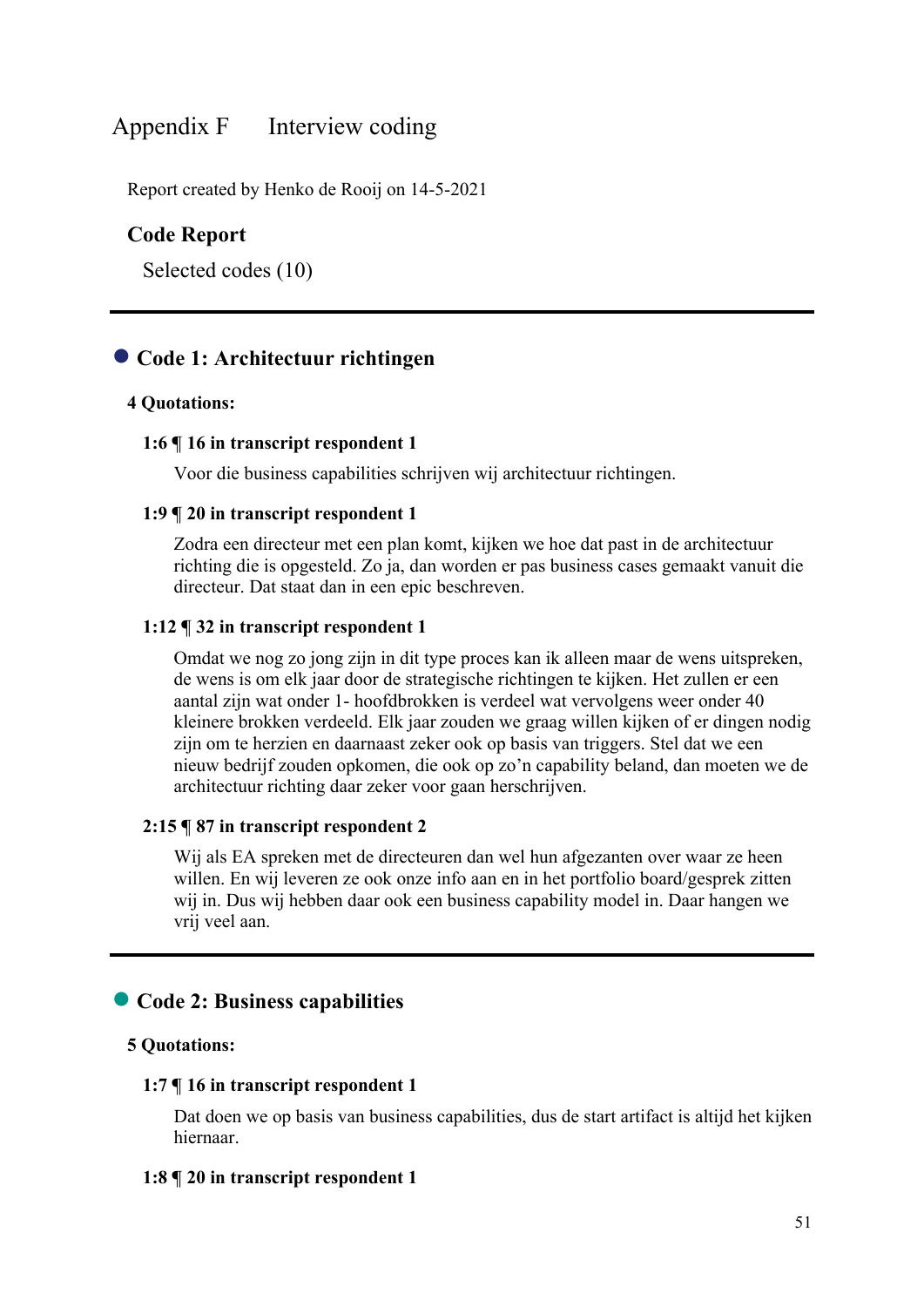# Appendix F Interview coding

Report created by Henko de Rooij on 14-5-2021

## Code Report

Selected codes (10)

---

## ● Code 1: Architectuur richtingen

**4 Quotations:**

**1:6 ¶ 16 in transcript respondent 1**

Voor die business capabilities schrijven wij architectuur richtingen.

**1:9 ¶ 20 in transcript respondent 1**

Zodra een directeur met een plan komt, kijken we hoe dat past in de architectuur richting die is opgesteld. Zo ja, dan worden er pas business cases gemaakt vanuit die directeur. Dat staat dan in een epic beschreven.

**1:12 ¶ 32 in transcript respondent 1**

Omdat we nog zo jong zijn in dit type proces kan ik alleen maar de wens uitspreken, de wens is om elk jaar door de strategische richtingen te kijken. Het zullen er een aantal zijn wat onder 1- hoofdbrokken is verdeel wat vervolgens weer onder 40 kleinere brokken verdeeld. Elk jaar zouden we graag willen kijken of er dingen nodig zijn om te herzien en daarnaast zeker ook op basis van triggers. Stel dat we een nieuw bedrijf zouden opkomen, die ook op zo'n capability beland, dan moeten we de architectuur richting daar zeker voor gaan herschrijven.

**2:15 ¶ 87 in transcript respondent 2**

Wij als EA spreken met de directeuren dan wel hun afgezanten over waar ze heen willen. En wij leveren ze ook onze info aan en in het portfolio board/gesprek zitten wij in. Dus wij hebben daar ook een business capability model in. Daar hangen we vrij veel aan.

---

## ● Code 2: Business capabilities

**5 Quotations:**

**1:7 ¶ 16 in transcript respondent 1**

Dat doen we op basis van business capabilities, dus de start artifact is altijd het kijken hiernaar.

**1:8 ¶ 20 in transcript respondent 1**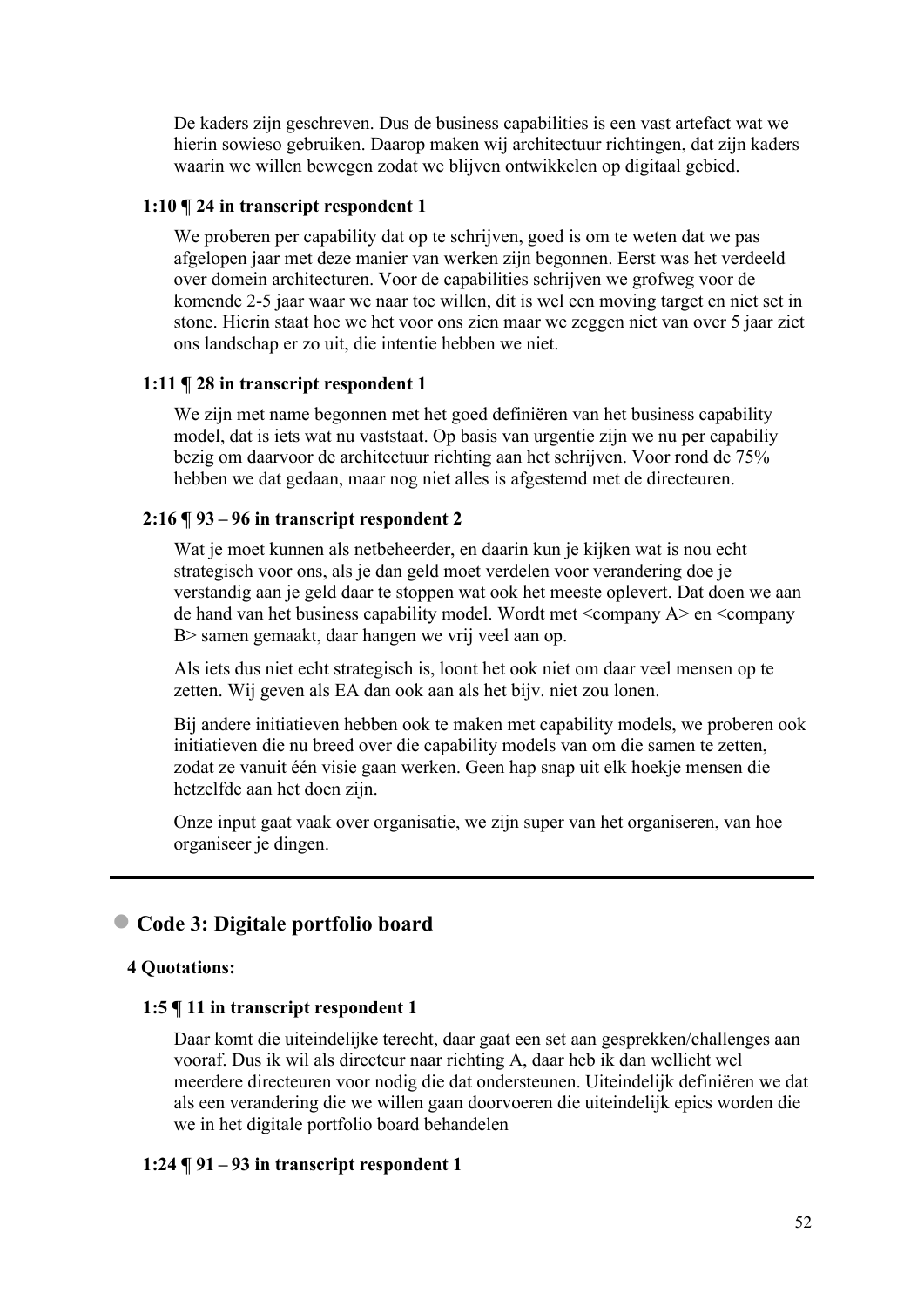De kaders zijn geschreven. Dus de business capabilities is een vast artefact wat we hierin sowieso gebruiken. Daarop maken wij architectuur richtingen, dat zijn kaders waarin we willen bewegen zodat we blijven ontwikkelen op digitaal gebied.

**1:10 ¶ 24 in transcript respondent 1**

We proberen per capability dat op te schrijven, goed is om te weten dat we pas afgelopen jaar met deze manier van werken zijn begonnen. Eerst was het verdeeld over domein architecturen. Voor de capabilities schrijven we grofweg voor de komende 2-5 jaar waar we naar toe willen, dit is wel een moving target en niet set in stone. Hierin staat hoe we het voor ons zien maar we zeggen niet van over 5 jaar ziet ons landschap er zo uit, die intentie hebben we niet.

**1:11 ¶ 28 in transcript respondent 1**

We zijn met name begonnen met het goed definiëren van het business capability model, dat is iets wat nu vaststaat. Op basis van urgentie zijn we nu per capabiliy bezig om daarvoor de architectuur richting aan het schrijven. Voor rond de 75% hebben we dat gedaan, maar nog niet alles is afgestemd met de directeuren.

**2:16 ¶ 93 – 96 in transcript respondent 2**

Wat je moet kunnen als netbeheerder, en daarin kun je kijken wat is nou echt strategisch voor ons, als je dan geld moet verdelen voor verandering doe je verstandig aan je geld daar te stoppen wat ook het meeste oplevert. Dat doen we aan de hand van het business capability model. Wordt met <company A> en <company B> samen gemaakt, daar hangen we vrij veel aan op.

Als iets dus niet echt strategisch is, loont het ook niet om daar veel mensen op te zetten. Wij geven als EA dan ook aan als het bijv. niet zou lonen.

Bij andere initiatieven hebben ook te maken met capability models, we proberen ook initiatieven die nu breed over die capability models van om die samen te zetten, zodat ze vanuit één visie gaan werken. Geen hap snap uit elk hoekje mensen die hetzelfde aan het doen zijn.

Onze input gaat vaak over organisatie, we zijn super van het organiseren, van hoe organiseer je dingen.

---

## Code 3: Digitale portfolio board

**4 Quotations:**

**1:5 ¶ 11 in transcript respondent 1**

Daar komt die uiteindelijke terecht, daar gaat een set aan gesprekken/challenges aan vooraf. Dus ik wil als directeur naar richting A, daar heb ik dan wellicht wel meerdere directeuren voor nodig die dat ondersteunen. Uiteindelijk definiëren we dat als een verandering die we willen gaan doorvoeren die uiteindelijk epics worden die we in het digitale portfolio board behandelen

**1:24 ¶ 91 – 93 in transcript respondent 1**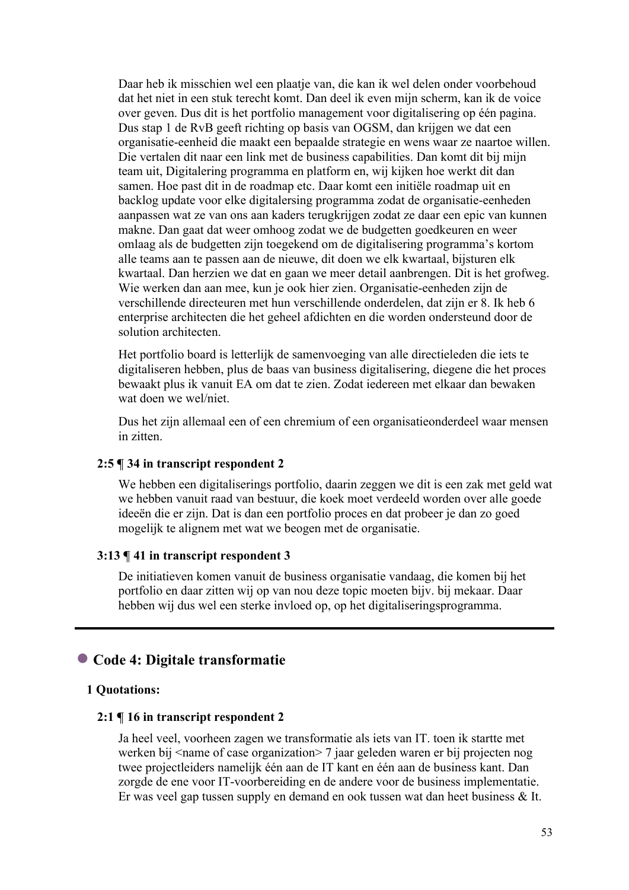Daar heb ik misschien wel een plaatje van, die kan ik wel delen onder voorbehoud dat het niet in een stuk terecht komt. Dan deel ik even mijn scherm, kan ik de voice over geven. Dus dit is het portfolio management voor digitalisering op één pagina. Dus stap 1 de RvB geeft richting op basis van OGSM, dan krijgen we dat een organisatie-eenheid die maakt een bepaalde strategie en wens waar ze naartoe willen. Die vertalen dit naar een link met de business capabilities. Dan komt dit bij mijn team uit, Digitalering programma en platform en, wij kijken hoe werkt dit dan samen. Hoe past dit in de roadmap etc. Daar komt een initiële roadmap uit en backlog update voor elke digitalersing programma zodat de organisatie-eenheden aanpassen wat ze van ons aan kaders terugkrijgen zodat ze daar een epic van kunnen makne. Dan gaat dat weer omhoog zodat we de budgetten goedkeuren en weer omlaag als de budgetten zijn toegekend om de digitalisering programma's kortom alle teams aan te passen aan de nieuwe, dit doen we elk kwartaal, bijsturen elk kwartaal. Dan herzien we dat en gaan we meer detail aanbrengen. Dit is het grofweg. Wie werken dan aan mee, kun je ook hier zien. Organisatie-eenheden zijn de verschillende directeuren met hun verschillende onderdelen, dat zijn er 8. Ik heb 6 enterprise architecten die het geheel afdichten en die worden ondersteund door de solution architecten.

Het portfolio board is letterlijk de samenvoeging van alle directieleden die iets te digitaliseren hebben, plus de baas van business digitalisering, diegene die het proces bewaakt plus ik vanuit EA om dat te zien. Zodat iedereen met elkaar dan bewaken wat doen we wel/niet.

Dus het zijn allemaal een of een chremium of een organisatieonderdeel waar mensen in zitten.

**2:5 ¶ 34 in transcript respondent 2**

We hebben een digitaliserings portfolio, daarin zeggen we dit is een zak met geld wat we hebben vanuit raad van bestuur, die koek moet verdeeld worden over alle goede ideeën die er zijn. Dat is dan een portfolio proces en dat probeer je dan zo goed mogelijk te alignem met wat we beogen met de organisatie.

**3:13 ¶ 41 in transcript respondent 3**

De initiatieven komen vanuit de business organisatie vandaag, die komen bij het portfolio en daar zitten wij op van nou deze topic moeten bijv. bij mekaar. Daar hebben wij dus wel een sterke invloed op, op het digitaliseringsprogramma.

---

## Code 4: Digitale transformatie

**1 Quotations:**

**2:1 ¶ 16 in transcript respondent 2**

Ja heel veel, voorheen zagen we transformatie als iets van IT. toen ik startte met werken bij <name of case organization> 7 jaar geleden waren er bij projecten nog twee projectleiders namelijk één aan de IT kant en één aan de business kant. Dan zorgde de ene voor IT-voorbereiding en de andere voor de business implementatie. Er was veel gap tussen supply and demand en ook tussen wat dan heet business & It.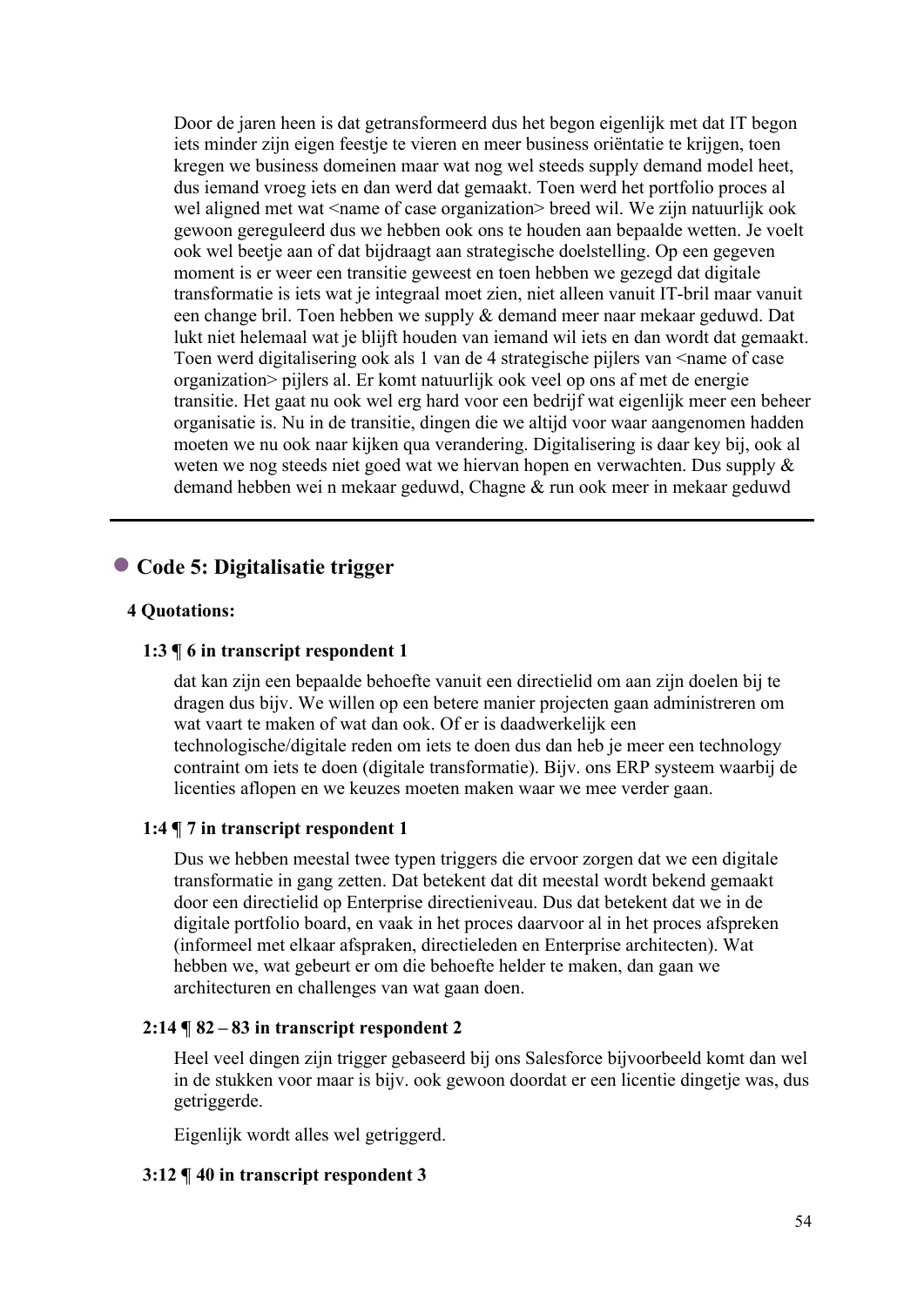Door de jaren heen is dat getransformeerd dus het begon eigenlijk met dat IT begon iets minder zijn eigen feestje te vieren en meer business oriëntatie te krijgen, toen kregen we business domeinen maar wat nog wel steeds supply demand model heet, dus iemand vroeg iets en dan werd dat gemaakt. Toen werd het portfolio proces al wel aligned met wat <name of case organization> breed wil. We zijn natuurlijk ook gewoon gereguleerd dus we hebben ook ons te houden aan bepaalde wetten. Je voelt ook wel beetje aan of dat bijdraagt aan strategische doelstelling. Op een gegeven moment is er weer een transitie geweest en toen hebben we gezegd dat digitale transformatie is iets wat je integraal moet zien, niet alleen vanuit IT-bril maar vanuit een change bril. Toen hebben we supply & demand meer naar mekaar geduwd. Dat lukt niet helemaal wat je blijft houden van iemand wil iets en dan wordt dat gemaakt. Toen werd digitalisering ook als 1 van de 4 strategische pijlers van <name of case organization> pijlers al. Er komt natuurlijk ook veel op ons af met de energie transitie. Het gaat nu ook wel erg hard voor een bedrijf wat eigenlijk meer een beheer organisatie is. Nu in de transitie, dingen die we altijd voor waar aangenomen hadden moeten we nu ook naar kijken qua verandering. Digitalisering is daar key bij, ook al weten we nog steeds niet goed wat we hiervan hopen en verwachten. Dus supply & demand hebben wei n mekaar geduwd, Chagne & run ook meer in mekaar geduwd

---

## Code 5: Digitalisatie trigger

**4 Quotations:**

**1:3 ¶ 6 in transcript respondent 1**

dat kan zijn een bepaalde behoefte vanuit een directielid om aan zijn doelen bij te dragen dus bijv. We willen op een betere manier projecten gaan administreren om wat vaart te maken of wat dan ook. Of er is daadwerkelijk een technologische/digitale reden om iets te doen dus dan heb je meer een technology contraint om iets te doen (digitale transformatie). Bijv. ons ERP systeem waarbij de licenties aflopen en we keuzes moeten maken waar we mee verder gaan.

**1:4 ¶ 7 in transcript respondent 1**

Dus we hebben meestal twee typen triggers die ervoor zorgen dat we een digitale transformatie in gang zetten. Dat betekent dat dit meestal wordt bekend gemaakt door een directielid op Enterprise directieniveau. Dus dat betekent dat we in de digitale portfolio board, en vaak in het proces daarvoor al in het proces afspreken (informeel met elkaar afspraken, directieleden en Enterprise architecten). Wat hebben we, wat gebeurt er om die behoefte helder te maken, dan gaan we architecturen en challenges van wat gaan doen.

**2:14 ¶ 82 – 83 in transcript respondent 2**

Heel veel dingen zijn trigger gebaseerd bij ons Salesforce bijvoorbeeld komt dan wel in de stukken voor maar is bijv. ook gewoon doordat er een licentie dingetje was, dus getriggerde.

Eigenlijk wordt alles wel getriggerd.

**3:12 ¶ 40 in transcript respondent 3**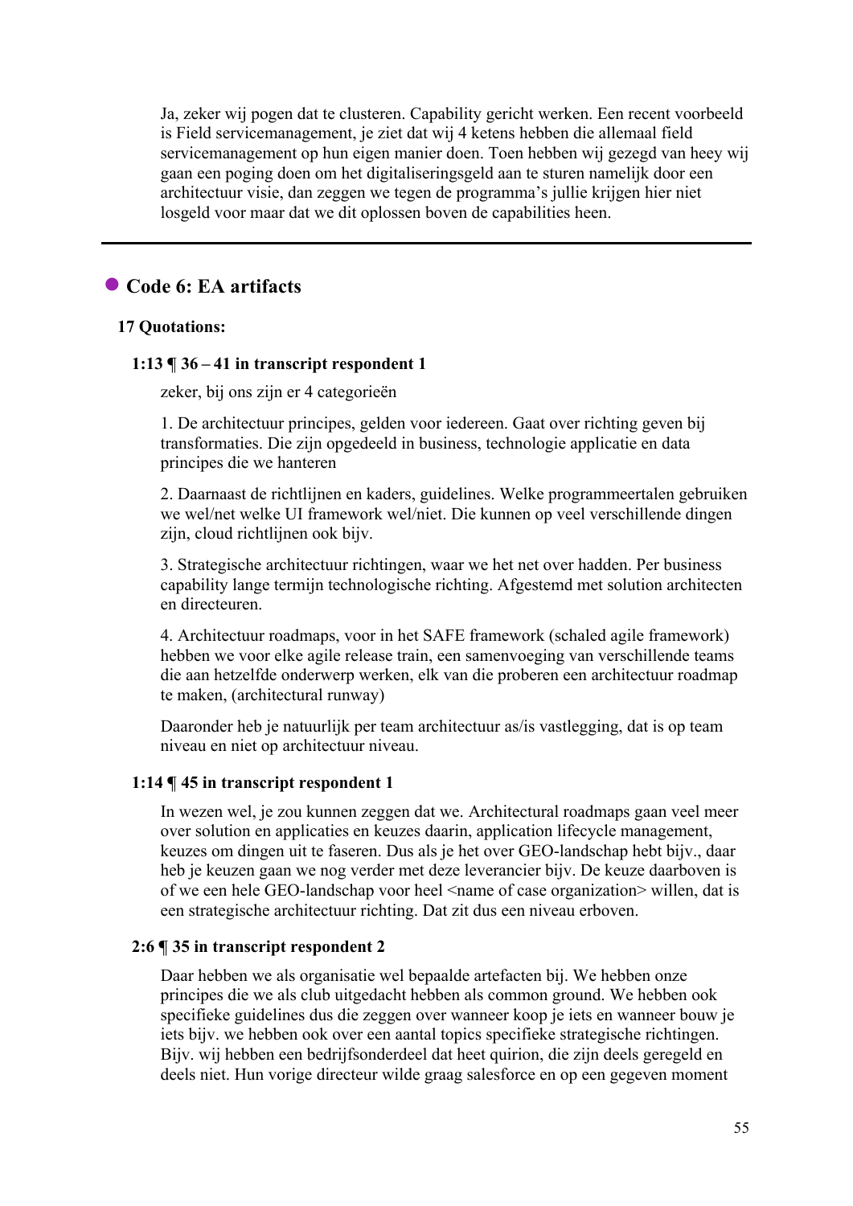Ja, zeker wij pogen dat te clusteren. Capability gericht werken. Een recent voorbeeld is Field servicemanagement, je ziet dat wij 4 ketens hebben die allemaal field servicemanagement op hun eigen manier doen. Toen hebben wij gezegd van heey wij gaan een poging doen om het digitaliseringsgeld aan te sturen namelijk door een architectuur visie, dan zeggen we tegen de programma's jullie krijgen hier niet losgeld voor maar dat we dit oplossen boven de capabilities heen.

---

## ● Code 6: EA artifacts

**17 Quotations:**

**1:13 ¶ 36 – 41 in transcript respondent 1**

zeker, bij ons zijn er 4 categorieën

1. De architectuur principes, gelden voor iedereen. Gaat over richting geven bij transformaties. Die zijn opgedeeld in business, technologie applicatie en data principes die we hanteren

2. Daarnaast de richtlijnen en kaders, guidelines. Welke programmeertalen gebruiken we wel/net welke UI framework wel/niet. Die kunnen op veel verschillende dingen zijn, cloud richtlijnen ook bijv.

3. Strategische architectuur richtingen, waar we het net over hadden. Per business capability lange termijn technologische richting. Afgestemd met solution architecten en directeuren.

4. Architectuur roadmaps, voor in het SAFE framework (schaled agile framework) hebben we voor elke agile release train, een samenvoeging van verschillende teams die aan hetzelfde onderwerp werken, elk van die proberen een architectuur roadmap te maken, (architectural runway)

Daaronder heb je natuurlijk per team architectuur as/is vastlegging, dat is op team niveau en niet op architectuur niveau.

**1:14 ¶ 45 in transcript respondent 1**

In wezen wel, je zou kunnen zeggen dat we. Architectural roadmaps gaan veel meer over solution en applicaties en keuzes daarin, application lifecycle management, keuzes om dingen uit te faseren. Dus als je het over GEO-landschap hebt bijv., daar heb je keuzen gaan we nog verder met deze leverancier bijv. De keuze daarboven is of we een hele GEO-landschap voor heel <name of case organization> willen, dat is een strategische architectuur richting. Dat zit dus een niveau erboven.

**2:6 ¶ 35 in transcript respondent 2**

Daar hebben we als organisatie wel bepaalde artefacten bij. We hebben onze principes die we als club uitgedacht hebben als common ground. We hebben ook specifieke guidelines dus die zeggen over wanneer koop je iets en wanneer bouw je iets bijv. we hebben ook over een aantal topics specifieke strategische richtingen. Bijv. wij hebben een bedrijfsonderdeel dat heet quirion, die zijn deels geregeld en deels niet. Hun vorige directeur wilde graag salesforce en op een gegeven moment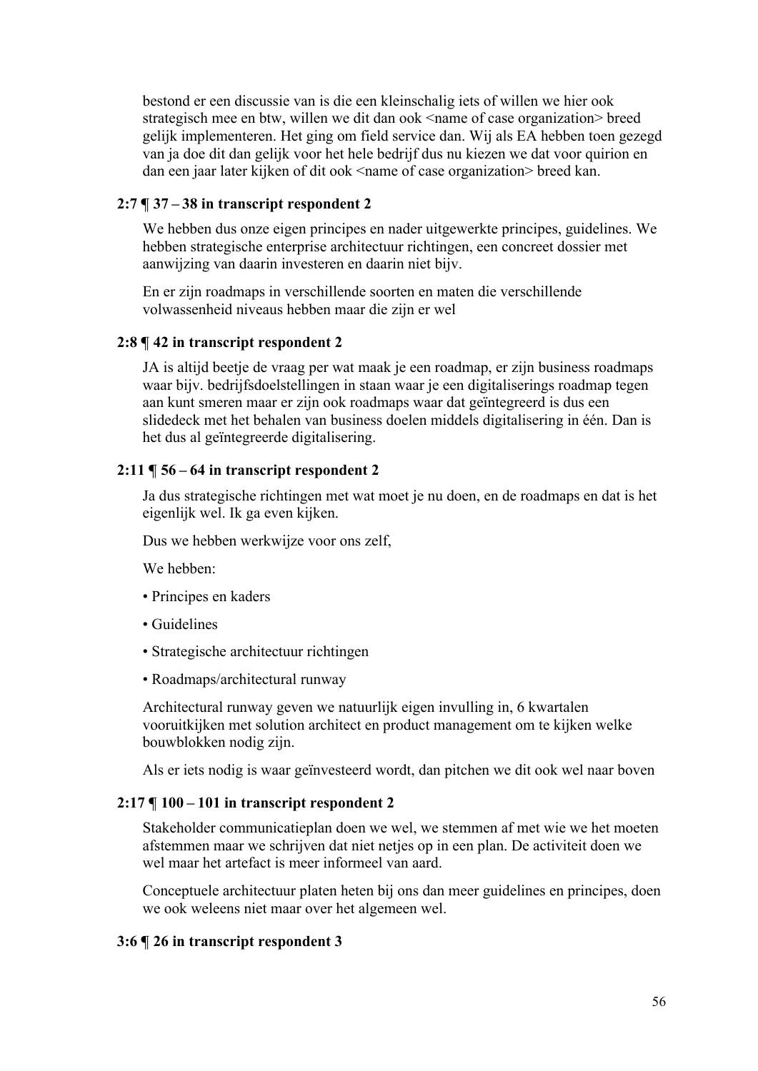bestond er een discussie van is die een kleinschalig iets of willen we hier ook strategisch mee en btw, willen we dit dan ook <name of case organization> breed gelijk implementeren. Het ging om field service dan. Wij als EA hebben toen gezegd van ja doe dit dan gelijk voor het hele bedrijf dus nu kiezen we dat voor quirion en dan een jaar later kijken of dit ook <name of case organization> breed kan.

**2:7 ¶ 37 – 38 in transcript respondent 2**

We hebben dus onze eigen principes en nader uitgewerkte principes, guidelines. We hebben strategische enterprise architectuur richtingen, een concreet dossier met aanwijzing van daarin investeren en daarin niet bijv.

En er zijn roadmaps in verschillende soorten en maten die verschillende volwassenheid niveaus hebben maar die zijn er wel

**2:8 ¶ 42 in transcript respondent 2**

JA is altijd beetje de vraag per wat maak je een roadmap, er zijn business roadmaps waar bijv. bedrijfsdoelstellingen in staan waar je een digitaliserings roadmap tegen aan kunt smeren maar er zijn ook roadmaps waar dat geïntegreerd is dus een slidedeck met het behalen van business doelen middels digitalisering in één. Dan is het dus al geïntegreerde digitalisering.

**2:11 ¶ 56 – 64 in transcript respondent 2**

Ja dus strategische richtingen met wat moet je nu doen, en de roadmaps en dat is het eigenlijk wel. Ik ga even kijken.

Dus we hebben werkwijze voor ons zelf,

We hebben:

- Principes en kaders
- Guidelines
- Strategische architectuur richtingen
- Roadmaps/architectural runway

Architectural runway geven we natuurlijk eigen invulling in, 6 kwartalen vooruitkijken met solution architect en product management om te kijken welke bouwblokken nodig zijn.

Als er iets nodig is waar geïnvesteerd wordt, dan pitchen we dit ook wel naar boven

**2:17 ¶ 100 – 101 in transcript respondent 2**

Stakeholder communicatieplan doen we wel, we stemmen af met wie we het moeten afstemmen maar we schrijven dat niet netjes op in een plan. De activiteit doen we wel maar het artefact is meer informeel van aard.

Conceptuele architectuur platen heten bij ons dan meer guidelines en principes, doen we ook weleens niet maar over het algemeen wel.

**3:6 ¶ 26 in transcript respondent 3**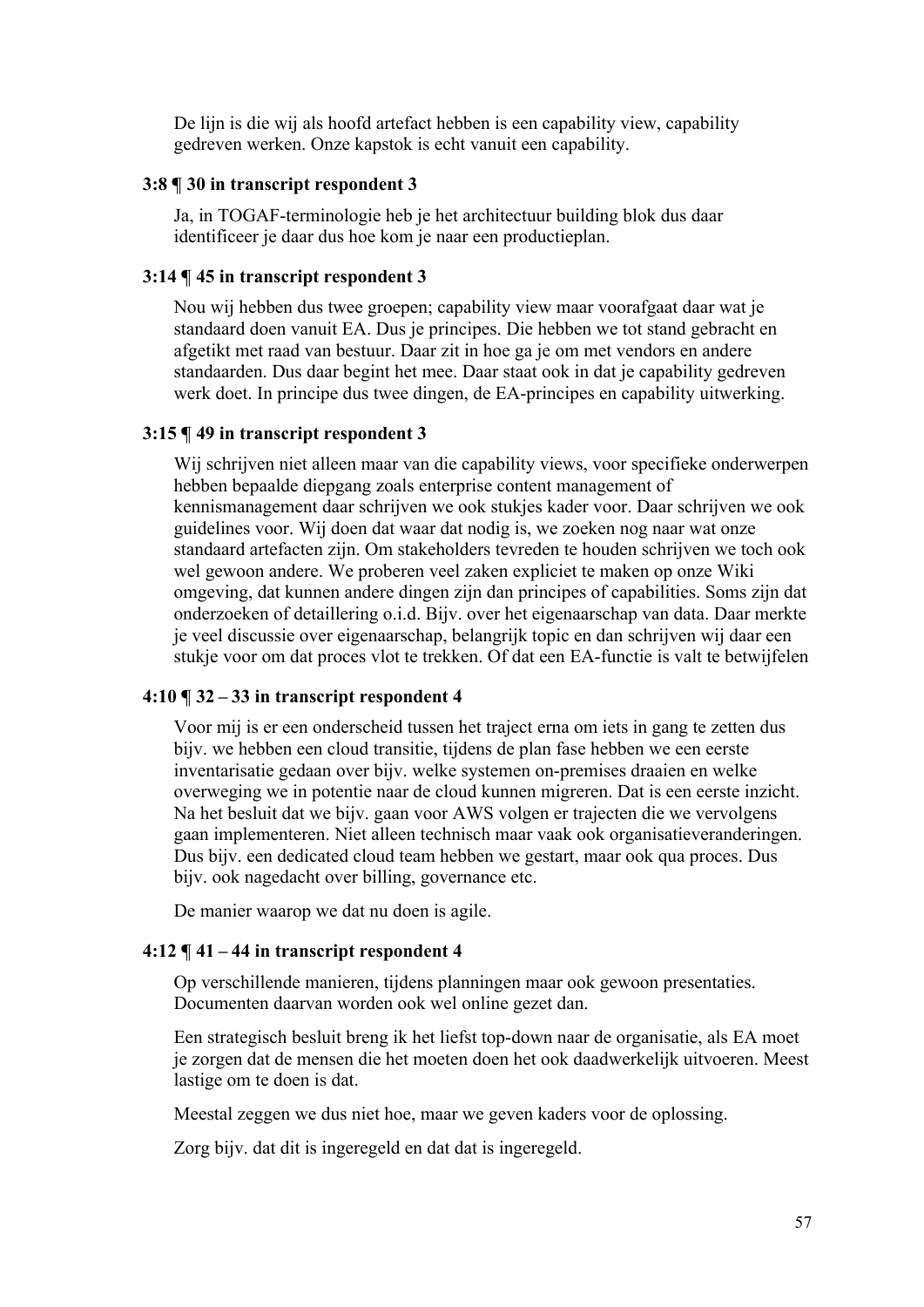De lijn is die wij als hoofd artefact hebben is een capability view, capability gedreven werken. Onze kapstok is echt vanuit een capability.

**3:8 ¶ 30 in transcript respondent 3**

Ja, in TOGAF-terminologie heb je het architectuur building blok dus daar identificeer je daar dus hoe kom je naar een productieplan.

**3:14 ¶ 45 in transcript respondent 3**

Nou wij hebben dus twee groepen; capability view maar voorafgaat daar wat je standaard doen vanuit EA. Dus je principes. Die hebben we tot stand gebracht en afgetikt met raad van bestuur. Daar zit in hoe ga je om met vendors en andere standaarden. Dus daar begint het mee. Daar staat ook in dat je capability gedreven werk doet. In principe dus twee dingen, de EA-principes en capability uitwerking.

**3:15 ¶ 49 in transcript respondent 3**

Wij schrijven niet alleen maar van die capability views, voor specifieke onderwerpen hebben bepaalde diepgang zoals enterprise content management of kennismanagement daar schrijven we ook stukjes kader voor. Daar schrijven we ook guidelines voor. Wij doen dat waar dat nodig is, we zoeken nog naar wat onze standaard artefacten zijn. Om stakeholders tevreden te houden schrijven we toch ook wel gewoon andere. We proberen veel zaken expliciet te maken op onze Wiki omgeving, dat kunnen andere dingen zijn dan principes of capabilities. Soms zijn dat onderzoeken of detaillering o.i.d. Bijv. over het eigenaarschap van data. Daar merkte je veel discussie over eigenaarschap, belangrijk topic en dan schrijven wij daar een stukje voor om dat proces vlot te trekken. Of dat een EA-functie is valt te betwijfelen

**4:10 ¶ 32 – 33 in transcript respondent 4**

Voor mij is er een onderscheid tussen het traject erna om iets in gang te zetten dus bijv. we hebben een cloud transitie, tijdens de plan fase hebben we een eerste inventarisatie gedaan over bijv. welke systemen on-premises draaien en welke overweging we in potentie naar de cloud kunnen migreren. Dat is een eerste inzicht. Na het besluit dat we bijv. gaan voor AWS volgen er trajecten die we vervolgens gaan implementeren. Niet alleen technisch maar vaak ook organisatieveranderingen. Dus bijv. een dedicated cloud team hebben we gestart, maar ook qua proces. Dus bijv. ook nagedacht over billing, governance etc.

De manier waarop we dat nu doen is agile.

**4:12 ¶ 41 – 44 in transcript respondent 4**

Op verschillende manieren, tijdens planningen maar ook gewoon presentaties. Documenten daarvan worden ook wel online gezet dan.

Een strategisch besluit breng ik het liefst top-down naar de organisatie, als EA moet je zorgen dat de mensen die het moeten doen het ook daadwerkelijk uitvoeren. Meest lastige om te doen is dat.

Meestal zeggen we dus niet hoe, maar we geven kaders voor de oplossing.

Zorg bijv. dat dit is ingeregeld en dat dat is ingeregeld.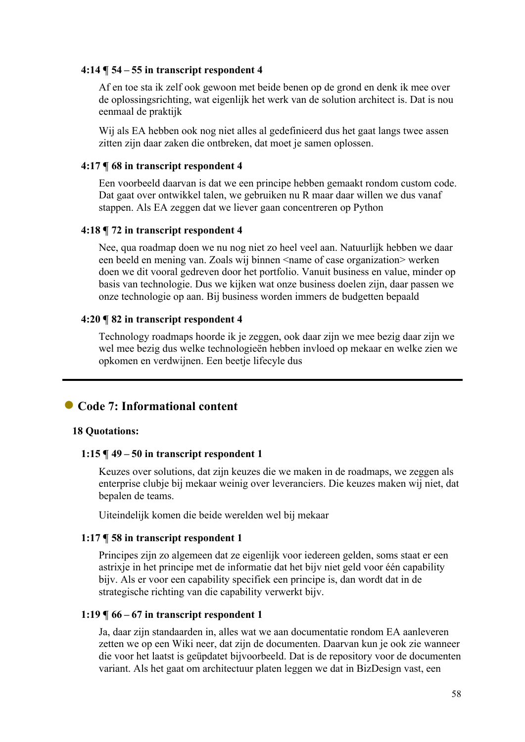#### 4:14 ¶ 54 – 55 in transcript respondent 4

Af en toe sta ik zelf ook gewoon met beide benen op de grond en denk ik mee over de oplossingsrichting, wat eigenlijk het werk van de solution architect is. Dat is nou eenmaal de praktijk

Wij als EA hebben ook nog niet alles al gedefinieerd dus het gaat langs twee assen zitten zijn daar zaken die ontbreken, dat moet je samen oplossen.

#### 4:17 ¶ 68 in transcript respondent 4

Een voorbeeld daarvan is dat we een principe hebben gemaakt rondom custom code. Dat gaat over ontwikkel talen, we gebruiken nu R maar daar willen we dus vanaf stappen. Als EA zeggen dat we liever gaan concentreren op Python

#### 4:18 ¶ 72 in transcript respondent 4

Nee, qua roadmap doen we nu nog niet zo heel veel aan. Natuurlijk hebben we daar een beeld en mening van. Zoals wij binnen <name of case organization> werken doen we dit vooral gedreven door het portfolio. Vanuit business en value, minder op basis van technologie. Dus we kijken wat onze business doelen zijn, daar passen we onze technologie op aan. Bij business worden immers de budgetten bepaald

#### 4:20 ¶ 82 in transcript respondent 4

Technology roadmaps hoorde ik je zeggen, ook daar zijn we mee bezig daar zijn we wel mee bezig dus welke technologieën hebben invloed op mekaar en welke zien we opkomen en verdwijnen. Een beetje lifecyle dus

---

## Code 7: Informational content

**18 Quotations:**

#### 1:15 ¶ 49 – 50 in transcript respondent 1

Keuzes over solutions, dat zijn keuzes die we maken in de roadmaps, we zeggen als enterprise clubje bij mekaar weinig over leveranciers. Die keuzes maken wij niet, dat bepalen de teams.

Uiteindelijk komen die beide werelden wel bij mekaar

#### 1:17 ¶ 58 in transcript respondent 1

Principes zijn zo algemeen dat ze eigenlijk voor iedereen gelden, soms staat er een astrixje in het principe met de informatie dat het bijv niet geld voor één capability bijv. Als er voor een capability specifiek een principe is, dan wordt dat in de strategische richting van die capability verwerkt bijv.

#### 1:19 ¶ 66 – 67 in transcript respondent 1

Ja, daar zijn standaarden in, alles wat we aan documentatie rondom EA aanleveren zetten we op een Wiki neer, dat zijn de documenten. Daarvan kun je ook zie wanneer die voor het laatst is geüpdatet bijvoorbeeld. Dat is de repository voor de documenten variant. Als het gaat om architectuur platen leggen we dat in BizDesign vast, een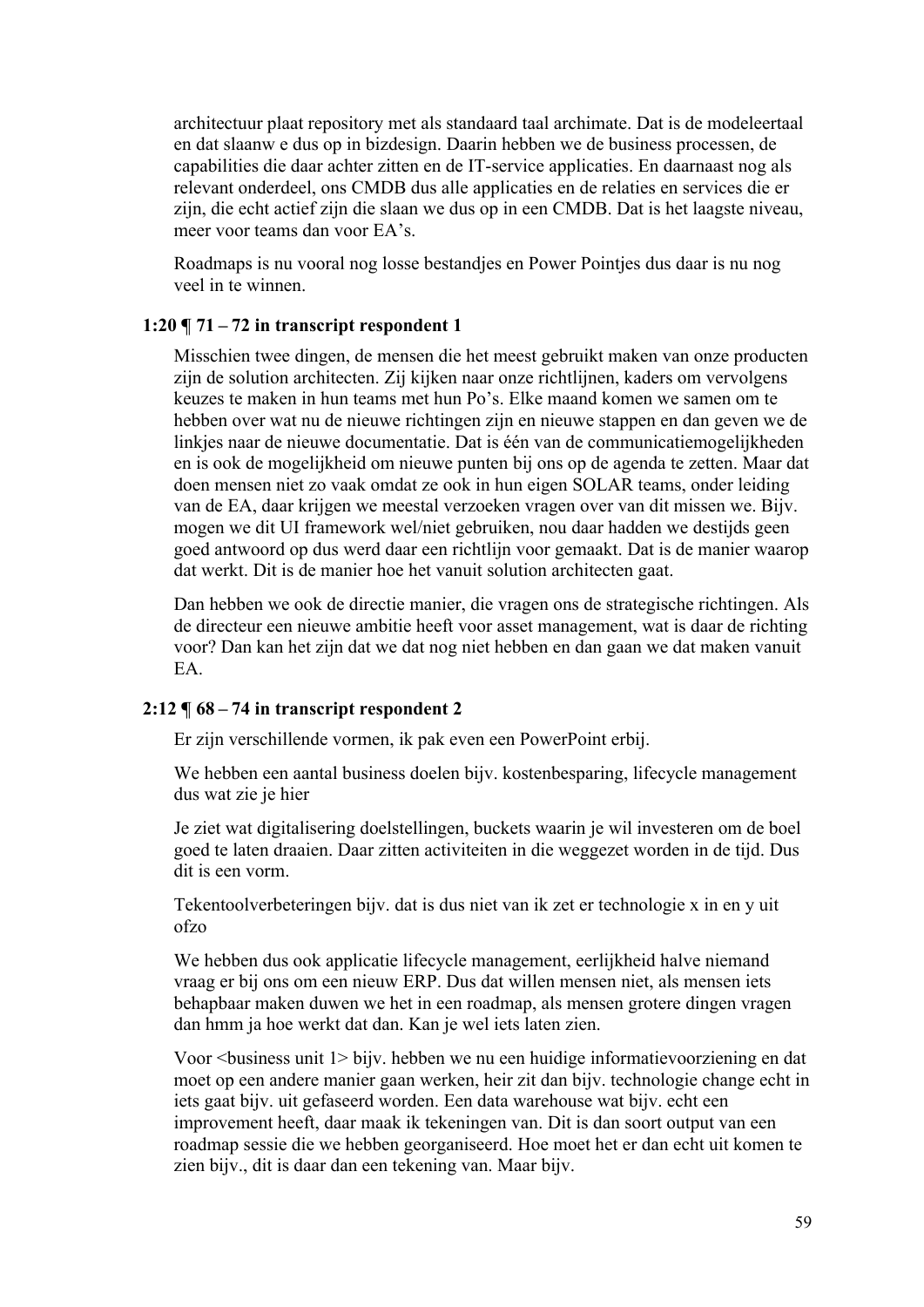architectuur plaat repository met als standaard taal archimate. Dat is de modeleertaal en dat slaanw e dus op in bizdesign. Daarin hebben we de business processen, de capabilities die daar achter zitten en de IT-service applicaties. En daarnaast nog als relevant onderdeel, ons CMDB dus alle applicaties en de relaties en services die er zijn, die echt actief zijn die slaan we dus op in een CMDB. Dat is het laagste niveau, meer voor teams dan voor EA's.

Roadmaps is nu vooral nog losse bestandjes en Power Pointjes dus daar is nu nog veel in te winnen.

**1:20 ¶ 71 – 72 in transcript respondent 1**

Misschien twee dingen, de mensen die het meest gebruikt maken van onze producten zijn de solution architecten. Zij kijken naar onze richtlijnen, kaders om vervolgens keuzes te maken in hun teams met hun Po's. Elke maand komen we samen om te hebben over wat nu de nieuwe richtingen zijn en nieuwe stappen en dan geven we de linkjes naar de nieuwe documentatie. Dat is één van de communicatiemogelijkheden en is ook de mogelijkheid om nieuwe punten bij ons op de agenda te zetten. Maar dat doen mensen niet zo vaak omdat ze ook in hun eigen SOLAR teams, onder leiding van de EA, daar krijgen we meestal verzoeken vragen over van dit missen we. Bijv. mogen we dit UI framework wel/niet gebruiken, nou daar hadden we destijds geen goed antwoord op dus werd daar een richtlijn voor gemaakt. Dat is de manier waarop dat werkt. Dit is de manier hoe het vanuit solution architecten gaat.

Dan hebben we ook de directie manier, die vragen ons de strategische richtingen. Als de directeur een nieuwe ambitie heeft voor asset management, wat is daar de richting voor? Dan kan het zijn dat we dat nog niet hebben en dan gaan we dat maken vanuit EA.

**2:12 ¶ 68 – 74 in transcript respondent 2**

Er zijn verschillende vormen, ik pak even een PowerPoint erbij.

We hebben een aantal business doelen bijv. kostenbesparing, lifecycle management dus wat zie je hier

Je ziet wat digitalisering doelstellingen, buckets waarin je wil investeren om de boel goed te laten draaien. Daar zitten activiteiten in die weggezet worden in de tijd. Dus dit is een vorm.

Tekentoolverbeteringen bijv. dat is dus niet van ik zet er technologie x in en y uit ofzo

We hebben dus ook applicatie lifecycle management, eerlijkheid halve niemand vraag er bij ons om een nieuw ERP. Dus dat willen mensen niet, als mensen iets behapbaar maken duwen we het in een roadmap, als mensen grotere dingen vragen dan hmm ja hoe werkt dat dan. Kan je wel iets laten zien.

Voor <business unit 1> bijv. hebben we nu een huidige informatievoorziening en dat moet op een andere manier gaan werken, heir zit dan bijv. technologie change echt in iets gaat bijv. uit gefaseerd worden. Een data warehouse wat bijv. echt een improvement heeft, daar maak ik tekeningen van. Dit is dan soort output van een roadmap sessie die we hebben georganiseerd. Hoe moet het er dan echt uit komen te zien bijv., dit is daar dan een tekening van. Maar bijv.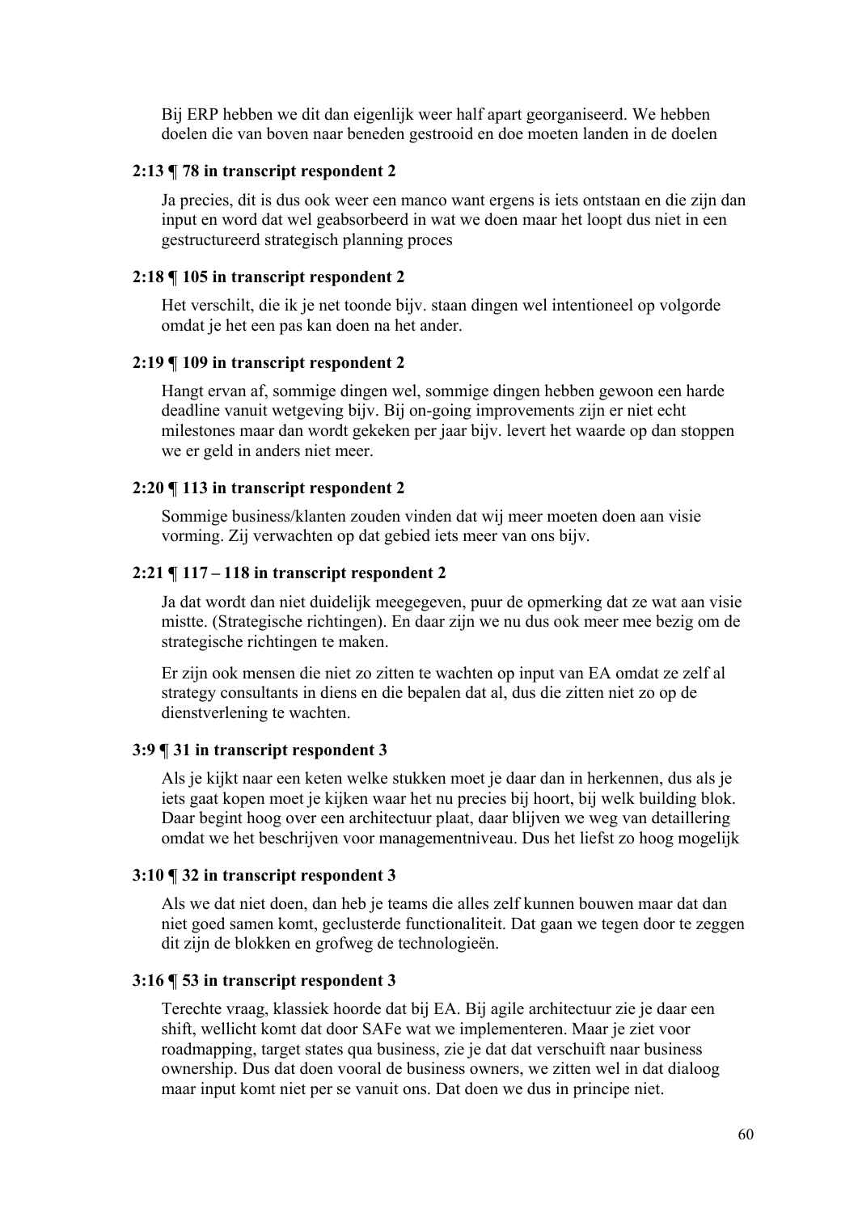Bij ERP hebben we dit dan eigenlijk weer half apart georganiseerd. We hebben doelen die van boven naar beneden gestrooid en doe moeten landen in de doelen

**2:13 ¶ 78 in transcript respondent 2**

Ja precies, dit is dus ook weer een manco want ergens is iets ontstaan en die zijn dan input en word dat wel geabsorbeerd in wat we doen maar het loopt dus niet in een gestructureerd strategisch planning proces

**2:18 ¶ 105 in transcript respondent 2**

Het verschilt, die ik je net toonde bijv. staan dingen wel intentioneel op volgorde omdat je het een pas kan doen na het ander.

**2:19 ¶ 109 in transcript respondent 2**

Hangt ervan af, sommige dingen wel, sommige dingen hebben gewoon een harde deadline vanuit wetgeving bijv. Bij on-going improvements zijn er niet echt milestones maar dan wordt gekeken per jaar bijv. levert het waarde op dan stoppen we er geld in anders niet meer.

**2:20 ¶ 113 in transcript respondent 2**

Sommige business/klanten zouden vinden dat wij meer moeten doen aan visie vorming. Zij verwachten op dat gebied iets meer van ons bijv.

**2:21 ¶ 117 – 118 in transcript respondent 2**

Ja dat wordt dan niet duidelijk meegegeven, puur de opmerking dat ze wat aan visie mistte. (Strategische richtingen). En daar zijn we nu dus ook meer mee bezig om de strategische richtingen te maken.

Er zijn ook mensen die niet zo zitten te wachten op input van EA omdat ze zelf al strategy consultants in diens en die bepalen dat al, dus die zitten niet zo op de dienstverlening te wachten.

**3:9 ¶ 31 in transcript respondent 3**

Als je kijkt naar een keten welke stukken moet je daar dan in herkennen, dus als je iets gaat kopen moet je kijken waar het nu precies bij hoort, bij welk building blok. Daar begint hoog over een architectuur plaat, daar blijven we weg van detaillering omdat we het beschrijven voor managementniveau. Dus het liefst zo hoog mogelijk

**3:10 ¶ 32 in transcript respondent 3**

Als we dat niet doen, dan heb je teams die alles zelf kunnen bouwen maar dat dan niet goed samen komt, geclusterde functionaliteit. Dat gaan we tegen door te zeggen dit zijn de blokken en grofweg de technologieën.

**3:16 ¶ 53 in transcript respondent 3**

Terechte vraag, klassiek hoorde dat bij EA. Bij agile architectuur zie je daar een shift, wellicht komt dat door SAFe wat we implementeren. Maar je ziet voor roadmapping, target states qua business, zie je dat dat verschuift naar business ownership. Dus dat doen vooral de business owners, we zitten wel in dat dialoog maar input komt niet per se vanuit ons. Dat doen we dus in principe niet.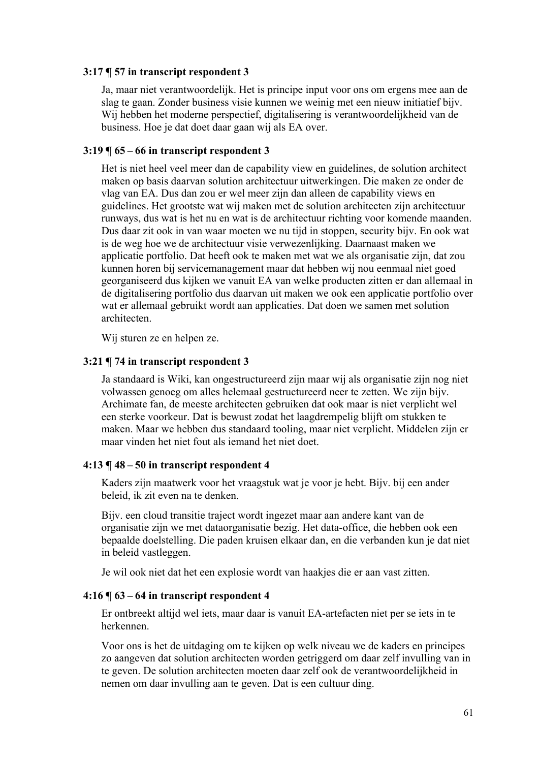**3:17 ¶ 57 in transcript respondent 3**

Ja, maar niet verantwoordelijk. Het is principe input voor ons om ergens mee aan de slag te gaan. Zonder business visie kunnen we weinig met een nieuw initiatief bijv. Wij hebben het moderne perspectief, digitalisering is verantwoordelijkheid van de business. Hoe je dat doet daar gaan wij als EA over.

**3:19 ¶ 65 – 66 in transcript respondent 3**

Het is niet heel veel meer dan de capability view en guidelines, de solution architect maken op basis daarvan solution architectuur uitwerkingen. Die maken ze onder de vlag van EA. Dus dan zou er wel meer zijn dan alleen de capability views en guidelines. Het grootste wat wij maken met de solution architecten zijn architectuur runways, dus wat is het nu en wat is de architectuur richting voor komende maanden. Dus daar zit ook in van waar moeten we nu tijd in stoppen, security bijv. En ook wat is de weg hoe we de architectuur visie verwezenlijking. Daarnaast maken we applicatie portfolio. Dat heeft ook te maken met wat we als organisatie zijn, dat zou kunnen horen bij servicemanagement maar dat hebben wij nou eenmaal niet goed georganiseerd dus kijken we vanuit EA van welke producten zitten er dan allemaal in de digitalisering portfolio dus daarvan uit maken we ook een applicatie portfolio over wat er allemaal gebruikt wordt aan applicaties. Dat doen we samen met solution architecten.

Wij sturen ze en helpen ze.

**3:21 ¶ 74 in transcript respondent 3**

Ja standaard is Wiki, kan ongestructureerd zijn maar wij als organisatie zijn nog niet volwassen genoeg om alles helemaal gestructureerd neer te zetten. We zijn bijv. Archimate fan, de meeste architecten gebruiken dat ook maar is niet verplicht wel een sterke voorkeur. Dat is bewust zodat het laagdrempelig blijft om stukken te maken. Maar we hebben dus standaard tooling, maar niet verplicht. Middelen zijn er maar vinden het niet fout als iemand het niet doet.

**4:13 ¶ 48 – 50 in transcript respondent 4**

Kaders zijn maatwerk voor het vraagstuk wat je voor je hebt. Bijv. bij een ander beleid, ik zit even na te denken.

Bijv. een cloud transitie traject wordt ingezet maar aan andere kant van de organisatie zijn we met dataorganisatie bezig. Het data-office, die hebben ook een bepaalde doelstelling. Die paden kruisen elkaar dan, en die verbanden kun je dat niet in beleid vastleggen.

Je wil ook niet dat het een explosie wordt van haakjes die er aan vast zitten.

**4:16 ¶ 63 – 64 in transcript respondent 4**

Er ontbreekt altijd wel iets, maar daar is vanuit EA-artefacten niet per se iets in te herkennen.

Voor ons is het de uitdaging om te kijken op welk niveau we de kaders en principes zo aangeven dat solution architecten worden getriggerd om daar zelf invulling van in te geven. De solution architecten moeten daar zelf ook de verantwoordelijkheid in nemen om daar invulling aan te geven. Dat is een cultuur ding.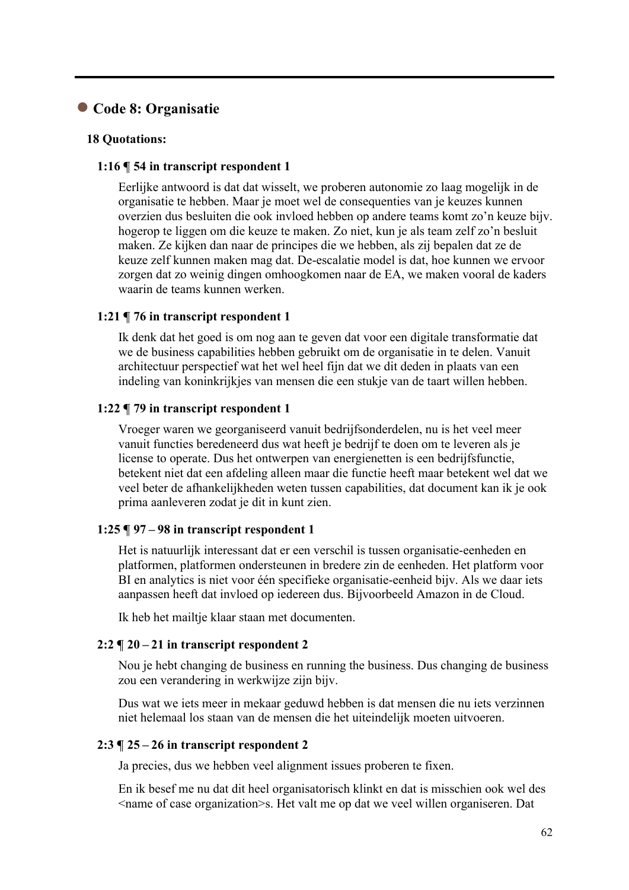## Code 8: Organisatie

**18 Quotations:**

**1:16 ¶ 54 in transcript respondent 1**

Eerlijke antwoord is dat dat wisselt, we proberen autonomie zo laag mogelijk in de organisatie te hebben. Maar je moet wel de consequenties van je keuzes kunnen overzien dus besluiten die ook invloed hebben op andere teams komt zo'n keuze bijv. hogerop te liggen om die keuze te maken. Zo niet, kun je als team zelf zo'n besluit maken. Ze kijken dan naar de principes die we hebben, als zij bepalen dat ze de keuze zelf kunnen maken mag dat. De-escalatie model is dat, hoe kunnen we ervoor zorgen dat zo weinig dingen omhoogkomen naar de EA, we maken vooral de kaders waarin de teams kunnen werken.

**1:21 ¶ 76 in transcript respondent 1**

Ik denk dat het goed is om nog aan te geven dat voor een digitale transformatie dat we de business capabilities hebben gebruikt om de organisatie in te delen. Vanuit architectuur perspectief wat het wel heel fijn dat we dit deden in plaats van een indeling van koninkrijkjes van mensen die een stukje van de taart willen hebben.

**1:22 ¶ 79 in transcript respondent 1**

Vroeger waren we georganiseerd vanuit bedrijfsonderdelen, nu is het veel meer vanuit functies beredeneerd dus wat heeft je bedrijf te doen om te leveren als je license to operate. Dus het ontwerpen van energienetten is een bedrijfsfunctie, betekent niet dat een afdeling alleen maar die functie heeft maar betekent wel dat we veel beter de afhankelijkheden weten tussen capabilities, dat document kan ik je ook prima aanleveren zodat je dit in kunt zien.

**1:25 ¶ 97 – 98 in transcript respondent 1**

Het is natuurlijk interessant dat er een verschil is tussen organisatie-eenheden en platformen, platformen ondersteunen in bredere zin de eenheden. Het platform voor BI en analytics is niet voor één specifieke organisatie-eenheid bijv. Als we daar iets aanpassen heeft dat invloed op iedereen dus. Bijvoorbeeld Amazon in de Cloud.

Ik heb het mailtje klaar staan met documenten.

**2:2 ¶ 20 – 21 in transcript respondent 2**

Nou je hebt changing de business en running the business. Dus changing de business zou een verandering in werkwijze zijn bijv.

Dus wat we iets meer in mekaar geduwd hebben is dat mensen die nu iets verzinnen niet helemaal los staan van de mensen die het uiteindelijk moeten uitvoeren.

**2:3 ¶ 25 – 26 in transcript respondent 2**

Ja precies, dus we hebben veel alignment issues proberen te fixen.

En ik besef me nu dat dit heel organisatorisch klinkt en dat is misschien ook wel des <name of case organization>s. Het valt me op dat we veel willen organiseren. Dat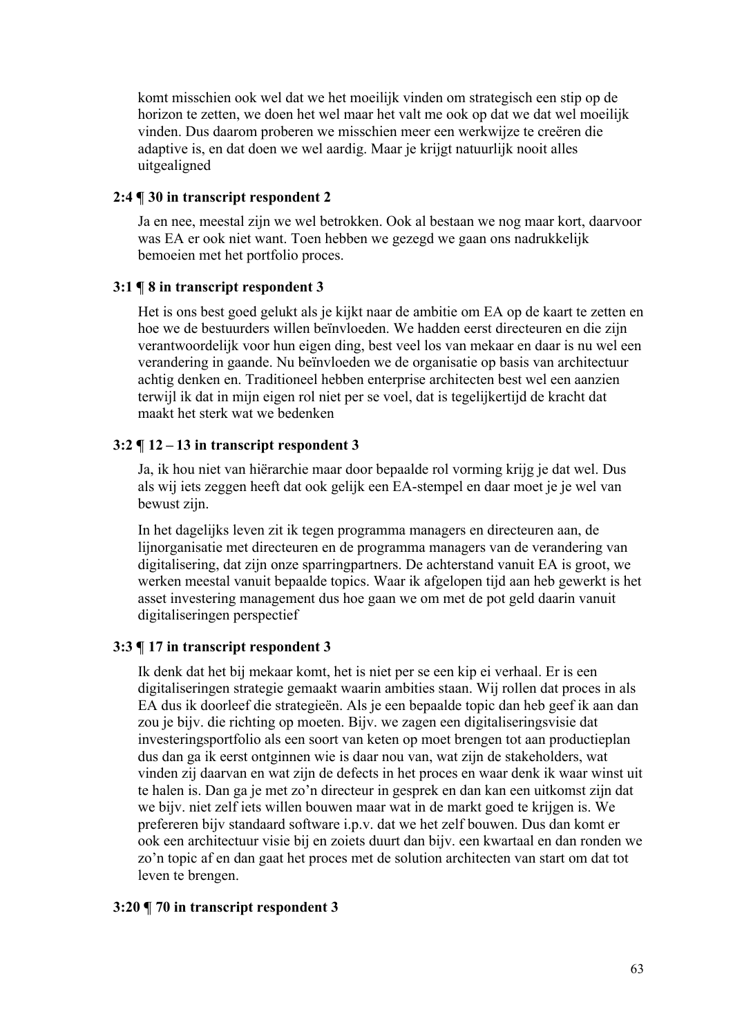komt misschien ook wel dat we het moeilijk vinden om strategisch een stip op de horizon te zetten, we doen het wel maar het valt me ook op dat we dat wel moeilijk vinden. Dus daarom proberen we misschien meer een werkwijze te creëren die adaptive is, en dat doen we wel aardig. Maar je krijgt natuurlijk nooit alles uitgealigned

**2:4 ¶ 30 in transcript respondent 2**

Ja en nee, meestal zijn we wel betrokken. Ook al bestaan we nog maar kort, daarvoor was EA er ook niet want. Toen hebben we gezegd we gaan ons nadrukkelijk bemoeien met het portfolio proces.

**3:1 ¶ 8 in transcript respondent 3**

Het is ons best goed gelukt als je kijkt naar de ambitie om EA op de kaart te zetten en hoe we de bestuurders willen beïnvloeden. We hadden eerst directeuren en die zijn verantwoordelijk voor hun eigen ding, best veel los van mekaar en daar is nu wel een verandering in gaande. Nu beïnvloeden we de organisatie op basis van architectuur achtig denken en. Traditioneel hebben enterprise architecten best wel een aanzien terwijl ik dat in mijn eigen rol niet per se voel, dat is tegelijkertijd de kracht dat maakt het sterk wat we bedenken

**3:2 ¶ 12 – 13 in transcript respondent 3**

Ja, ik hou niet van hiërarchie maar door bepaalde rol vorming krijg je dat wel. Dus als wij iets zeggen heeft dat ook gelijk een EA-stempel en daar moet je je wel van bewust zijn.

In het dagelijks leven zit ik tegen programma managers en directeuren aan, de lijnorganisatie met directeuren en de programma managers van de verandering van digitalisering, dat zijn onze sparringpartners. De achterstand vanuit EA is groot, we werken meestal vanuit bepaalde topics. Waar ik afgelopen tijd aan heb gewerkt is het asset investering management dus hoe gaan we om met de pot geld daarin vanuit digitaliseringen perspectief

**3:3 ¶ 17 in transcript respondent 3**

Ik denk dat het bij mekaar komt, het is niet per se een kip ei verhaal. Er is een digitaliseringen strategie gemaakt waarin ambities staan. Wij rollen dat proces in als EA dus ik doorleef die strategieën. Als je een bepaalde topic dan heb geef ik aan dan zou je bijv. die richting op moeten. Bijv. we zagen een digitaliseringsvisie dat investeringsportfolio als een soort van keten op moet brengen tot aan productieplan dus dan ga ik eerst ontginnen wie is daar nou van, wat zijn de stakeholders, wat vinden zij daarvan en wat zijn de defects in het proces en waar denk ik waar winst uit te halen is. Dan ga je met zo'n directeur in gesprek en dan kan een uitkomst zijn dat we bijv. niet zelf iets willen bouwen maar wat in de markt goed te krijgen is. We prefereren bijv standaard software i.p.v. dat we het zelf bouwen. Dus dan komt er ook een architectuur visie bij en zoiets duurt dan bijv. een kwartaal en dan ronden we zo'n topic af en dan gaat het proces met de solution architecten van start om dat tot leven te brengen.

**3:20 ¶ 70 in transcript respondent 3**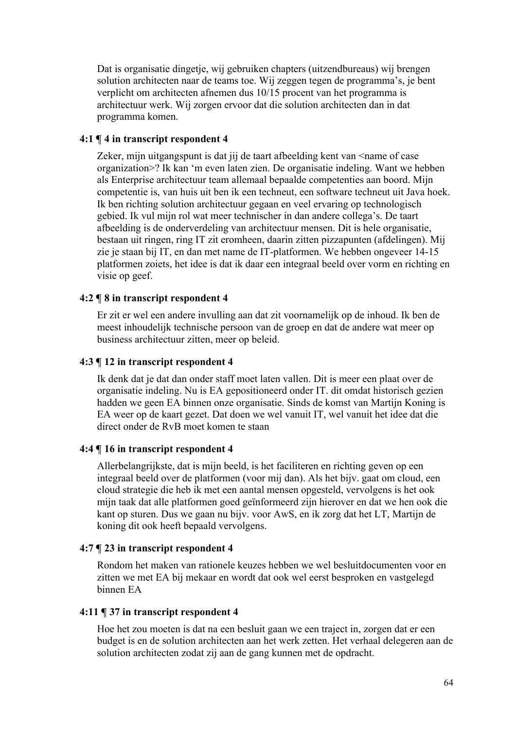Dat is organisatie dingetje, wij gebruiken chapters (uitzendbureaus) wij brengen solution architecten naar de teams toe. Wij zeggen tegen de programma's, je bent verplicht om architecten afnemen dus 10/15 procent van het programma is architectuur werk. Wij zorgen ervoor dat die solution architecten dan in dat programma komen.

**4:1 ¶ 4 in transcript respondent 4**

Zeker, mijn uitgangspunt is dat jij de taart afbeelding kent van <name of case organization>? Ik kan 'm even laten zien. De organisatie indeling. Want we hebben als Enterprise architectuur team allemaal bepaalde competenties aan boord. Mijn competentie is, van huis uit ben ik een techneut, een software techneut uit Java hoek. Ik ben richting solution architectuur gegaan en veel ervaring op technologisch gebied. Ik vul mijn rol wat meer technischer in dan andere collega's. De taart afbeelding is de onderverdeling van architectuur mensen. Dit is hele organisatie, bestaan uit ringen, ring IT zit eromheen, daarin zitten pizzapunten (afdelingen). Mij zie je staan bij IT, en dan met name de IT-platformen. We hebben ongeveer 14-15 platformen zoiets, het idee is dat ik daar een integraal beeld over vorm en richting en visie op geef.

**4:2 ¶ 8 in transcript respondent 4**

Er zit er wel een andere invulling aan dat zit voornamelijk op de inhoud. Ik ben de meest inhoudelijk technische persoon van de groep en dat de andere wat meer op business architectuur zitten, meer op beleid.

**4:3 ¶ 12 in transcript respondent 4**

Ik denk dat je dat dan onder staff moet laten vallen. Dit is meer een plaat over de organisatie indeling. Nu is EA gepositioneerd onder IT. dit omdat historisch gezien hadden we geen EA binnen onze organisatie. Sinds de komst van Martijn Koning is EA weer op de kaart gezet. Dat doen we wel vanuit IT, wel vanuit het idee dat die direct onder de RvB moet komen te staan

**4:4 ¶ 16 in transcript respondent 4**

Allerbelangrijkste, dat is mijn beeld, is het faciliteren en richting geven op een integraal beeld over de platformen (voor mij dan). Als het bijv. gaat om cloud, een cloud strategie die heb ik met een aantal mensen opgesteld, vervolgens is het ook mijn taak dat alle platformen goed geïnformeerd zijn hierover en dat we hen ook die kant op sturen. Dus we gaan nu bijv. voor AwS, en ik zorg dat het LT, Martijn de koning dit ook heeft bepaald vervolgens.

**4:7 ¶ 23 in transcript respondent 4**

Rondom het maken van rationele keuzes hebben we wel besluitdocumenten voor en zitten we met EA bij mekaar en wordt dat ook wel eerst besproken en vastgelegd binnen EA

**4:11 ¶ 37 in transcript respondent 4**

Hoe het zou moeten is dat na een besluit gaan we een traject in, zorgen dat er een budget is en de solution architecten aan het werk zetten. Het verhaal delegeren aan de solution architecten zodat zij aan de gang kunnen met de opdracht.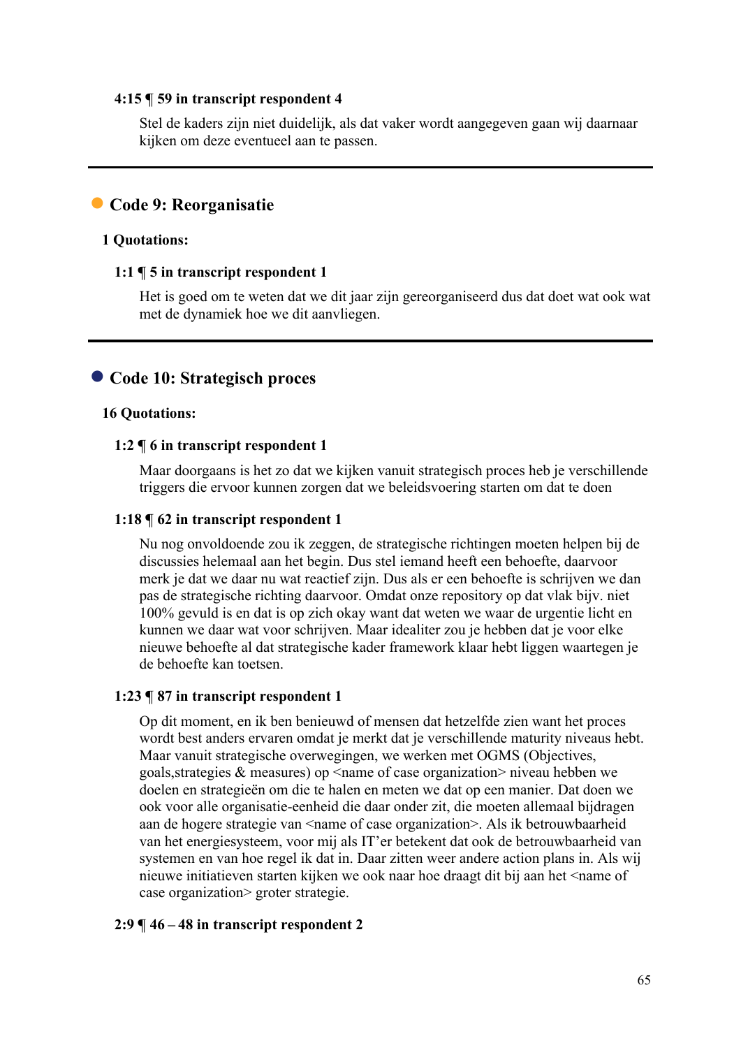**4:15 ¶ 59 in transcript respondent 4**

Stel de kaders zijn niet duidelijk, als dat vaker wordt aangegeven gaan wij daarnaar kijken om deze eventueel aan te passen.

---

## Code 9: Reorganisatie

**1 Quotations:**

**1:1 ¶ 5 in transcript respondent 1**

Het is goed om te weten dat we dit jaar zijn gereorganiseerd dus dat doet wat ook wat met de dynamiek hoe we dit aanvliegen.

---

## Code 10: Strategisch proces

**16 Quotations:**

**1:2 ¶ 6 in transcript respondent 1**

Maar doorgaans is het zo dat we kijken vanuit strategisch proces heb je verschillende triggers die ervoor kunnen zorgen dat we beleidsvoering starten om dat te doen

**1:18 ¶ 62 in transcript respondent 1**

Nu nog onvoldoende zou ik zeggen, de strategische richtingen moeten helpen bij de discussies helemaal aan het begin. Dus stel iemand heeft een behoefte, daarvoor merk je dat we daar nu wat reactief zijn. Dus als er een behoefte is schrijven we dan pas de strategische richting daarvoor. Omdat onze repository op dat vlak bijv. niet 100% gevuld is en dat is op zich okay want dat weten we waar de urgentie licht en kunnen we daar wat voor schrijven. Maar idealiter zou je hebben dat je voor elke nieuwe behoefte al dat strategische kader framework klaar hebt liggen waartegen je de behoefte kan toetsen.

**1:23 ¶ 87 in transcript respondent 1**

Op dit moment, en ik ben benieuwd of mensen dat hetzelfde zien want het proces wordt best anders ervaren omdat je merkt dat je verschillende maturity niveaus hebt. Maar vanuit strategische overwegingen, we werken met OGMS (Objectives, goals,strategies & measures) op <name of case organization> niveau hebben we doelen en strategieën om die te halen en meten we dat op een manier. Dat doen we ook voor alle organisatie-eenheid die daar onder zit, die moeten allemaal bijdragen aan de hogere strategie van <name of case organization>. Als ik betrouwbaarheid van het energiesysteem, voor mij als IT'er betekent dat ook de betrouwbaarheid van systemen en van hoe regel ik dat in. Daar zitten weer andere action plans in. Als wij nieuwe initiatieven starten kijken we ook naar hoe draagt dit bij aan het <name of case organization> groter strategie.

**2:9 ¶ 46 – 48 in transcript respondent 2**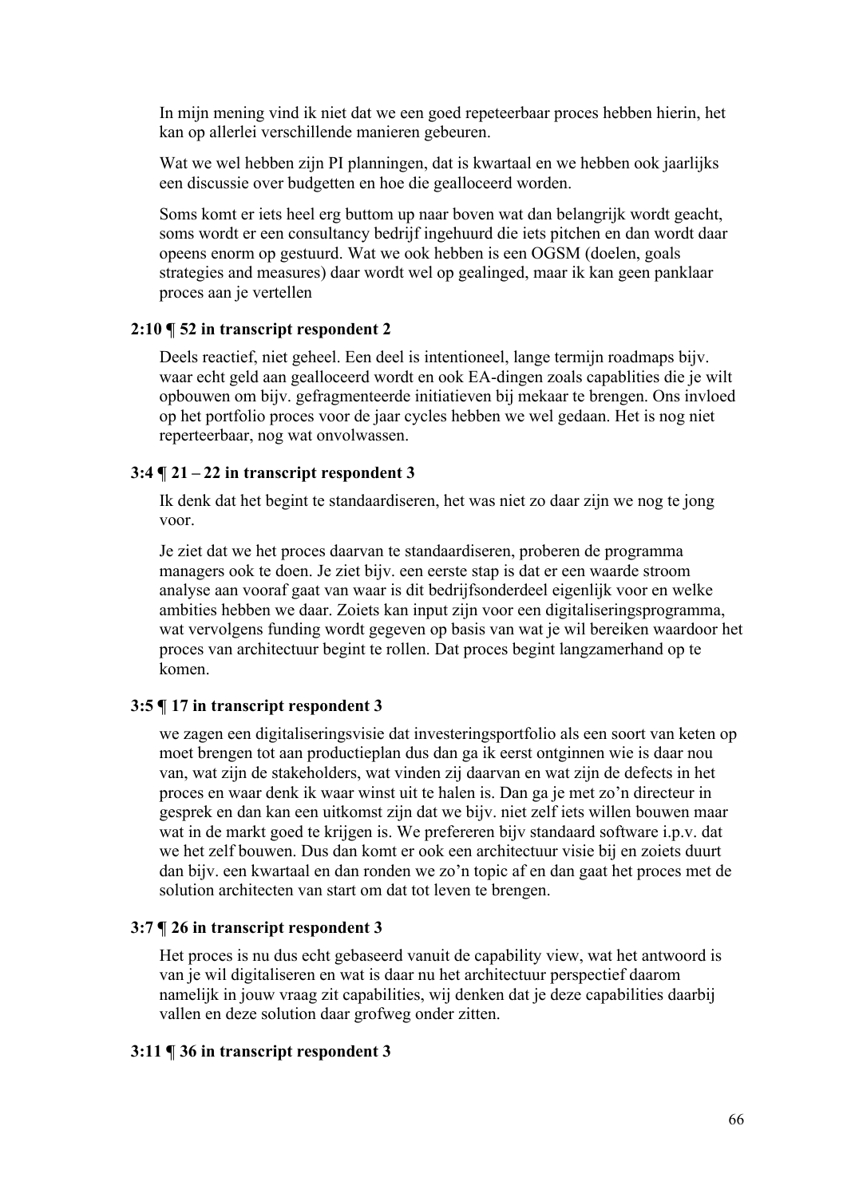In mijn mening vind ik niet dat we een goed repeteerbaar proces hebben hierin, het kan op allerlei verschillende manieren gebeuren.

Wat we wel hebben zijn PI planningen, dat is kwartaal en we hebben ook jaarlijks een discussie over budgetten en hoe die gealloceerd worden.

Soms komt er iets heel erg buttom up naar boven wat dan belangrijk wordt geacht, soms wordt er een consultancy bedrijf ingehuurd die iets pitchen en dan wordt daar opeens enorm op gestuurd. Wat we ook hebben is een OGSM (doelen, goals strategies and measures) daar wordt wel op gealinged, maar ik kan geen panklaar proces aan je vertellen

**2:10 ¶ 52 in transcript respondent 2**

Deels reactief, niet geheel. Een deel is intentioneel, lange termijn roadmaps bijv. waar echt geld aan gealloceerd wordt en ook EA-dingen zoals capablities die je wilt opbouwen om bijv. gefragmenteerde initiatieven bij mekaar te brengen. Ons invloed op het portfolio proces voor de jaar cycles hebben we wel gedaan. Het is nog niet reperteerbaar, nog wat onvolwassen.

**3:4 ¶ 21 – 22 in transcript respondent 3**

Ik denk dat het begint te standaardiseren, het was niet zo daar zijn we nog te jong voor.

Je ziet dat we het proces daarvan te standaardiseren, proberen de programma managers ook te doen. Je ziet bijv. een eerste stap is dat er een waarde stroom analyse aan vooraf gaat van waar is dit bedrijfsonderdeel eigenlijk voor en welke ambities hebben we daar. Zoiets kan input zijn voor een digitaliseringsprogramma, wat vervolgens funding wordt gegeven op basis van wat je wil bereiken waardoor het proces van architectuur begint te rollen. Dat proces begint langzamerhand op te komen.

**3:5 ¶ 17 in transcript respondent 3**

we zagen een digitaliseringsvisie dat investeringsportfolio als een soort van keten op moet brengen tot aan productieplan dus dan ga ik eerst ontginnen wie is daar nou van, wat zijn de stakeholders, wat vinden zij daarvan en wat zijn de defects in het proces en waar denk ik waar winst uit te halen is. Dan ga je met zo'n directeur in gesprek en dan kan een uitkomst zijn dat we bijv. niet zelf iets willen bouwen maar wat in de markt goed te krijgen is. We prefereren bijv standaard software i.p.v. dat we het zelf bouwen. Dus dan komt er ook een architectuur visie bij en zoiets duurt dan bijv. een kwartaal en dan ronden we zo'n topic af en dan gaat het proces met de solution architecten van start om dat tot leven te brengen.

**3:7 ¶ 26 in transcript respondent 3**

Het proces is nu dus echt gebaseerd vanuit de capability view, wat het antwoord is van je wil digitaliseren en wat is daar nu het architectuur perspectief daarom namelijk in jouw vraag zit capabilities, wij denken dat je deze capabilities daarbij vallen en deze solution daar grofweg onder zitten.

**3:11 ¶ 36 in transcript respondent 3**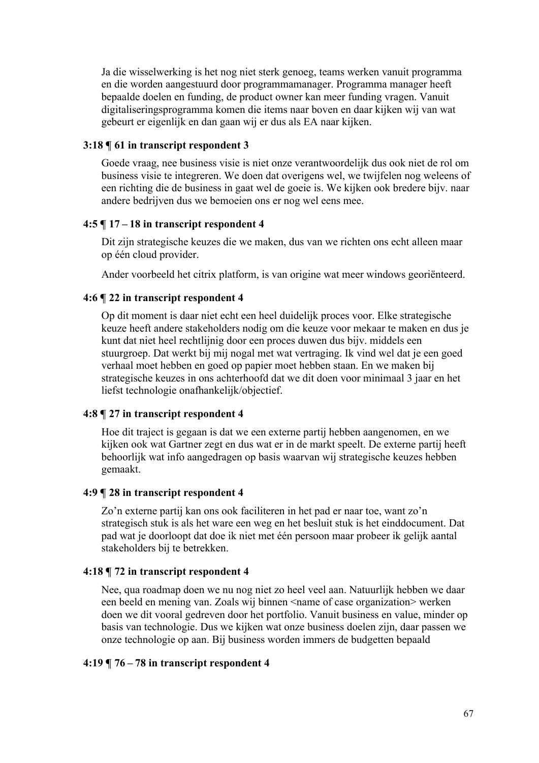Ja die wisselwerking is het nog niet sterk genoeg, teams werken vanuit programma en die worden aangestuurd door programmamanager. Programma manager heeft bepaalde doelen en funding, de product owner kan meer funding vragen. Vanuit digitaliseringsprogramma komen die items naar boven en daar kijken wij van wat gebeurt er eigenlijk en dan gaan wij er dus als EA naar kijken.

**3:18 ¶ 61 in transcript respondent 3**

Goede vraag, nee business visie is niet onze verantwoordelijk dus ook niet de rol om business visie te integreren. We doen dat overigens wel, we twijfelen nog weleens of een richting die de business in gaat wel de goeie is. We kijken ook bredere bijv. naar andere bedrijven dus we bemoeien ons er nog wel eens mee.

**4:5 ¶ 17 – 18 in transcript respondent 4**

Dit zijn strategische keuzes die we maken, dus van we richten ons echt alleen maar op één cloud provider.

Ander voorbeeld het citrix platform, is van origine wat meer windows georiënteerd.

**4:6 ¶ 22 in transcript respondent 4**

Op dit moment is daar niet echt een heel duidelijk proces voor. Elke strategische keuze heeft andere stakeholders nodig om die keuze voor mekaar te maken en dus je kunt dat niet heel rechtlijnig door een proces duwen dus bijv. middels een stuurgroep. Dat werkt bij mij nogal met wat vertraging. Ik vind wel dat je een goed verhaal moet hebben en goed op papier moet hebben staan. En we maken bij strategische keuzes in ons achterhoofd dat we dit doen voor minimaal 3 jaar en het liefst technologie onafhankelijk/objectief.

**4:8 ¶ 27 in transcript respondent 4**

Hoe dit traject is gegaan is dat we een externe partij hebben aangenomen, en we kijken ook wat Gartner zegt en dus wat er in de markt speelt. De externe partij heeft behoorlijk wat info aangedragen op basis waarvan wij strategische keuzes hebben gemaakt.

**4:9 ¶ 28 in transcript respondent 4**

Zo'n externe partij kan ons ook faciliteren in het pad er naar toe, want zo'n strategisch stuk is als het ware een weg en het besluit stuk is het einddocument. Dat pad wat je doorloopt dat doe ik niet met één persoon maar probeer ik gelijk aantal stakeholders bij te betrekken.

**4:18 ¶ 72 in transcript respondent 4**

Nee, qua roadmap doen we nu nog niet zo heel veel aan. Natuurlijk hebben we daar een beeld en mening van. Zoals wij binnen <name of case organization> werken doen we dit vooral gedreven door het portfolio. Vanuit business en value, minder op basis van technologie. Dus we kijken wat onze business doelen zijn, daar passen we onze technologie op aan. Bij business worden immers de budgetten bepaald

**4:19 ¶ 76 – 78 in transcript respondent 4**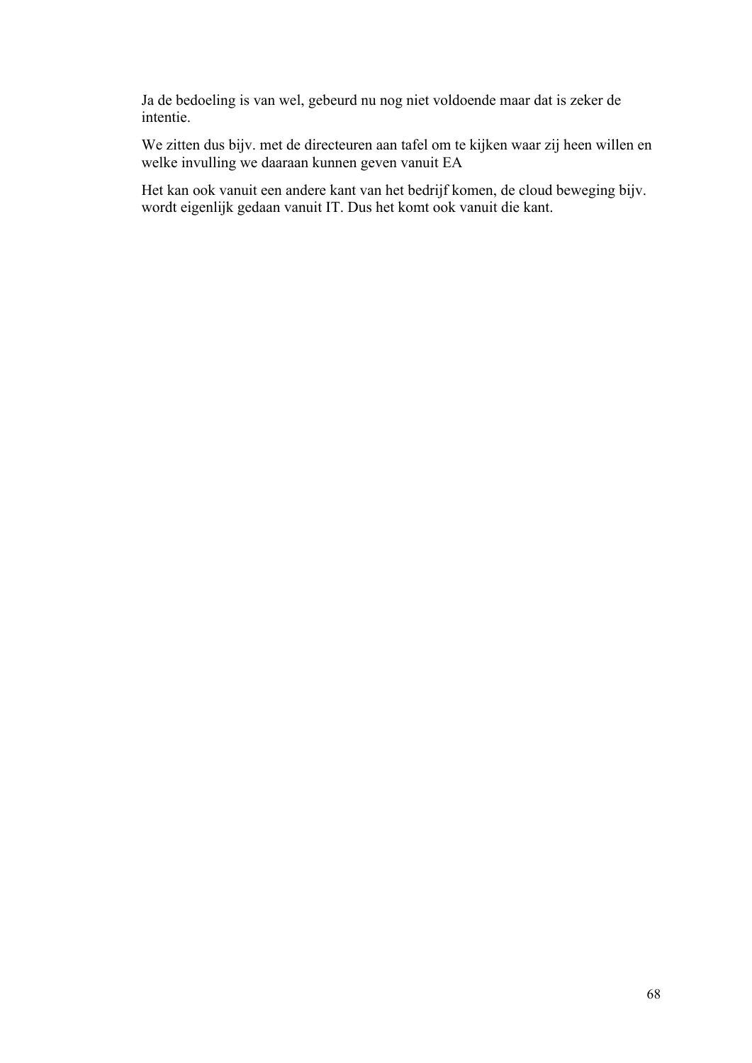Ja de bedoeling is van wel, gebeurd nu nog niet voldoende maar dat is zeker de intentie.

We zitten dus bijv. met de directeuren aan tafel om te kijken waar zij heen willen en welke invulling we daaraan kunnen geven vanuit EA

Het kan ook vanuit een andere kant van het bedrijf komen, de cloud beweging bijv. wordt eigenlijk gedaan vanuit IT. Dus het komt ook vanuit die kant.